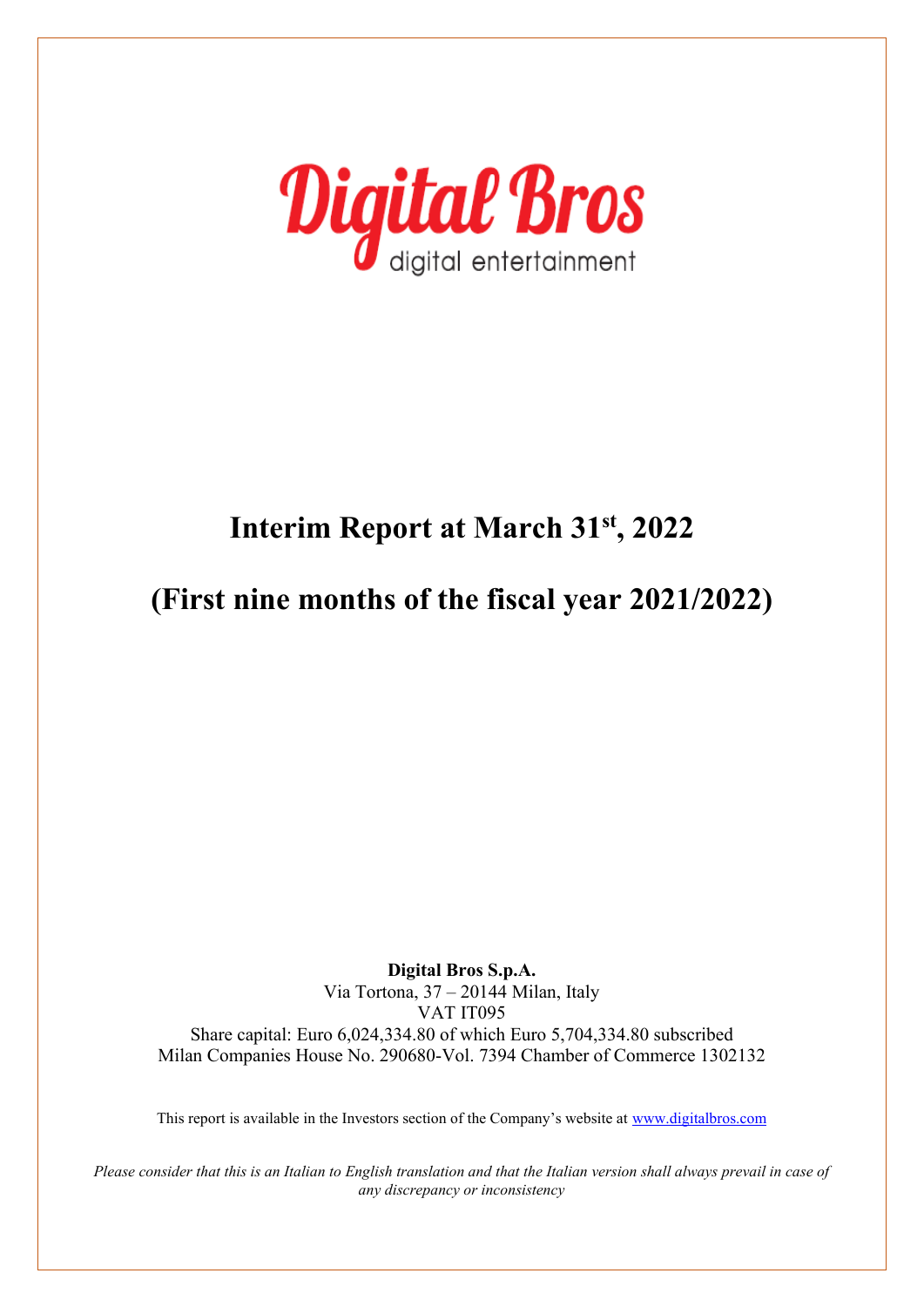Digital Bros

digital entertainment

# Interim Report at March 31st, 2022

# (First nine months of the fiscal year 2021/2022)

**Digital Bros S.p.A.**
Via Tortona, 37 – 20144 Milan, Italy
VAT IT095
Share capital: Euro 6,024,334.80 of which Euro 5,704,334.80 subscribed
Milan Companies House No. 290680-Vol. 7394 Chamber of Commerce 1302132

This report is available in the Investors section of the Company's website at www.digitalbros.com

*Please consider that this is an Italian to English translation and that the Italian version shall always prevail in case of any discrepancy or inconsistency*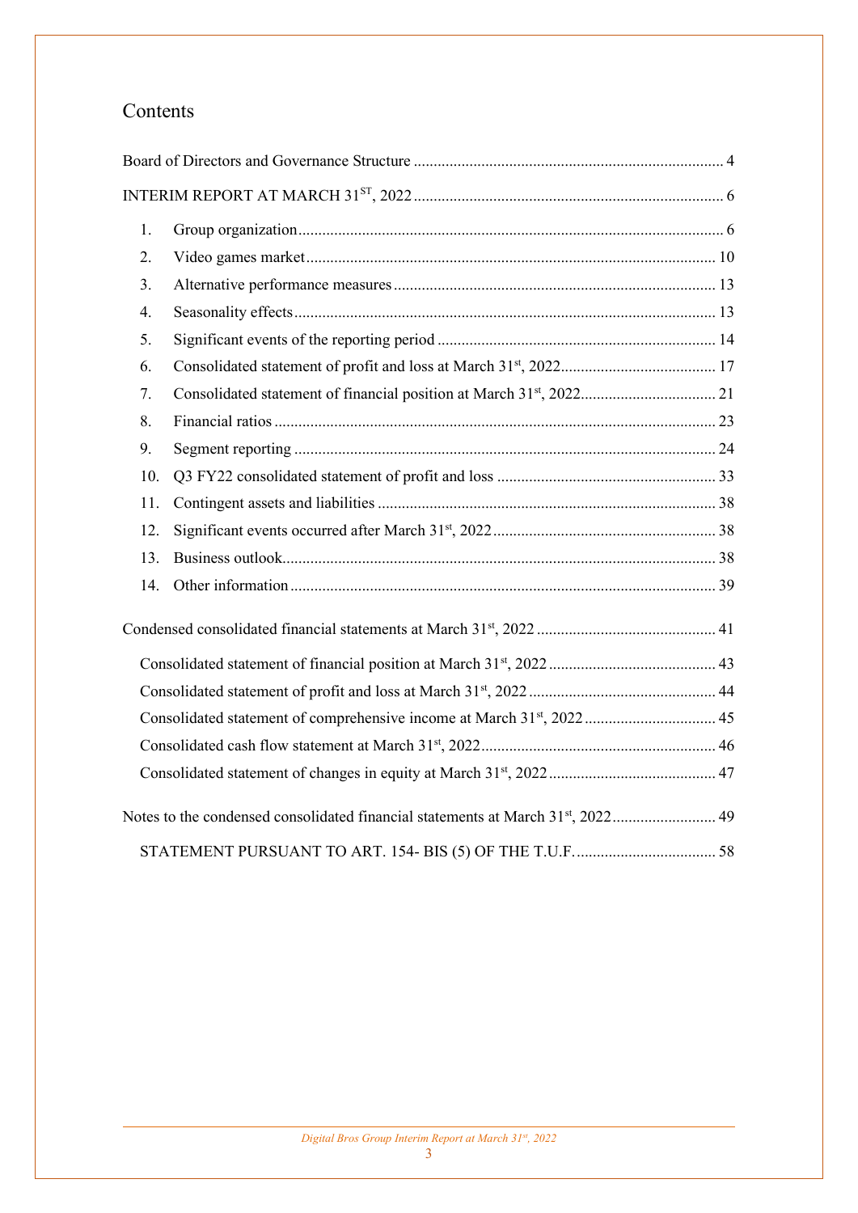# Contents

Board of Directors and Governance Structure ..... 4

INTERIM REPORT AT MARCH 31ST, 2022 ..... 6

1. Group organization ..... 6
2. Video games market ..... 10
3. Alternative performance measures ..... 13
4. Seasonality effects ..... 13
5. Significant events of the reporting period ..... 14
6. Consolidated statement of profit and loss at March 31st, 2022 ..... 17
7. Consolidated statement of financial position at March 31st, 2022 ..... 21
8. Financial ratios ..... 23
9. Segment reporting ..... 24
10. Q3 FY22 consolidated statement of profit and loss ..... 33
11. Contingent assets and liabilities ..... 38
12. Significant events occurred after March 31st, 2022 ..... 38
13. Business outlook ..... 38
14. Other information ..... 39

Condensed consolidated financial statements at March 31st, 2022 ..... 41

- Consolidated statement of financial position at March 31st, 2022 ..... 43
- Consolidated statement of profit and loss at March 31st, 2022 ..... 44
- Consolidated statement of comprehensive income at March 31st, 2022 ..... 45
- Consolidated cash flow statement at March 31st, 2022 ..... 46
- Consolidated statement of changes in equity at March 31st, 2022 ..... 47

Notes to the condensed consolidated financial statements at March 31st, 2022 ..... 49

- STATEMENT PURSUANT TO ART. 154- BIS (5) OF THE T.U.F. ..... 58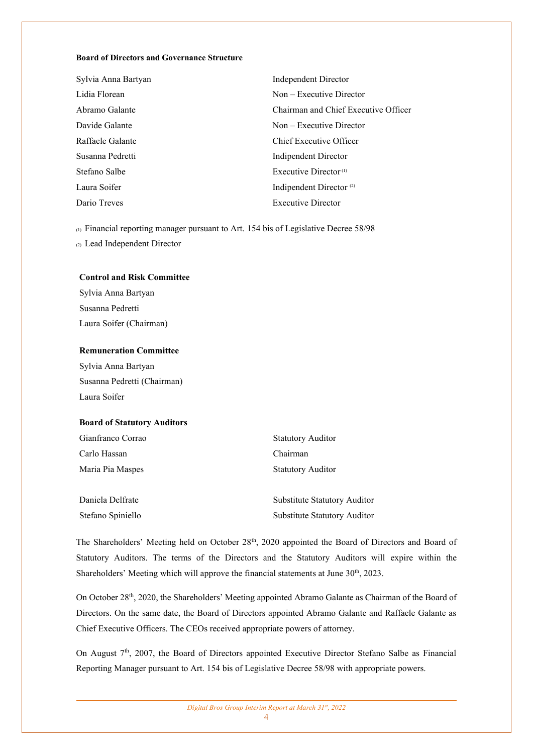**Board of Directors and Governance Structure**

| | |
|---|---|
| Sylvia Anna Bartyan | Independent Director |
| Lidia Florean | Non – Executive Director |
| Abramo Galante | Chairman and Chief Executive Officer |
| Davide Galante | Non – Executive Director |
| Raffaele Galante | Chief Executive Officer |
| Susanna Pedretti | Indipendent Director |
| Stefano Salbe | Executive Director (1) |
| Laura Soifer | Indipendent Director (2) |
| Dario Treves | Executive Director |

(1) Financial reporting manager pursuant to Art. 154 bis of Legislative Decree 58/98

(2) Lead Independent Director

**Control and Risk Committee**

Sylvia Anna Bartyan

Susanna Pedretti

Laura Soifer (Chairman)

**Remuneration Committee**

Sylvia Anna Bartyan

Susanna Pedretti (Chairman)

Laura Soifer

**Board of Statutory Auditors**

| | |
|---|---|
| Gianfranco Corrao | Statutory Auditor |
| Carlo Hassan | Chairman |
| Maria Pia Maspes | Statutory Auditor |
| | |
| Daniela Delfrate | Substitute Statutory Auditor |
| Stefano Spiniello | Substitute Statutory Auditor |

The Shareholders' Meeting held on October 28th, 2020 appointed the Board of Directors and Board of Statutory Auditors. The terms of the Directors and the Statutory Auditors will expire within the Shareholders' Meeting which will approve the financial statements at June 30th, 2023.

On October 28th, 2020, the Shareholders' Meeting appointed Abramo Galante as Chairman of the Board of Directors. On the same date, the Board of Directors appointed Abramo Galante and Raffaele Galante as Chief Executive Officers. The CEOs received appropriate powers of attorney.

On August 7th, 2007, the Board of Directors appointed Executive Director Stefano Salbe as Financial Reporting Manager pursuant to Art. 154 bis of Legislative Decree 58/98 with appropriate powers.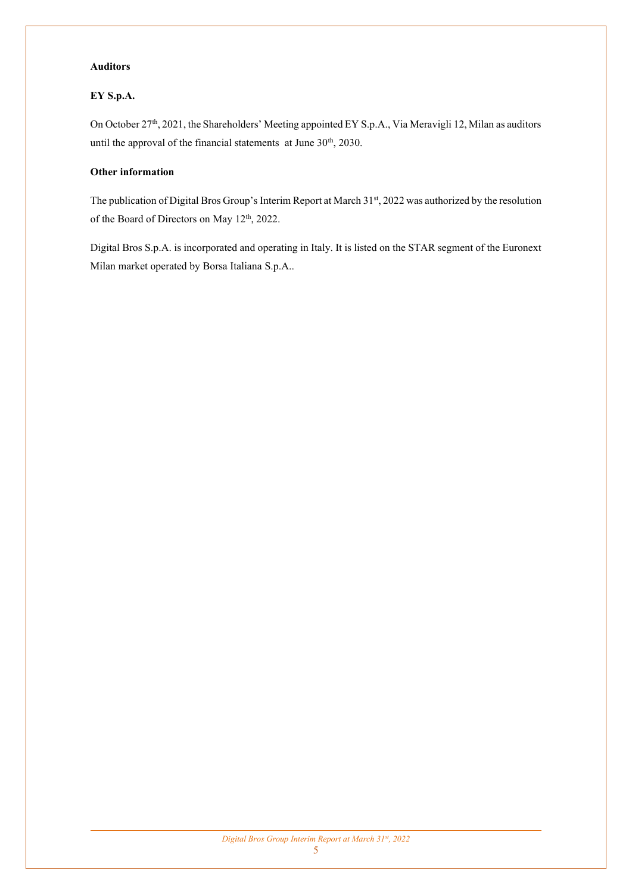**Auditors**

**EY S.p.A.**

On October 27th, 2021, the Shareholders' Meeting appointed EY S.p.A., Via Meravigli 12, Milan as auditors until the approval of the financial statements at June 30th, 2030.

**Other information**

The publication of Digital Bros Group's Interim Report at March 31st, 2022 was authorized by the resolution of the Board of Directors on May 12th, 2022.

Digital Bros S.p.A. is incorporated and operating in Italy. It is listed on the STAR segment of the Euronext Milan market operated by Borsa Italiana S.p.A..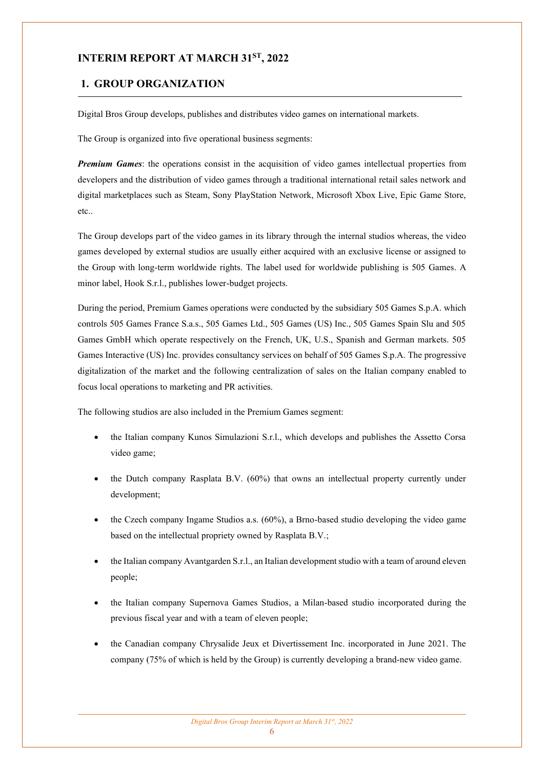# INTERIM REPORT AT MARCH 31ST, 2022

## 1. GROUP ORGANIZATION

Digital Bros Group develops, publishes and distributes video games on international markets.

The Group is organized into five operational business segments:

***Premium Games***: the operations consist in the acquisition of video games intellectual properties from developers and the distribution of video games through a traditional international retail sales network and digital marketplaces such as Steam, Sony PlayStation Network, Microsoft Xbox Live, Epic Game Store, etc..

The Group develops part of the video games in its library through the internal studios whereas, the video games developed by external studios are usually either acquired with an exclusive license or assigned to the Group with long-term worldwide rights. The label used for worldwide publishing is 505 Games. A minor label, Hook S.r.l., publishes lower-budget projects.

During the period, Premium Games operations were conducted by the subsidiary 505 Games S.p.A. which controls 505 Games France S.a.s., 505 Games Ltd., 505 Games (US) Inc., 505 Games Spain Slu and 505 Games GmbH which operate respectively on the French, UK, U.S., Spanish and German markets. 505 Games Interactive (US) Inc. provides consultancy services on behalf of 505 Games S.p.A. The progressive digitalization of the market and the following centralization of sales on the Italian company enabled to focus local operations to marketing and PR activities.

The following studios are also included in the Premium Games segment:

- the Italian company Kunos Simulazioni S.r.l., which develops and publishes the Assetto Corsa video game;
- the Dutch company Rasplata B.V. (60%) that owns an intellectual property currently under development;
- the Czech company Ingame Studios a.s. (60%), a Brno-based studio developing the video game based on the intellectual propriety owned by Rasplata B.V.;
- the Italian company Avantgarden S.r.l., an Italian development studio with a team of around eleven people;
- the Italian company Supernova Games Studios, a Milan-based studio incorporated during the previous fiscal year and with a team of eleven people;
- the Canadian company Chrysalide Jeux et Divertissement Inc. incorporated in June 2021. The company (75% of which is held by the Group) is currently developing a brand-new video game.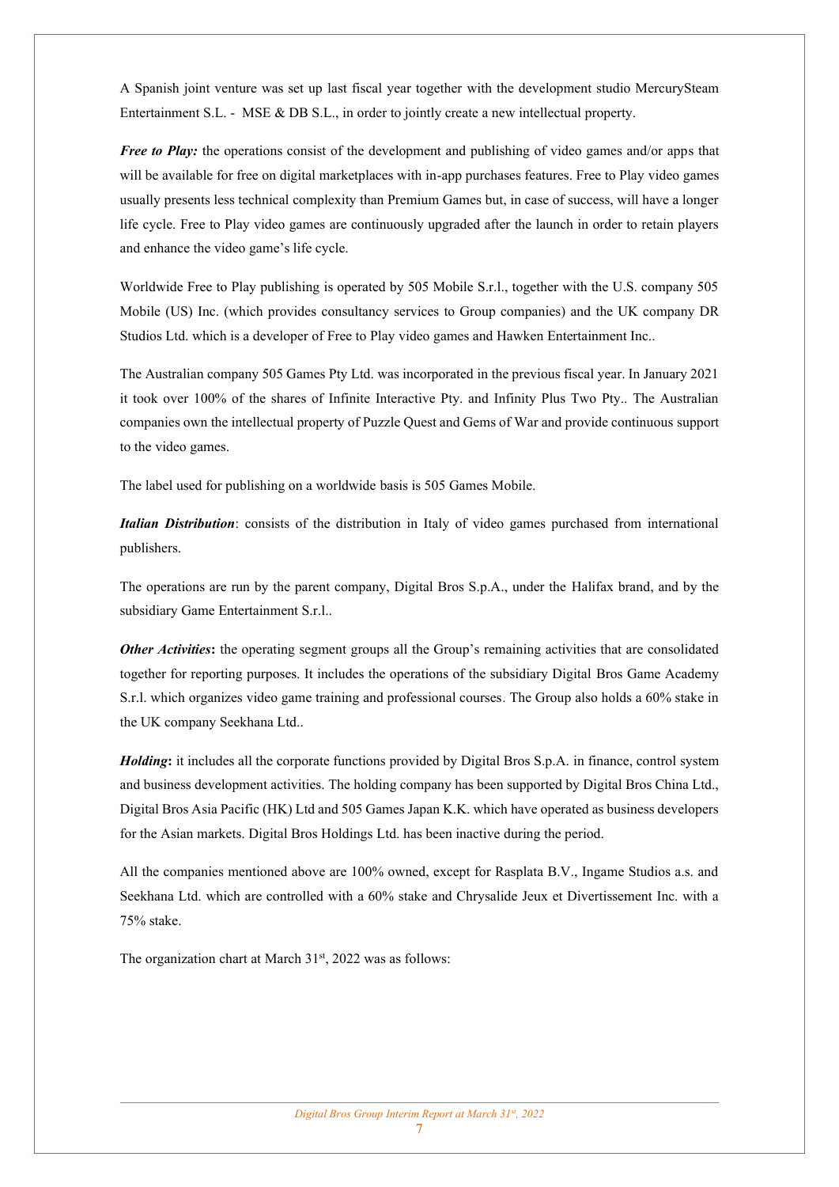A Spanish joint venture was set up last fiscal year together with the development studio MercurySteam Entertainment S.L. - MSE & DB S.L., in order to jointly create a new intellectual property.

***Free to Play:*** the operations consist of the development and publishing of video games and/or apps that will be available for free on digital marketplaces with in-app purchases features. Free to Play video games usually presents less technical complexity than Premium Games but, in case of success, will have a longer life cycle. Free to Play video games are continuously upgraded after the launch in order to retain players and enhance the video game's life cycle.

Worldwide Free to Play publishing is operated by 505 Mobile S.r.l., together with the U.S. company 505 Mobile (US) Inc. (which provides consultancy services to Group companies) and the UK company DR Studios Ltd. which is a developer of Free to Play video games and Hawken Entertainment Inc..

The Australian company 505 Games Pty Ltd. was incorporated in the previous fiscal year. In January 2021 it took over 100% of the shares of Infinite Interactive Pty. and Infinity Plus Two Pty.. The Australian companies own the intellectual property of Puzzle Quest and Gems of War and provide continuous support to the video games.

The label used for publishing on a worldwide basis is 505 Games Mobile.

***Italian Distribution***: consists of the distribution in Italy of video games purchased from international publishers.

The operations are run by the parent company, Digital Bros S.p.A., under the Halifax brand, and by the subsidiary Game Entertainment S.r.l..

***Other Activities*****:** the operating segment groups all the Group's remaining activities that are consolidated together for reporting purposes. It includes the operations of the subsidiary Digital Bros Game Academy S.r.l. which organizes video game training and professional courses. The Group also holds a 60% stake in the UK company Seekhana Ltd..

***Holding*****:** it includes all the corporate functions provided by Digital Bros S.p.A. in finance, control system and business development activities. The holding company has been supported by Digital Bros China Ltd., Digital Bros Asia Pacific (HK) Ltd and 505 Games Japan K.K. which have operated as business developers for the Asian markets. Digital Bros Holdings Ltd. has been inactive during the period.

All the companies mentioned above are 100% owned, except for Rasplata B.V., Ingame Studios a.s. and Seekhana Ltd. which are controlled with a 60% stake and Chrysalide Jeux et Divertissement Inc. with a 75% stake.

The organization chart at March 31st, 2022 was as follows: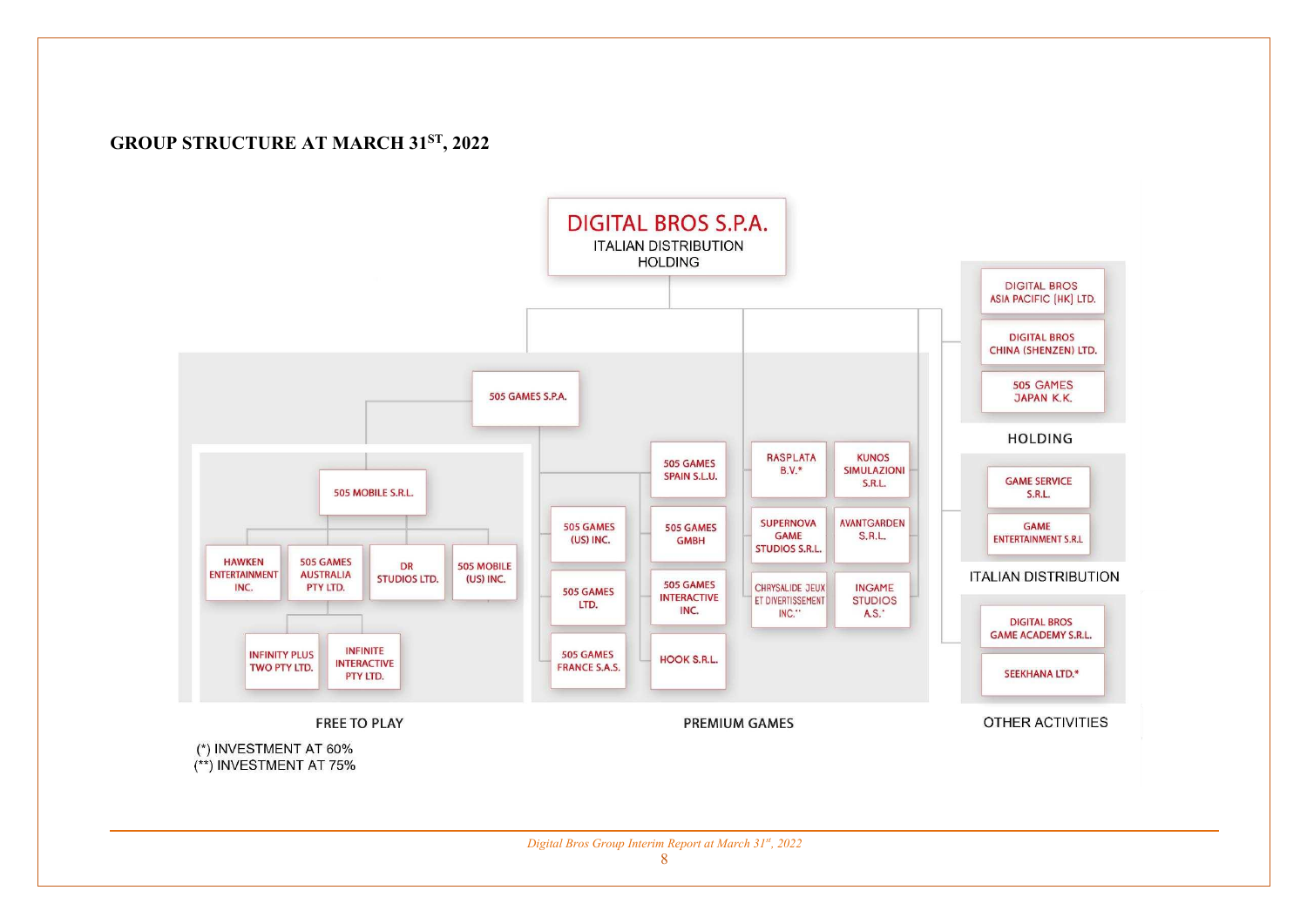## GROUP STRUCTURE AT MARCH 31ST, 2022

**DIGITAL BROS S.P.A.**
ITALIAN DISTRIBUTION
HOLDING

**505 GAMES S.P.A.**

**FREE TO PLAY**

- 505 MOBILE S.R.L.
  - HAWKEN ENTERTAINMENT INC.
  - 505 GAMES AUSTRALIA PTY LTD.
    - INFINITY PLUS TWO PTY LTD.
    - INFINITE INTERACTIVE PTY LTD.
  - DR STUDIOS LTD.
  - 505 MOBILE (US) INC.

**PREMIUM GAMES**

- 505 GAMES (US) INC.
- 505 GAMES LTD.
- 505 GAMES FRANCE S.A.S.
- 505 GAMES SPAIN S.L.U.
- 505 GAMES GMBH
- 505 GAMES INTERACTIVE INC.
- HOOK S.R.L.
- RASPLATA B.V.*
- SUPERNOVA GAME STUDIOS S.R.L.
- CHRYSALIDE JEUX ET DIVERTISSEMENT INC.**
- KUNOS SIMULAZIONI S.R.L.
- AVANTGARDEN S.R.L.
- INGAME STUDIOS A.S.*

**HOLDING**

- DIGITAL BROS ASIA PACIFIC (HK) LTD.
- DIGITAL BROS CHINA (SHENZEN) LTD.
- 505 GAMES JAPAN K.K.

**ITALIAN DISTRIBUTION**

- GAME SERVICE S.R.L.
- GAME ENTERTAINMENT S.R.L

**OTHER ACTIVITIES**

- DIGITAL BROS GAME ACADEMY S.R.L.
- SEEKHANA LTD.*

(*) INVESTMENT AT 60%
(**) INVESTMENT AT 75%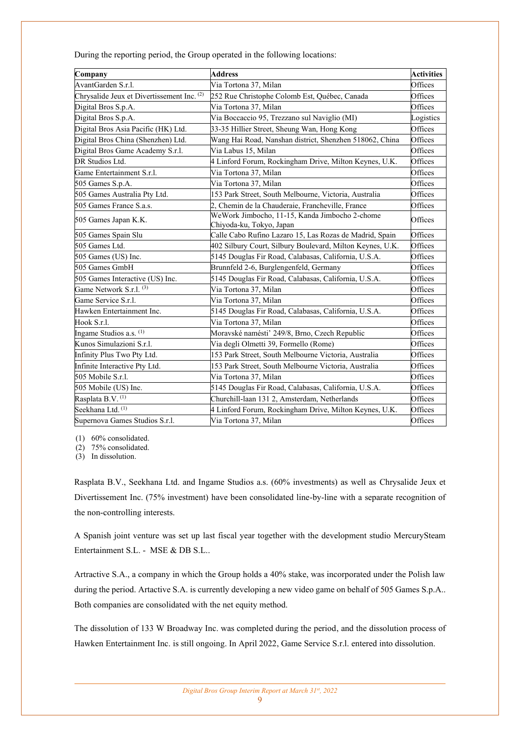During the reporting period, the Group operated in the following locations:

| Company | Address | Activities |
|---|---|---|
| AvantGarden S.r.l. | Via Tortona 37, Milan | Offices |
| Chrysalide Jeux et Divertissement Inc. [(2)] | 252 Rue Christophe Colomb Est, Québec, Canada | Offices |
| Digital Bros S.p.A. | Via Tortona 37, Milan | Offices |
| Digital Bros S.p.A. | Via Boccaccio 95, Trezzano sul Naviglio (MI) | Logistics |
| Digital Bros Asia Pacific (HK) Ltd. | 33-35 Hillier Street, Sheung Wan, Hong Kong | Offices |
| Digital Bros China (Shenzhen) Ltd. | Wang Hai Road, Nanshan district, Shenzhen 518062, China | Offices |
| Digital Bros Game Academy S.r.l. | Via Labus 15, Milan | Offices |
| DR Studios Ltd. | 4 Linford Forum, Rockingham Drive, Milton Keynes, U.K. | Offices |
| Game Entertainment S.r.l. | Via Tortona 37, Milan | Offices |
| 505 Games S.p.A. | Via Tortona 37, Milan | Offices |
| 505 Games Australia Pty Ltd. | 153 Park Street, South Melbourne, Victoria, Australia | Offices |
| 505 Games France S.a.s. | 2, Chemin de la Chauderaie, Francheville, France | Offices |
| 505 Games Japan K.K. | WeWork Jimbocho, 11-15, Kanda Jimbocho 2-chome Chiyoda-ku, Tokyo, Japan | Offices |
| 505 Games Spain Slu | Calle Cabo Rufino Lazaro 15, Las Rozas de Madrid, Spain | Offices |
| 505 Games Ltd. | 402 Silbury Court, Silbury Boulevard, Milton Keynes, U.K. | Offices |
| 505 Games (US) Inc. | 5145 Douglas Fir Road, Calabasas, California, U.S.A. | Offices |
| 505 Games GmbH | Brunnfeld 2-6, Burglengenfeld, Germany | Offices |
| 505 Games Interactive (US) Inc. | 5145 Douglas Fir Road, Calabasas, California, U.S.A. | Offices |
| Game Network S.r.l. [(3)] | Via Tortona 37, Milan | Offices |
| Game Service S.r.l. | Via Tortona 37, Milan | Offices |
| Hawken Entertainment Inc. | 5145 Douglas Fir Road, Calabasas, California, U.S.A. | Offices |
| Hook S.r.l. | Via Tortona 37, Milan | Offices |
| Ingame Studios a.s. [(1)] | Moravské namésti' 249/8, Brno, Czech Republic | Offices |
| Kunos Simulazioni S.r.l. | Via degli Olmetti 39, Formello (Rome) | Offices |
| Infinity Plus Two Pty Ltd. | 153 Park Street, South Melbourne Victoria, Australia | Offices |
| Infinite Interactive Pty Ltd. | 153 Park Street, South Melbourne Victoria, Australia | Offices |
| 505 Mobile S.r.l. | Via Tortona 37, Milan | Offices |
| 505 Mobile (US) Inc. | 5145 Douglas Fir Road, Calabasas, California, U.S.A. | Offices |
| Rasplata B.V. [(1)] | Churchill-laan 131 2, Amsterdam, Netherlands | Offices |
| Seekhana Ltd. [(1)] | 4 Linford Forum, Rockingham Drive, Milton Keynes, U.K. | Offices |
| Supernova Games Studios S.r.l. | Via Tortona 37, Milan | Offices |

(1) 60% consolidated.
(2) 75% consolidated.
(3) In dissolution.

Rasplata B.V., Seekhana Ltd. and Ingame Studios a.s. (60% investments) as well as Chrysalide Jeux et Divertissement Inc. (75% investment) have been consolidated line-by-line with a separate recognition of the non-controlling interests.

A Spanish joint venture was set up last fiscal year together with the development studio MercurySteam Entertainment S.L. - MSE & DB S.L..

Artractive S.A., a company in which the Group holds a 40% stake, was incorporated under the Polish law during the period. Artactive S.A. is currently developing a new video game on behalf of 505 Games S.p.A.. Both companies are consolidated with the net equity method.

The dissolution of 133 W Broadway Inc. was completed during the period, and the dissolution process of Hawken Entertainment Inc. is still ongoing. In April 2022, Game Service S.r.l. entered into dissolution.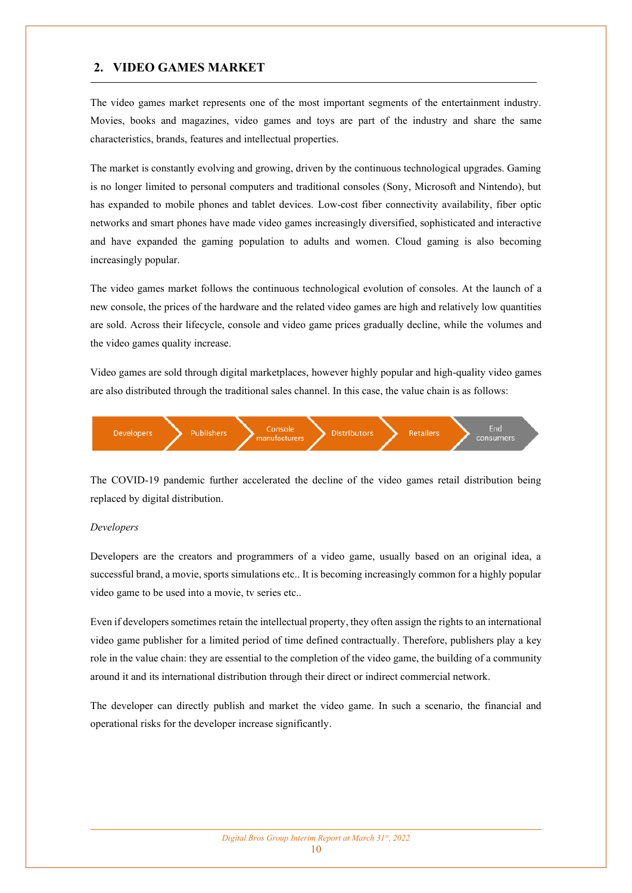## 2. VIDEO GAMES MARKET

The video games market represents one of the most important segments of the entertainment industry. Movies, books and magazines, video games and toys are part of the industry and share the same characteristics, brands, features and intellectual properties.

The market is constantly evolving and growing, driven by the continuous technological upgrades. Gaming is no longer limited to personal computers and traditional consoles (Sony, Microsoft and Nintendo), but has expanded to mobile phones and tablet devices. Low-cost fiber connectivity availability, fiber optic networks and smart phones have made video games increasingly diversified, sophisticated and interactive and have expanded the gaming population to adults and women. Cloud gaming is also becoming increasingly popular.

The video games market follows the continuous technological evolution of consoles. At the launch of a new console, the prices of the hardware and the related video games are high and relatively low quantities are sold. Across their lifecycle, console and video game prices gradually decline, while the volumes and the video games quality increase.

Video games are sold through digital marketplaces, however highly popular and high-quality video games are also distributed through the traditional sales channel. In this case, the value chain is as follows:

Developers → Publishers → Console manufacturers → Distributors → Retailers → End consumers

The COVID-19 pandemic further accelerated the decline of the video games retail distribution being replaced by digital distribution.

*Developers*

Developers are the creators and programmers of a video game, usually based on an original idea, a successful brand, a movie, sports simulations etc.. It is becoming increasingly common for a highly popular video game to be used into a movie, tv series etc..

Even if developers sometimes retain the intellectual property, they often assign the rights to an international video game publisher for a limited period of time defined contractually. Therefore, publishers play a key role in the value chain: they are essential to the completion of the video game, the building of a community around it and its international distribution through their direct or indirect commercial network.

The developer can directly publish and market the video game. In such a scenario, the financial and operational risks for the developer increase significantly.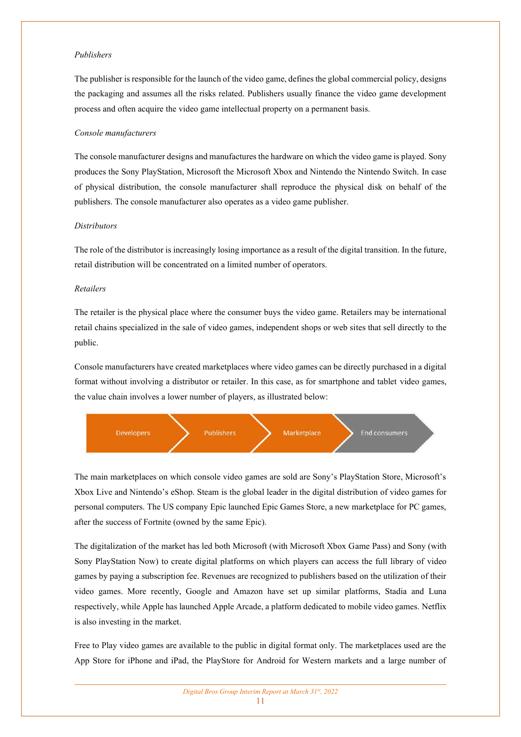*Publishers*

The publisher is responsible for the launch of the video game, defines the global commercial policy, designs the packaging and assumes all the risks related. Publishers usually finance the video game development process and often acquire the video game intellectual property on a permanent basis.

*Console manufacturers*

The console manufacturer designs and manufactures the hardware on which the video game is played. Sony produces the Sony PlayStation, Microsoft the Microsoft Xbox and Nintendo the Nintendo Switch. In case of physical distribution, the console manufacturer shall reproduce the physical disk on behalf of the publishers. The console manufacturer also operates as a video game publisher.

*Distributors*

The role of the distributor is increasingly losing importance as a result of the digital transition. In the future, retail distribution will be concentrated on a limited number of operators.

*Retailers*

The retailer is the physical place where the consumer buys the video game. Retailers may be international retail chains specialized in the sale of video games, independent shops or web sites that sell directly to the public.

Console manufacturers have created marketplaces where video games can be directly purchased in a digital format without involving a distributor or retailer. In this case, as for smartphone and tablet video games, the value chain involves a lower number of players, as illustrated below:

Developers → Publishers → Marketplace → End consumers

The main marketplaces on which console video games are sold are Sony's PlayStation Store, Microsoft's Xbox Live and Nintendo's eShop. Steam is the global leader in the digital distribution of video games for personal computers. The US company Epic launched Epic Games Store, a new marketplace for PC games, after the success of Fortnite (owned by the same Epic).

The digitalization of the market has led both Microsoft (with Microsoft Xbox Game Pass) and Sony (with Sony PlayStation Now) to create digital platforms on which players can access the full library of video games by paying a subscription fee. Revenues are recognized to publishers based on the utilization of their video games. More recently, Google and Amazon have set up similar platforms, Stadia and Luna respectively, while Apple has launched Apple Arcade, a platform dedicated to mobile video games. Netflix is also investing in the market.

Free to Play video games are available to the public in digital format only. The marketplaces used are the App Store for iPhone and iPad, the PlayStore for Android for Western markets and a large number of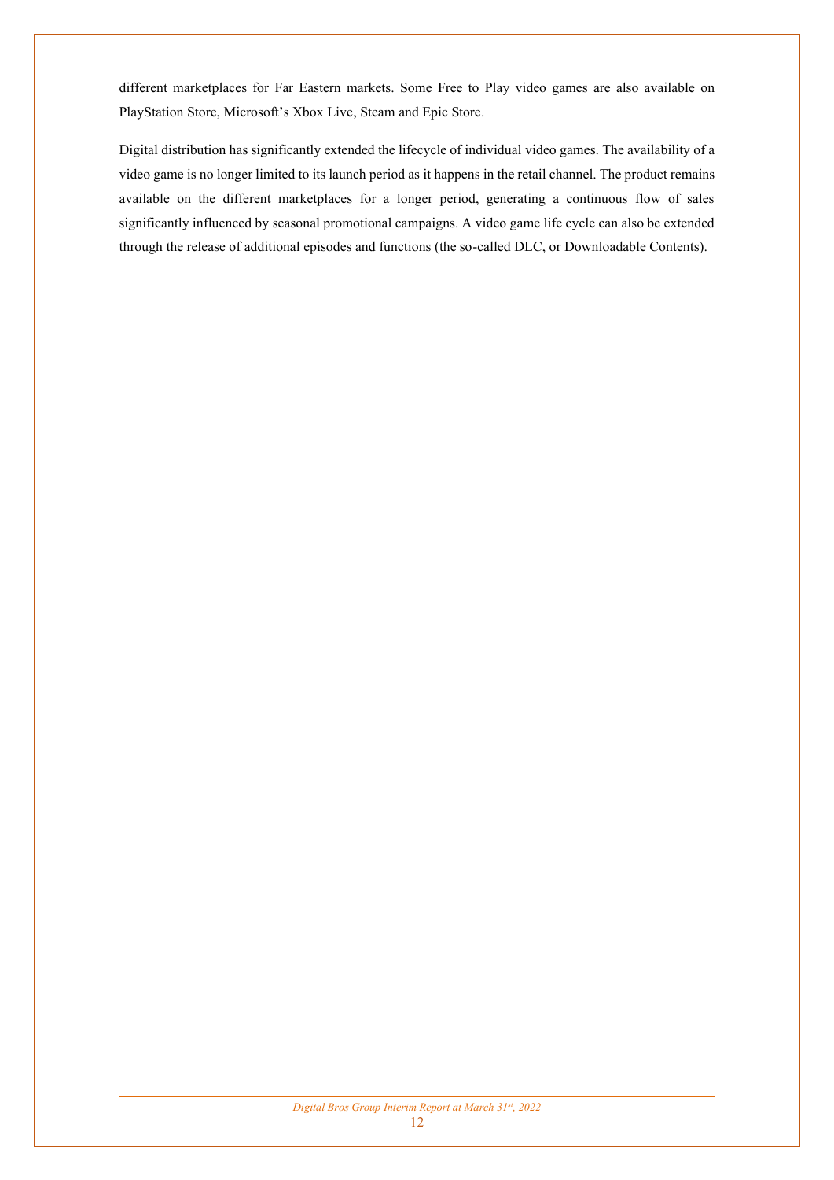different marketplaces for Far Eastern markets. Some Free to Play video games are also available on PlayStation Store, Microsoft's Xbox Live, Steam and Epic Store.

Digital distribution has significantly extended the lifecycle of individual video games. The availability of a video game is no longer limited to its launch period as it happens in the retail channel. The product remains available on the different marketplaces for a longer period, generating a continuous flow of sales significantly influenced by seasonal promotional campaigns. A video game life cycle can also be extended through the release of additional episodes and functions (the so-called DLC, or Downloadable Contents).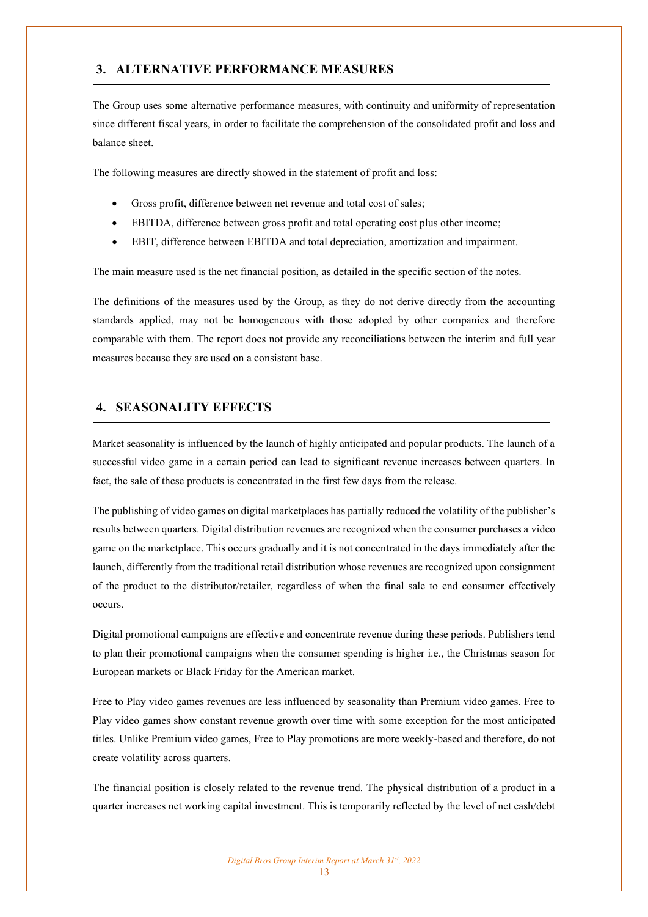## 3. ALTERNATIVE PERFORMANCE MEASURES

The Group uses some alternative performance measures, with continuity and uniformity of representation since different fiscal years, in order to facilitate the comprehension of the consolidated profit and loss and balance sheet.

The following measures are directly showed in the statement of profit and loss:

- Gross profit, difference between net revenue and total cost of sales;
- EBITDA, difference between gross profit and total operating cost plus other income;
- EBIT, difference between EBITDA and total depreciation, amortization and impairment.

The main measure used is the net financial position, as detailed in the specific section of the notes.

The definitions of the measures used by the Group, as they do not derive directly from the accounting standards applied, may not be homogeneous with those adopted by other companies and therefore comparable with them. The report does not provide any reconciliations between the interim and full year measures because they are used on a consistent base.

## 4. SEASONALITY EFFECTS

Market seasonality is influenced by the launch of highly anticipated and popular products. The launch of a successful video game in a certain period can lead to significant revenue increases between quarters. In fact, the sale of these products is concentrated in the first few days from the release.

The publishing of video games on digital marketplaces has partially reduced the volatility of the publisher's results between quarters. Digital distribution revenues are recognized when the consumer purchases a video game on the marketplace. This occurs gradually and it is not concentrated in the days immediately after the launch, differently from the traditional retail distribution whose revenues are recognized upon consignment of the product to the distributor/retailer, regardless of when the final sale to end consumer effectively occurs.

Digital promotional campaigns are effective and concentrate revenue during these periods. Publishers tend to plan their promotional campaigns when the consumer spending is higher i.e., the Christmas season for European markets or Black Friday for the American market.

Free to Play video games revenues are less influenced by seasonality than Premium video games. Free to Play video games show constant revenue growth over time with some exception for the most anticipated titles. Unlike Premium video games, Free to Play promotions are more weekly-based and therefore, do not create volatility across quarters.

The financial position is closely related to the revenue trend. The physical distribution of a product in a quarter increases net working capital investment. This is temporarily reflected by the level of net cash/debt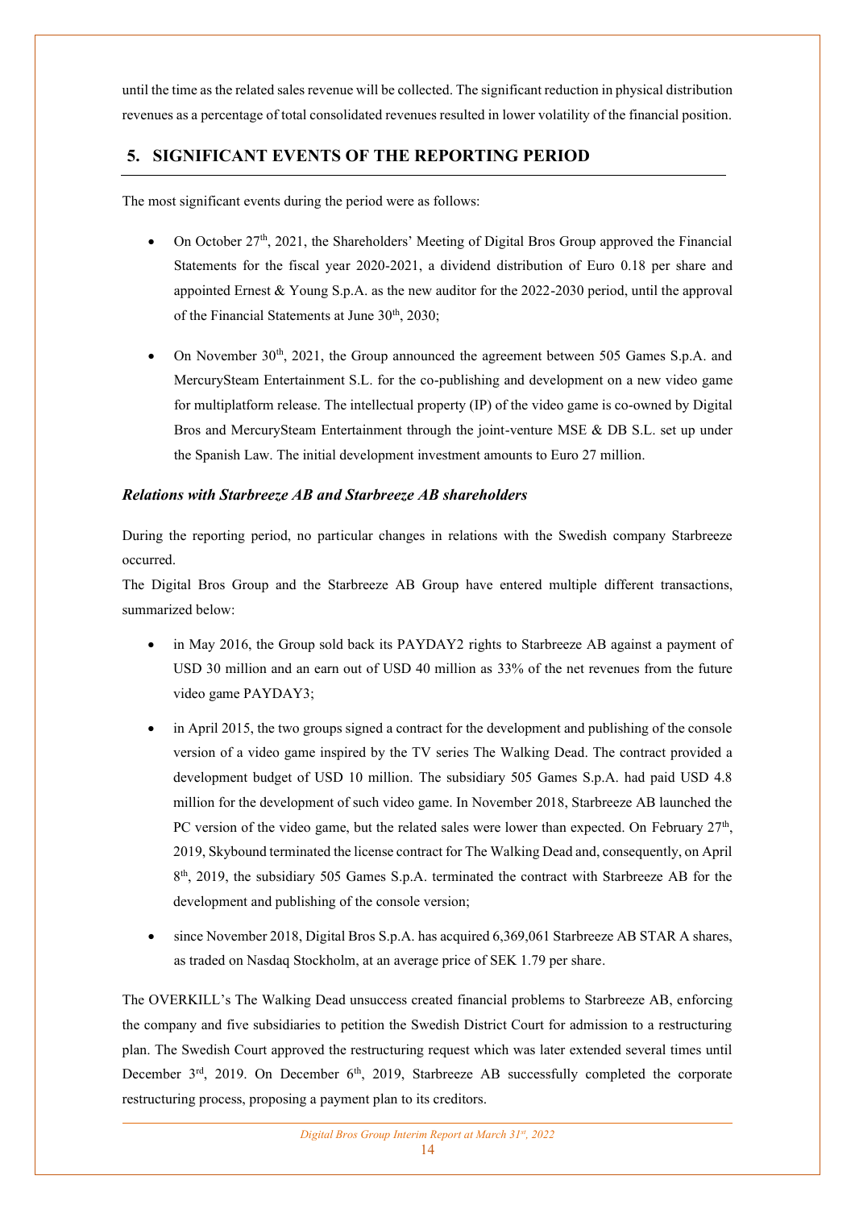until the time as the related sales revenue will be collected. The significant reduction in physical distribution revenues as a percentage of total consolidated revenues resulted in lower volatility of the financial position.

## 5. SIGNIFICANT EVENTS OF THE REPORTING PERIOD

The most significant events during the period were as follows:

- On October 27th, 2021, the Shareholders' Meeting of Digital Bros Group approved the Financial Statements for the fiscal year 2020-2021, a dividend distribution of Euro 0.18 per share and appointed Ernest & Young S.p.A. as the new auditor for the 2022-2030 period, until the approval of the Financial Statements at June 30th, 2030;

- On November 30th, 2021, the Group announced the agreement between 505 Games S.p.A. and MercurySteam Entertainment S.L. for the co-publishing and development on a new video game for multiplatform release. The intellectual property (IP) of the video game is co-owned by Digital Bros and MercurySteam Entertainment through the joint-venture MSE & DB S.L. set up under the Spanish Law. The initial development investment amounts to Euro 27 million.

### *Relations with Starbreeze AB and Starbreeze AB shareholders*

During the reporting period, no particular changes in relations with the Swedish company Starbreeze occurred.

The Digital Bros Group and the Starbreeze AB Group have entered multiple different transactions, summarized below:

- in May 2016, the Group sold back its PAYDAY2 rights to Starbreeze AB against a payment of USD 30 million and an earn out of USD 40 million as 33% of the net revenues from the future video game PAYDAY3;

- in April 2015, the two groups signed a contract for the development and publishing of the console version of a video game inspired by the TV series The Walking Dead. The contract provided a development budget of USD 10 million. The subsidiary 505 Games S.p.A. had paid USD 4.8 million for the development of such video game. In November 2018, Starbreeze AB launched the PC version of the video game, but the related sales were lower than expected. On February 27th, 2019, Skybound terminated the license contract for The Walking Dead and, consequently, on April 8th, 2019, the subsidiary 505 Games S.p.A. terminated the contract with Starbreeze AB for the development and publishing of the console version;

- since November 2018, Digital Bros S.p.A. has acquired 6,369,061 Starbreeze AB STAR A shares, as traded on Nasdaq Stockholm, at an average price of SEK 1.79 per share.

The OVERKILL's The Walking Dead unsuccess created financial problems to Starbreeze AB, enforcing the company and five subsidiaries to petition the Swedish District Court for admission to a restructuring plan. The Swedish Court approved the restructuring request which was later extended several times until December 3rd, 2019. On December 6th, 2019, Starbreeze AB successfully completed the corporate restructuring process, proposing a payment plan to its creditors.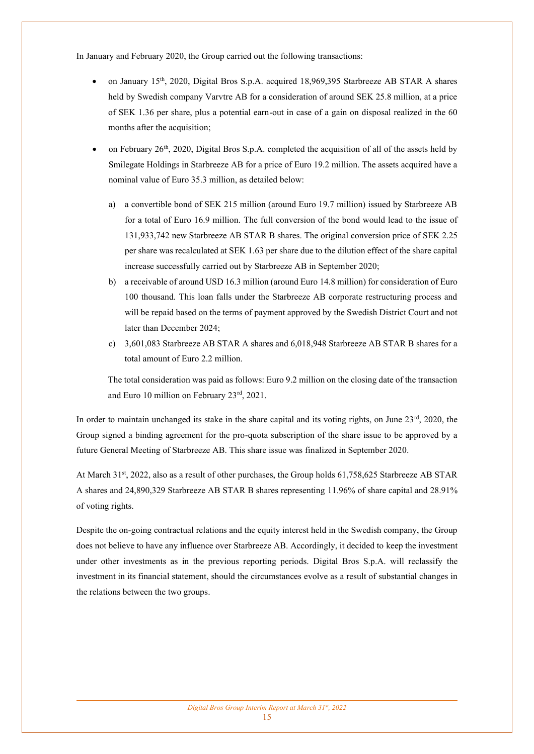In January and February 2020, the Group carried out the following transactions:

- on January 15th, 2020, Digital Bros S.p.A. acquired 18,969,395 Starbreeze AB STAR A shares held by Swedish company Varvtre AB for a consideration of around SEK 25.8 million, at a price of SEK 1.36 per share, plus a potential earn-out in case of a gain on disposal realized in the 60 months after the acquisition;
- on February 26th, 2020, Digital Bros S.p.A. completed the acquisition of all of the assets held by Smilegate Holdings in Starbreeze AB for a price of Euro 19.2 million. The assets acquired have a nominal value of Euro 35.3 million, as detailed below:

  a) a convertible bond of SEK 215 million (around Euro 19.7 million) issued by Starbreeze AB for a total of Euro 16.9 million. The full conversion of the bond would lead to the issue of 131,933,742 new Starbreeze AB STAR B shares. The original conversion price of SEK 2.25 per share was recalculated at SEK 1.63 per share due to the dilution effect of the share capital increase successfully carried out by Starbreeze AB in September 2020;

  b) a receivable of around USD 16.3 million (around Euro 14.8 million) for consideration of Euro 100 thousand. This loan falls under the Starbreeze AB corporate restructuring process and will be repaid based on the terms of payment approved by the Swedish District Court and not later than December 2024;

  c) 3,601,083 Starbreeze AB STAR A shares and 6,018,948 Starbreeze AB STAR B shares for a total amount of Euro 2.2 million.

  The total consideration was paid as follows: Euro 9.2 million on the closing date of the transaction and Euro 10 million on February 23rd, 2021.

In order to maintain unchanged its stake in the share capital and its voting rights, on June 23rd, 2020, the Group signed a binding agreement for the pro-quota subscription of the share issue to be approved by a future General Meeting of Starbreeze AB. This share issue was finalized in September 2020.

At March 31st, 2022, also as a result of other purchases, the Group holds 61,758,625 Starbreeze AB STAR A shares and 24,890,329 Starbreeze AB STAR B shares representing 11.96% of share capital and 28.91% of voting rights.

Despite the on-going contractual relations and the equity interest held in the Swedish company, the Group does not believe to have any influence over Starbreeze AB. Accordingly, it decided to keep the investment under other investments as in the previous reporting periods. Digital Bros S.p.A. will reclassify the investment in its financial statement, should the circumstances evolve as a result of substantial changes in the relations between the two groups.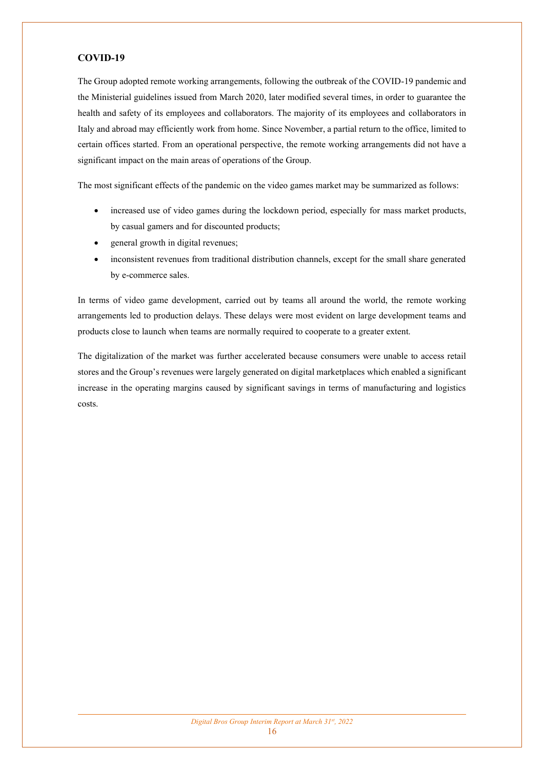## COVID-19

The Group adopted remote working arrangements, following the outbreak of the COVID-19 pandemic and the Ministerial guidelines issued from March 2020, later modified several times, in order to guarantee the health and safety of its employees and collaborators. The majority of its employees and collaborators in Italy and abroad may efficiently work from home. Since November, a partial return to the office, limited to certain offices started. From an operational perspective, the remote working arrangements did not have a significant impact on the main areas of operations of the Group.

The most significant effects of the pandemic on the video games market may be summarized as follows:

- increased use of video games during the lockdown period, especially for mass market products, by casual gamers and for discounted products;
- general growth in digital revenues;
- inconsistent revenues from traditional distribution channels, except for the small share generated by e-commerce sales.

In terms of video game development, carried out by teams all around the world, the remote working arrangements led to production delays. These delays were most evident on large development teams and products close to launch when teams are normally required to cooperate to a greater extent.

The digitalization of the market was further accelerated because consumers were unable to access retail stores and the Group's revenues were largely generated on digital marketplaces which enabled a significant increase in the operating margins caused by significant savings in terms of manufacturing and logistics costs.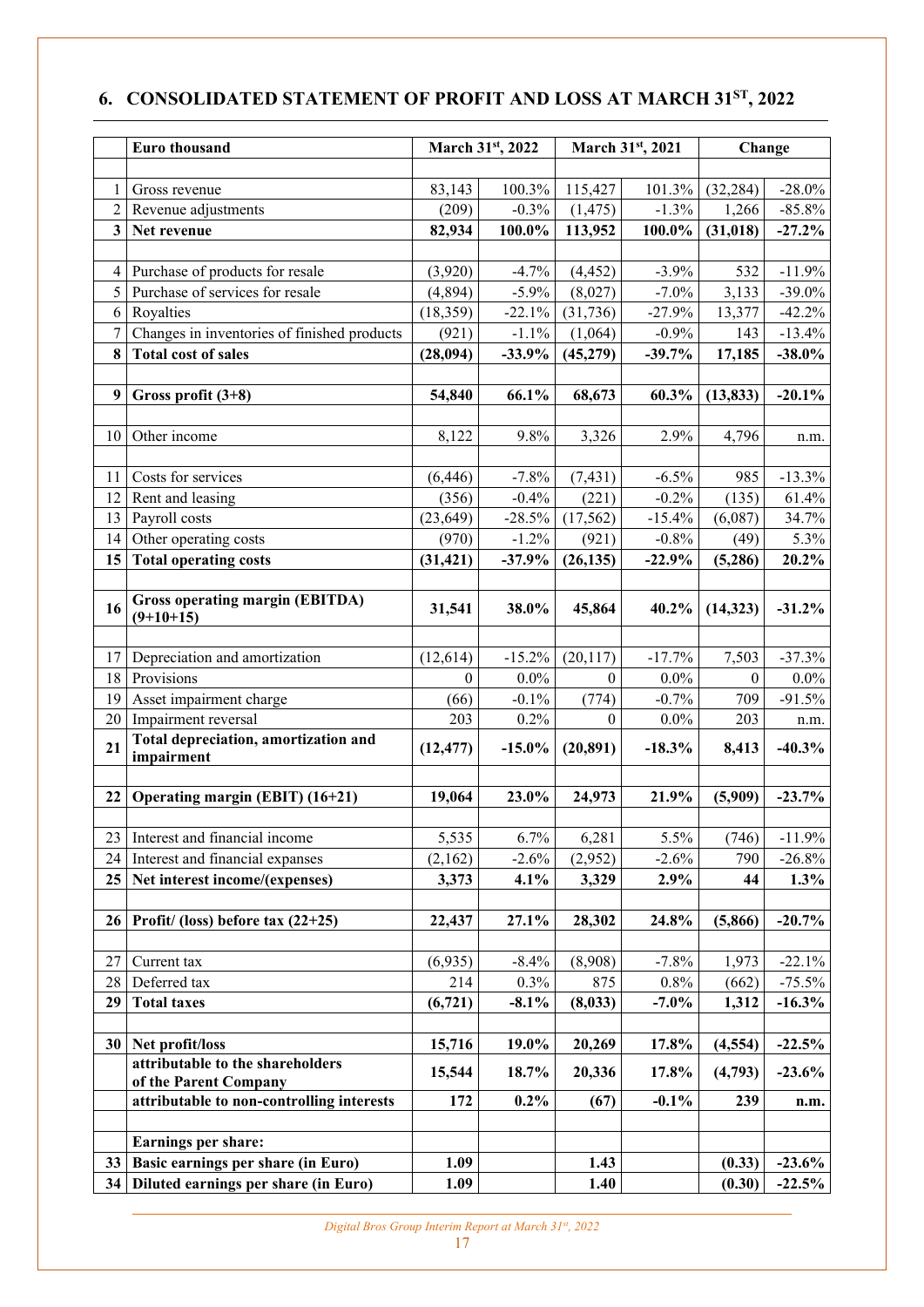## 6. CONSOLIDATED STATEMENT OF PROFIT AND LOSS AT MARCH 31ST, 2022

| | Euro thousand | March 31st, 2022 | | March 31st, 2021 | | Change | |
|---|---|---|---|---|---|---|---|
| | | | | | | | |
| 1 | Gross revenue | 83,143 | 100.3% | 115,427 | 101.3% | (32,284) | -28.0% |
| 2 | Revenue adjustments | (209) | -0.3% | (1,475) | -1.3% | 1,266 | -85.8% |
| **3** | **Net revenue** | **82,934** | **100.0%** | **113,952** | **100.0%** | **(31,018)** | **-27.2%** |
| | | | | | | | |
| 4 | Purchase of products for resale | (3,920) | -4.7% | (4,452) | -3.9% | 532 | -11.9% |
| 5 | Purchase of services for resale | (4,894) | -5.9% | (8,027) | -7.0% | 3,133 | -39.0% |
| 6 | Royalties | (18,359) | -22.1% | (31,736) | -27.9% | 13,377 | -42.2% |
| 7 | Changes in inventories of finished products | (921) | -1.1% | (1,064) | -0.9% | 143 | -13.4% |
| **8** | **Total cost of sales** | **(28,094)** | **-33.9%** | **(45,279)** | **-39.7%** | **17,185** | **-38.0%** |
| | | | | | | | |
| **9** | **Gross profit (3+8)** | **54,840** | **66.1%** | **68,673** | **60.3%** | **(13,833)** | **-20.1%** |
| | | | | | | | |
| 10 | Other income | 8,122 | 9.8% | 3,326 | 2.9% | 4,796 | n.m. |
| | | | | | | | |
| 11 | Costs for services | (6,446) | -7.8% | (7,431) | -6.5% | 985 | -13.3% |
| 12 | Rent and leasing | (356) | -0.4% | (221) | -0.2% | (135) | 61.4% |
| 13 | Payroll costs | (23,649) | -28.5% | (17,562) | -15.4% | (6,087) | 34.7% |
| 14 | Other operating costs | (970) | -1.2% | (921) | -0.8% | (49) | 5.3% |
| **15** | **Total operating costs** | **(31,421)** | **-37.9%** | **(26,135)** | **-22.9%** | **(5,286)** | **20.2%** |
| | | | | | | | |
| **16** | **Gross operating margin (EBITDA) (9+10+15)** | **31,541** | **38.0%** | **45,864** | **40.2%** | **(14,323)** | **-31.2%** |
| | | | | | | | |
| 17 | Depreciation and amortization | (12,614) | -15.2% | (20,117) | -17.7% | 7,503 | -37.3% |
| 18 | Provisions | 0 | 0.0% | 0 | 0.0% | 0 | 0.0% |
| 19 | Asset impairment charge | (66) | -0.1% | (774) | -0.7% | 709 | -91.5% |
| 20 | Impairment reversal | 203 | 0.2% | 0 | 0.0% | 203 | n.m. |
| **21** | **Total depreciation, amortization and impairment** | **(12,477)** | **-15.0%** | **(20,891)** | **-18.3%** | **8,413** | **-40.3%** |
| | | | | | | | |
| **22** | **Operating margin (EBIT) (16+21)** | **19,064** | **23.0%** | **24,973** | **21.9%** | **(5,909)** | **-23.7%** |
| | | | | | | | |
| 23 | Interest and financial income | 5,535 | 6.7% | 6,281 | 5.5% | (746) | -11.9% |
| 24 | Interest and financial expanses | (2,162) | -2.6% | (2,952) | -2.6% | 790 | -26.8% |
| **25** | **Net interest income/(expenses)** | **3,373** | **4.1%** | **3,329** | **2.9%** | **44** | **1.3%** |
| | | | | | | | |
| **26** | **Profit/ (loss) before tax (22+25)** | **22,437** | **27.1%** | **28,302** | **24.8%** | **(5,866)** | **-20.7%** |
| | | | | | | | |
| 27 | Current tax | (6,935) | -8.4% | (8,908) | -7.8% | 1,973 | -22.1% |
| 28 | Deferred tax | 214 | 0.3% | 875 | 0.8% | (662) | -75.5% |
| **29** | **Total taxes** | **(6,721)** | **-8.1%** | **(8,033)** | **-7.0%** | **1,312** | **-16.3%** |
| | | | | | | | |
| **30** | **Net profit/loss** | **15,716** | **19.0%** | **20,269** | **17.8%** | **(4,554)** | **-22.5%** |
| | **attributable to the shareholders of the Parent Company** | **15,544** | **18.7%** | **20,336** | **17.8%** | **(4,793)** | **-23.6%** |
| | **attributable to non-controlling interests** | **172** | **0.2%** | **(67)** | **-0.1%** | **239** | **n.m.** |
| | | | | | | | |
| | **Earnings per share:** | | | | | | |
| **33** | **Basic earnings per share (in Euro)** | **1.09** | | **1.43** | | **(0.33)** | **-23.6%** |
| **34** | **Diluted earnings per share (in Euro)** | **1.09** | | **1.40** | | **(0.30)** | **-22.5%** |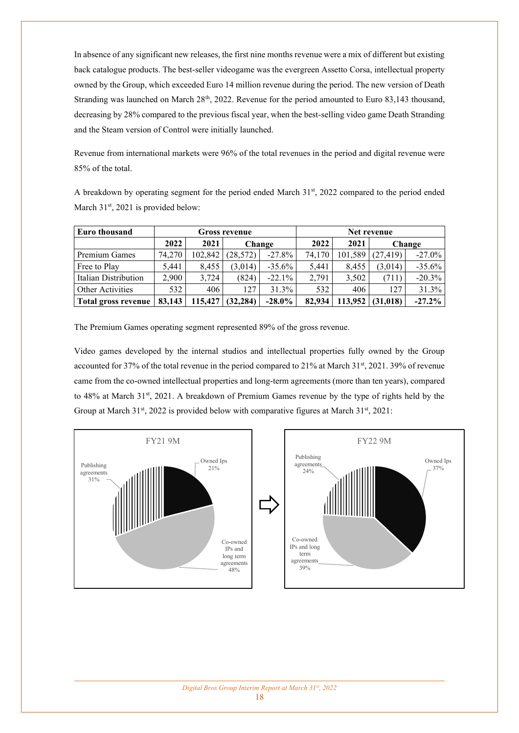In absence of any significant new releases, the first nine months revenue were a mix of different but existing back catalogue products. The best-seller videogame was the evergreen Assetto Corsa, intellectual property owned by the Group, which exceeded Euro 14 million revenue during the period. The new version of Death Stranding was launched on March 28th, 2022. Revenue for the period amounted to Euro 83,143 thousand, decreasing by 28% compared to the previous fiscal year, when the best-selling video game Death Stranding and the Steam version of Control were initially launched.

Revenue from international markets were 96% of the total revenues in the period and digital revenue were 85% of the total.

A breakdown by operating segment for the period ended March 31st, 2022 compared to the period ended March 31st, 2021 is provided below:

| Euro thousand | Gross revenue | | | | Net revenue | | | |
|---|---|---|---|---|---|---|---|---|
| | 2022 | 2021 | Change | | 2022 | 2021 | Change | |
| Premium Games | 74,270 | 102,842 | (28,572) | -27.8% | 74,170 | 101,589 | (27,419) | -27.0% |
| Free to Play | 5,441 | 8,455 | (3,014) | -35.6% | 5,441 | 8,455 | (3,014) | -35.6% |
| Italian Distribution | 2,900 | 3,724 | (824) | -22.1% | 2,791 | 3,502 | (711) | -20.3% |
| Other Activities | 532 | 406 | 127 | 31.3% | 532 | 406 | 127 | 31.3% |
| **Total gross revenue** | **83,143** | **115,427** | **(32,284)** | **-28.0%** | **82,934** | **113,952** | **(31,018)** | **-27.2%** |

The Premium Games operating segment represented 89% of the gross revenue.

Video games developed by the internal studios and intellectual properties fully owned by the Group accounted for 37% of the total revenue in the period compared to 21% at March 31st, 2021. 39% of revenue came from the co-owned intellectual properties and long-term agreements (more than ten years), compared to 48% at March 31st, 2021. A breakdown of Premium Games revenue by the type of rights held by the Group at March 31st, 2022 is provided below with comparative figures at March 31st, 2021:

FY21 9M: Owned Ips 21%; Co-owned IPs and long term agreements 48%; Publishing agreements 31%

FY22 9M: Owned Ips 37%; Co-owned IPs and long term agreements 39%; Publishing agreements 24%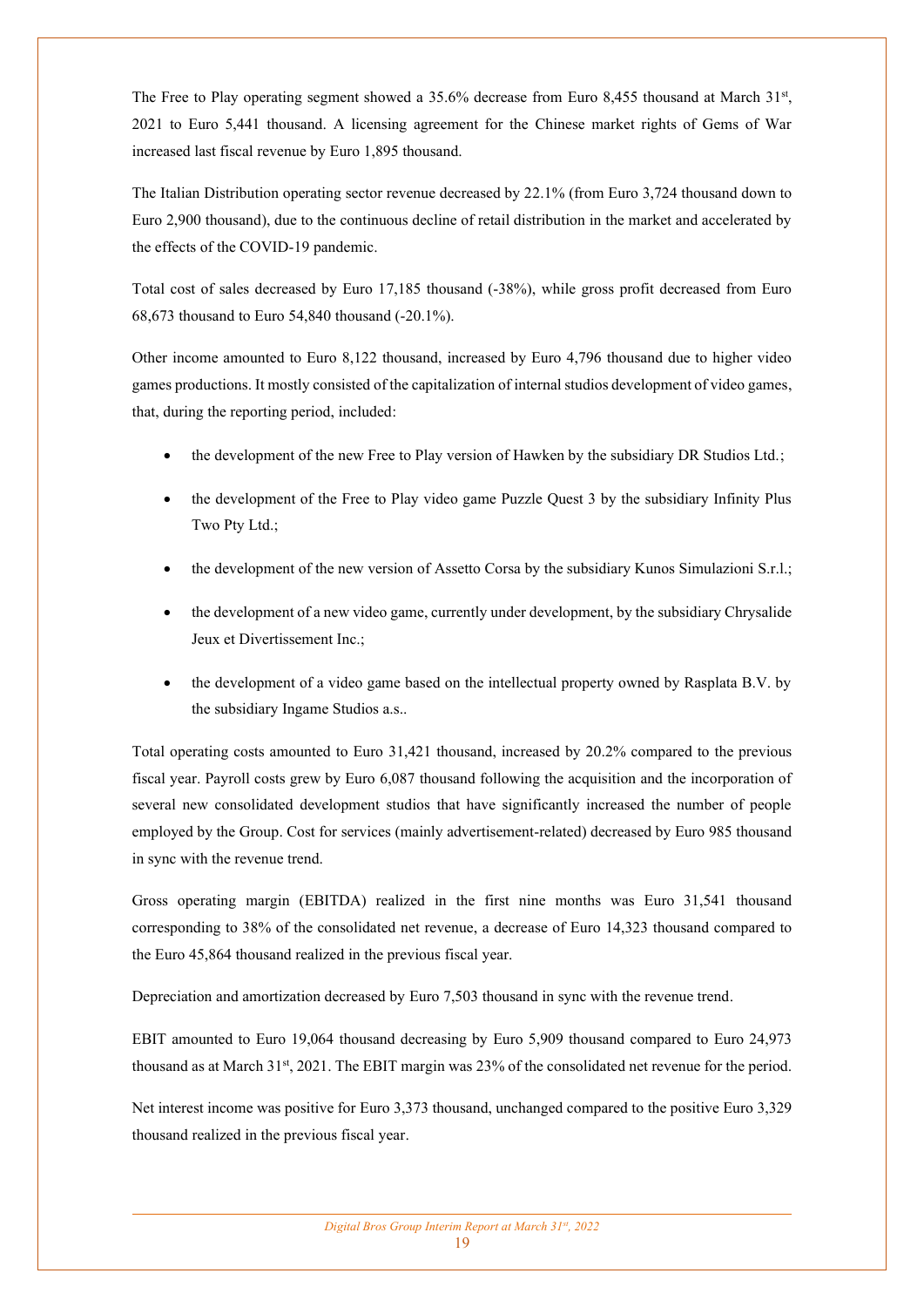The Free to Play operating segment showed a 35.6% decrease from Euro 8,455 thousand at March 31st, 2021 to Euro 5,441 thousand. A licensing agreement for the Chinese market rights of Gems of War increased last fiscal revenue by Euro 1,895 thousand.

The Italian Distribution operating sector revenue decreased by 22.1% (from Euro 3,724 thousand down to Euro 2,900 thousand), due to the continuous decline of retail distribution in the market and accelerated by the effects of the COVID-19 pandemic.

Total cost of sales decreased by Euro 17,185 thousand (-38%), while gross profit decreased from Euro 68,673 thousand to Euro 54,840 thousand (-20.1%).

Other income amounted to Euro 8,122 thousand, increased by Euro 4,796 thousand due to higher video games productions. It mostly consisted of the capitalization of internal studios development of video games, that, during the reporting period, included:

- the development of the new Free to Play version of Hawken by the subsidiary DR Studios Ltd.;
- the development of the Free to Play video game Puzzle Quest 3 by the subsidiary Infinity Plus Two Pty Ltd.;
- the development of the new version of Assetto Corsa by the subsidiary Kunos Simulazioni S.r.l.;
- the development of a new video game, currently under development, by the subsidiary Chrysalide Jeux et Divertissement Inc.;
- the development of a video game based on the intellectual property owned by Rasplata B.V. by the subsidiary Ingame Studios a.s..

Total operating costs amounted to Euro 31,421 thousand, increased by 20.2% compared to the previous fiscal year. Payroll costs grew by Euro 6,087 thousand following the acquisition and the incorporation of several new consolidated development studios that have significantly increased the number of people employed by the Group. Cost for services (mainly advertisement-related) decreased by Euro 985 thousand in sync with the revenue trend.

Gross operating margin (EBITDA) realized in the first nine months was Euro 31,541 thousand corresponding to 38% of the consolidated net revenue, a decrease of Euro 14,323 thousand compared to the Euro 45,864 thousand realized in the previous fiscal year.

Depreciation and amortization decreased by Euro 7,503 thousand in sync with the revenue trend.

EBIT amounted to Euro 19,064 thousand decreasing by Euro 5,909 thousand compared to Euro 24,973 thousand as at March 31st, 2021. The EBIT margin was 23% of the consolidated net revenue for the period.

Net interest income was positive for Euro 3,373 thousand, unchanged compared to the positive Euro 3,329 thousand realized in the previous fiscal year.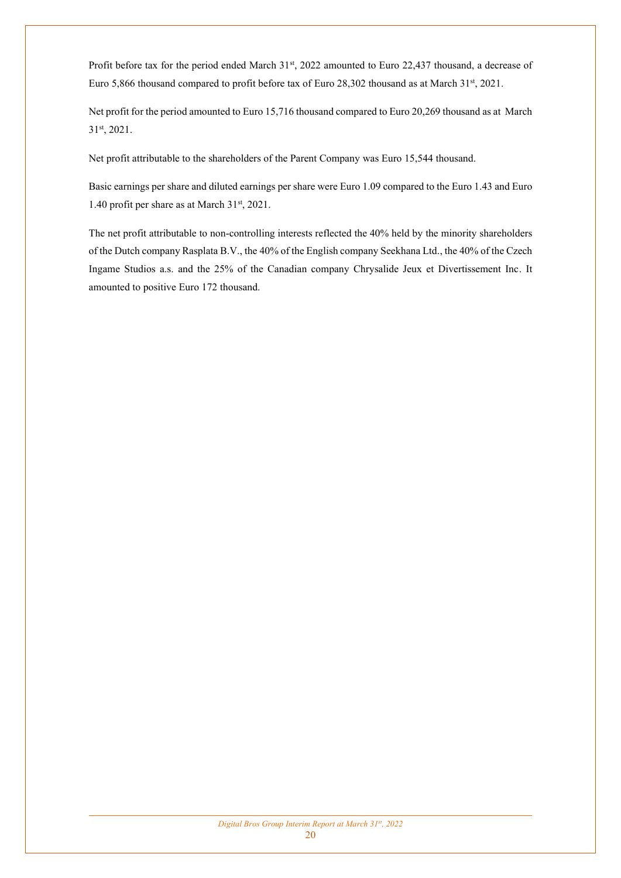Profit before tax for the period ended March 31st, 2022 amounted to Euro 22,437 thousand, a decrease of Euro 5,866 thousand compared to profit before tax of Euro 28,302 thousand as at March 31st, 2021.

Net profit for the period amounted to Euro 15,716 thousand compared to Euro 20,269 thousand as at March 31st, 2021.

Net profit attributable to the shareholders of the Parent Company was Euro 15,544 thousand.

Basic earnings per share and diluted earnings per share were Euro 1.09 compared to the Euro 1.43 and Euro 1.40 profit per share as at March 31st, 2021.

The net profit attributable to non-controlling interests reflected the 40% held by the minority shareholders of the Dutch company Rasplata B.V., the 40% of the English company Seekhana Ltd., the 40% of the Czech Ingame Studios a.s. and the 25% of the Canadian company Chrysalide Jeux et Divertissement Inc. It amounted to positive Euro 172 thousand.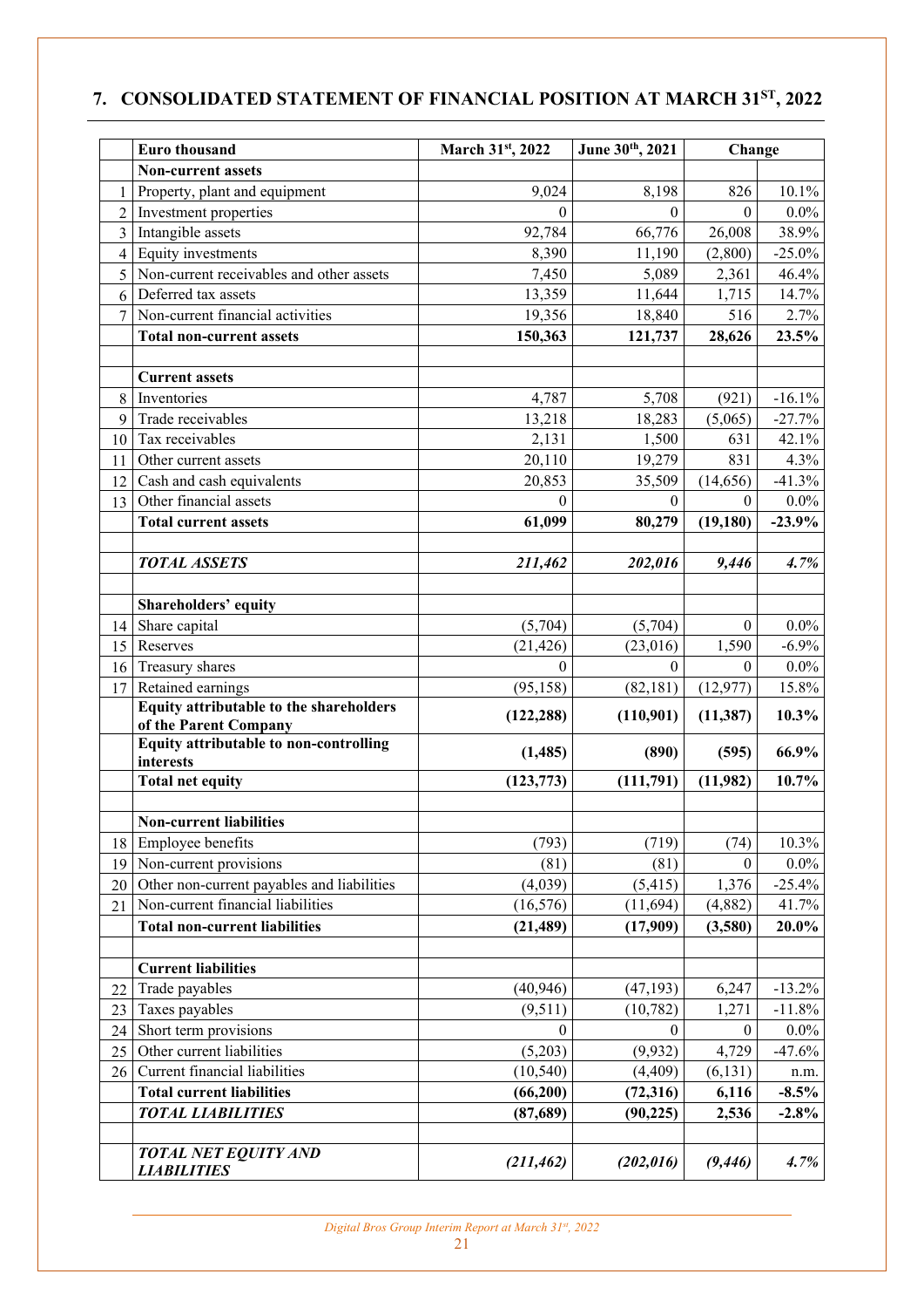## 7. CONSOLIDATED STATEMENT OF FINANCIAL POSITION AT MARCH 31ST, 2022

| | Euro thousand | March 31st, 2022 | June 30th, 2021 | Change | |
|---|---|---|---|---|---|
| | **Non-current assets** | | | | |
| 1 | Property, plant and equipment | 9,024 | 8,198 | 826 | 10.1% |
| 2 | Investment properties | 0 | 0 | 0 | 0.0% |
| 3 | Intangible assets | 92,784 | 66,776 | 26,008 | 38.9% |
| 4 | Equity investments | 8,390 | 11,190 | (2,800) | -25.0% |
| 5 | Non-current receivables and other assets | 7,450 | 5,089 | 2,361 | 46.4% |
| 6 | Deferred tax assets | 13,359 | 11,644 | 1,715 | 14.7% |
| 7 | Non-current financial activities | 19,356 | 18,840 | 516 | 2.7% |
| | **Total non-current assets** | **150,363** | **121,737** | **28,626** | **23.5%** |
| | | | | | |
| | **Current assets** | | | | |
| 8 | Inventories | 4,787 | 5,708 | (921) | -16.1% |
| 9 | Trade receivables | 13,218 | 18,283 | (5,065) | -27.7% |
| 10 | Tax receivables | 2,131 | 1,500 | 631 | 42.1% |
| 11 | Other current assets | 20,110 | 19,279 | 831 | 4.3% |
| 12 | Cash and cash equivalents | 20,853 | 35,509 | (14,656) | -41.3% |
| 13 | Other financial assets | 0 | 0 | 0 | 0.0% |
| | **Total current assets** | **61,099** | **80,279** | **(19,180)** | **-23.9%** |
| | | | | | |
| | ***TOTAL ASSETS*** | ***211,462*** | ***202,016*** | ***9,446*** | ***4.7%*** |
| | | | | | |
| | **Shareholders' equity** | | | | |
| 14 | Share capital | (5,704) | (5,704) | 0 | 0.0% |
| 15 | Reserves | (21,426) | (23,016) | 1,590 | -6.9% |
| 16 | Treasury shares | 0 | 0 | 0 | 0.0% |
| 17 | Retained earnings | (95,158) | (82,181) | (12,977) | 15.8% |
| | **Equity attributable to the shareholders of the Parent Company** | **(122,288)** | **(110,901)** | **(11,387)** | **10.3%** |
| | **Equity attributable to non-controlling interests** | **(1,485)** | **(890)** | **(595)** | **66.9%** |
| | **Total net equity** | **(123,773)** | **(111,791)** | **(11,982)** | **10.7%** |
| | | | | | |
| | **Non-current liabilities** | | | | |
| 18 | Employee benefits | (793) | (719) | (74) | 10.3% |
| 19 | Non-current provisions | (81) | (81) | 0 | 0.0% |
| 20 | Other non-current payables and liabilities | (4,039) | (5,415) | 1,376 | -25.4% |
| 21 | Non-current financial liabilities | (16,576) | (11,694) | (4,882) | 41.7% |
| | **Total non-current liabilities** | **(21,489)** | **(17,909)** | **(3,580)** | **20.0%** |
| | | | | | |
| | **Current liabilities** | | | | |
| 22 | Trade payables | (40,946) | (47,193) | 6,247 | -13.2% |
| 23 | Taxes payables | (9,511) | (10,782) | 1,271 | -11.8% |
| 24 | Short term provisions | 0 | 0 | 0 | 0.0% |
| 25 | Other current liabilities | (5,203) | (9,932) | 4,729 | -47.6% |
| 26 | Current financial liabilities | (10,540) | (4,409) | (6,131) | n.m. |
| | **Total current liabilities** | **(66,200)** | **(72,316)** | **6,116** | **-8.5%** |
| | ***TOTAL LIABILITIES*** | ***(87,689)*** | ***(90,225)*** | ***2,536*** | ***-2.8%*** |
| | | | | | |
| | ***TOTAL NET EQUITY AND LIABILITIES*** | ***(211,462)*** | ***(202,016)*** | ***(9,446)*** | ***4.7%*** |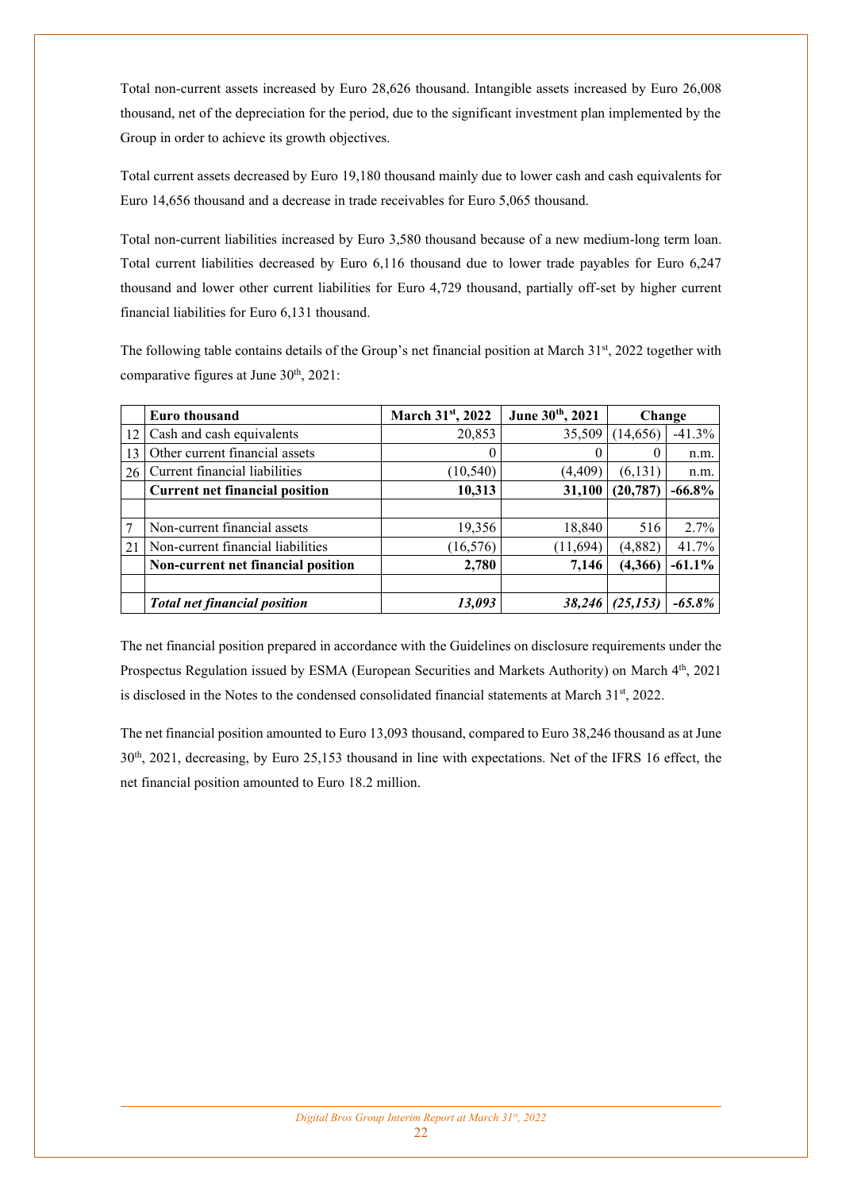Total non-current assets increased by Euro 28,626 thousand. Intangible assets increased by Euro 26,008 thousand, net of the depreciation for the period, due to the significant investment plan implemented by the Group in order to achieve its growth objectives.

Total current assets decreased by Euro 19,180 thousand mainly due to lower cash and cash equivalents for Euro 14,656 thousand and a decrease in trade receivables for Euro 5,065 thousand.

Total non-current liabilities increased by Euro 3,580 thousand because of a new medium-long term loan. Total current liabilities decreased by Euro 6,116 thousand due to lower trade payables for Euro 6,247 thousand and lower other current liabilities for Euro 4,729 thousand, partially off-set by higher current financial liabilities for Euro 6,131 thousand.

The following table contains details of the Group's net financial position at March 31st, 2022 together with comparative figures at June 30th, 2021:

| | Euro thousand | March 31st, 2022 | June 30th, 2021 | Change | |
|---|---|---|---|---|---|
| 12 | Cash and cash equivalents | 20,853 | 35,509 | (14,656) | -41.3% |
| 13 | Other current financial assets | 0 | 0 | 0 | n.m. |
| 26 | Current financial liabilities | (10,540) | (4,409) | (6,131) | n.m. |
| | **Current net financial position** | **10,313** | **31,100** | **(20,787)** | **-66.8%** |
| | | | | | |
| 7 | Non-current financial assets | 19,356 | 18,840 | 516 | 2.7% |
| 21 | Non-current financial liabilities | (16,576) | (11,694) | (4,882) | 41.7% |
| | **Non-current net financial position** | **2,780** | **7,146** | **(4,366)** | **-61.1%** |
| | | | | | |
| | ***Total net financial position*** | ***13,093*** | ***38,246*** | ***(25,153)*** | ***-65.8%*** |

The net financial position prepared in accordance with the Guidelines on disclosure requirements under the Prospectus Regulation issued by ESMA (European Securities and Markets Authority) on March 4th, 2021 is disclosed in the Notes to the condensed consolidated financial statements at March 31st, 2022.

The net financial position amounted to Euro 13,093 thousand, compared to Euro 38,246 thousand as at June 30th, 2021, decreasing, by Euro 25,153 thousand in line with expectations. Net of the IFRS 16 effect, the net financial position amounted to Euro 18.2 million.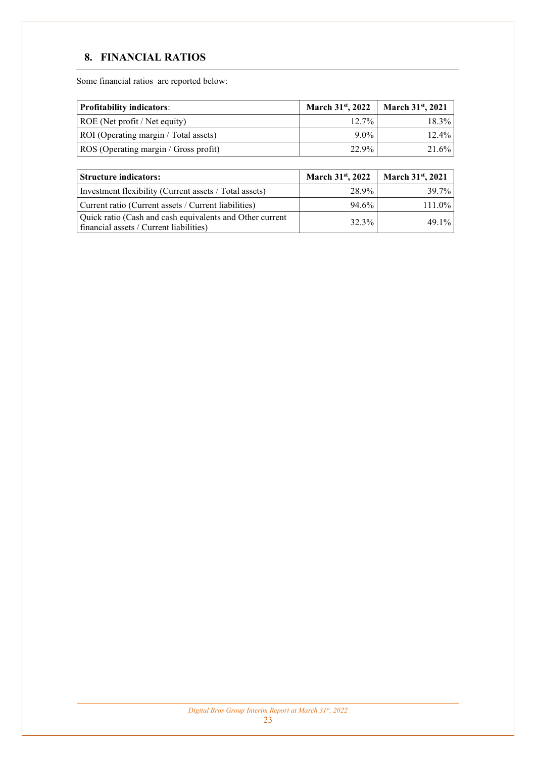## 8. FINANCIAL RATIOS

Some financial ratios are reported below:

| **Profitability indicators**: | **March 31st, 2022** | **March 31st, 2021** |
|---|---|---|
| ROE (Net profit / Net equity) | 12.7% | 18.3% |
| ROI (Operating margin / Total assets) | 9.0% | 12.4% |
| ROS (Operating margin / Gross profit) | 22.9% | 21.6% |

| **Structure indicators:** | **March 31st, 2022** | **March 31st, 2021** |
|---|---|---|
| Investment flexibility (Current assets / Total assets) | 28.9% | 39.7% |
| Current ratio (Current assets / Current liabilities) | 94.6% | 111.0% |
| Quick ratio (Cash and cash equivalents and Other current financial assets / Current liabilities) | 32.3% | 49.1% |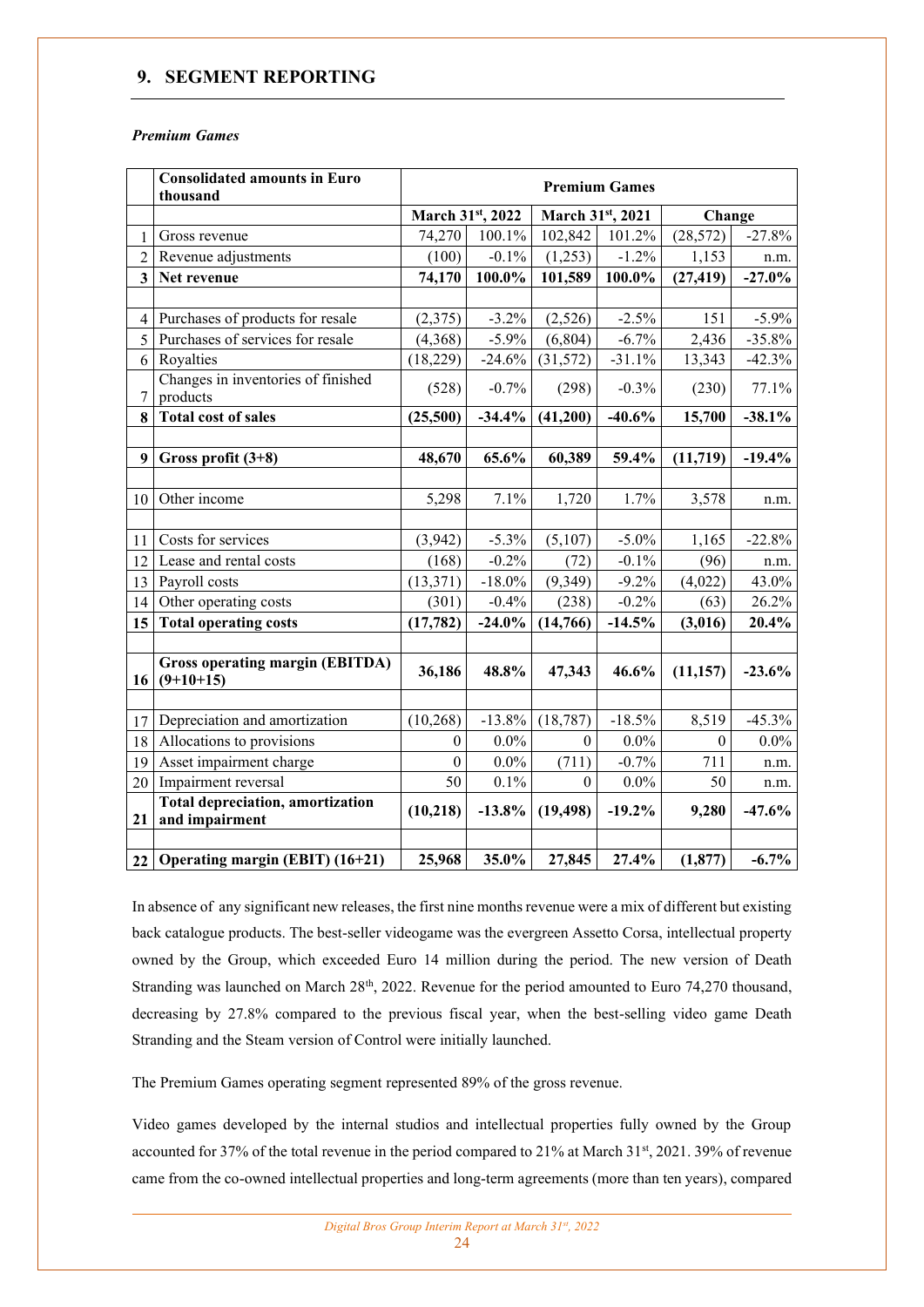## 9. SEGMENT REPORTING

***Premium Games***

| | Consolidated amounts in Euro thousand | Premium Games | | | | | |
|---|---|---|---|---|---|---|---|
| | | March 31st, 2022 | | March 31st, 2021 | | Change | |
| 1 | Gross revenue | 74,270 | 100.1% | 102,842 | 101.2% | (28,572) | -27.8% |
| 2 | Revenue adjustments | (100) | -0.1% | (1,253) | -1.2% | 1,153 | n.m. |
| **3** | **Net revenue** | **74,170** | **100.0%** | **101,589** | **100.0%** | **(27,419)** | **-27.0%** |
| | | | | | | | |
| 4 | Purchases of products for resale | (2,375) | -3.2% | (2,526) | -2.5% | 151 | -5.9% |
| 5 | Purchases of services for resale | (4,368) | -5.9% | (6,804) | -6.7% | 2,436 | -35.8% |
| 6 | Royalties | (18,229) | -24.6% | (31,572) | -31.1% | 13,343 | -42.3% |
| 7 | Changes in inventories of finished products | (528) | -0.7% | (298) | -0.3% | (230) | 77.1% |
| **8** | **Total cost of sales** | **(25,500)** | **-34.4%** | **(41,200)** | **-40.6%** | **15,700** | **-38.1%** |
| | | | | | | | |
| **9** | **Gross profit (3+8)** | **48,670** | **65.6%** | **60,389** | **59.4%** | **(11,719)** | **-19.4%** |
| | | | | | | | |
| 10 | Other income | 5,298 | 7.1% | 1,720 | 1.7% | 3,578 | n.m. |
| | | | | | | | |
| 11 | Costs for services | (3,942) | -5.3% | (5,107) | -5.0% | 1,165 | -22.8% |
| 12 | Lease and rental costs | (168) | -0.2% | (72) | -0.1% | (96) | n.m. |
| 13 | Payroll costs | (13,371) | -18.0% | (9,349) | -9.2% | (4,022) | 43.0% |
| 14 | Other operating costs | (301) | -0.4% | (238) | -0.2% | (63) | 26.2% |
| **15** | **Total operating costs** | **(17,782)** | **-24.0%** | **(14,766)** | **-14.5%** | **(3,016)** | **20.4%** |
| | | | | | | | |
| **16** | **Gross operating margin (EBITDA) (9+10+15)** | **36,186** | **48.8%** | **47,343** | **46.6%** | **(11,157)** | **-23.6%** |
| | | | | | | | |
| 17 | Depreciation and amortization | (10,268) | -13.8% | (18,787) | -18.5% | 8,519 | -45.3% |
| 18 | Allocations to provisions | 0 | 0.0% | 0 | 0.0% | 0 | 0.0% |
| 19 | Asset impairment charge | 0 | 0.0% | (711) | -0.7% | 711 | n.m. |
| 20 | Impairment reversal | 50 | 0.1% | 0 | 0.0% | 50 | n.m. |
| **21** | **Total depreciation, amortization and impairment** | **(10,218)** | **-13.8%** | **(19,498)** | **-19.2%** | **9,280** | **-47.6%** |
| | | | | | | | |
| **22** | **Operating margin (EBIT) (16+21)** | **25,968** | **35.0%** | **27,845** | **27.4%** | **(1,877)** | **-6.7%** |

In absence of any significant new releases, the first nine months revenue were a mix of different but existing back catalogue products. The best-seller videogame was the evergreen Assetto Corsa, intellectual property owned by the Group, which exceeded Euro 14 million during the period. The new version of Death Stranding was launched on March 28th, 2022. Revenue for the period amounted to Euro 74,270 thousand, decreasing by 27.8% compared to the previous fiscal year, when the best-selling video game Death Stranding and the Steam version of Control were initially launched.

The Premium Games operating segment represented 89% of the gross revenue.

Video games developed by the internal studios and intellectual properties fully owned by the Group accounted for 37% of the total revenue in the period compared to 21% at March 31st, 2021. 39% of revenue came from the co-owned intellectual properties and long-term agreements (more than ten years), compared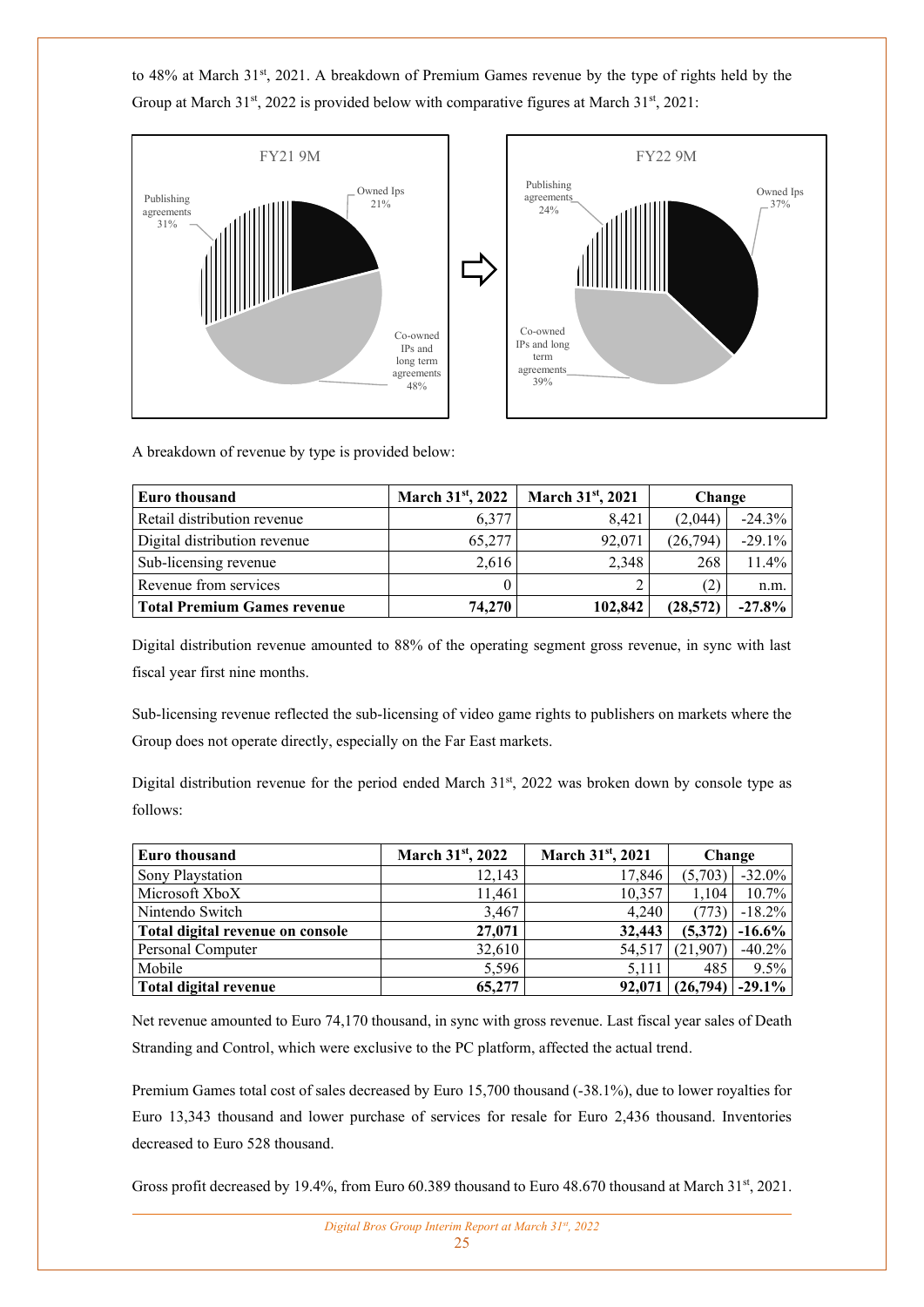to 48% at March 31st, 2021. A breakdown of Premium Games revenue by the type of rights held by the Group at March 31st, 2022 is provided below with comparative figures at March 31st, 2021:

FY21 9M

- Owned Ips 21%
- Co-owned IPs and long term agreements 48%
- Publishing agreements 31%

FY22 9M

- Owned Ips 37%
- Co-owned IPs and long term agreements 39%
- Publishing agreements 24%

A breakdown of revenue by type is provided below:

| Euro thousand | March 31st, 2022 | March 31st, 2021 | Change | |
|---|---|---|---|---|
| Retail distribution revenue | 6,377 | 8,421 | (2,044) | -24.3% |
| Digital distribution revenue | 65,277 | 92,071 | (26,794) | -29.1% |
| Sub-licensing revenue | 2,616 | 2,348 | 268 | 11.4% |
| Revenue from services | 0 | 2 | (2) | n.m. |
| **Total Premium Games revenue** | **74,270** | **102,842** | **(28,572)** | **-27.8%** |

Digital distribution revenue amounted to 88% of the operating segment gross revenue, in sync with last fiscal year first nine months.

Sub-licensing revenue reflected the sub-licensing of video game rights to publishers on markets where the Group does not operate directly, especially on the Far East markets.

Digital distribution revenue for the period ended March 31st, 2022 was broken down by console type as follows:

| Euro thousand | March 31st, 2022 | March 31st, 2021 | Change | |
|---|---|---|---|---|
| Sony Playstation | 12,143 | 17,846 | (5,703) | -32.0% |
| Microsoft XboX | 11,461 | 10,357 | 1,104 | 10.7% |
| Nintendo Switch | 3,467 | 4,240 | (773) | -18.2% |
| **Total digital revenue on console** | **27,071** | **32,443** | **(5,372)** | **-16.6%** |
| Personal Computer | 32,610 | 54,517 | (21,907) | -40.2% |
| Mobile | 5,596 | 5,111 | 485 | 9.5% |
| **Total digital revenue** | **65,277** | **92,071** | **(26,794)** | **-29.1%** |

Net revenue amounted to Euro 74,170 thousand, in sync with gross revenue. Last fiscal year sales of Death Stranding and Control, which were exclusive to the PC platform, affected the actual trend.

Premium Games total cost of sales decreased by Euro 15,700 thousand (-38.1%), due to lower royalties for Euro 13,343 thousand and lower purchase of services for resale for Euro 2,436 thousand. Inventories decreased to Euro 528 thousand.

Gross profit decreased by 19.4%, from Euro 60.389 thousand to Euro 48.670 thousand at March 31st, 2021.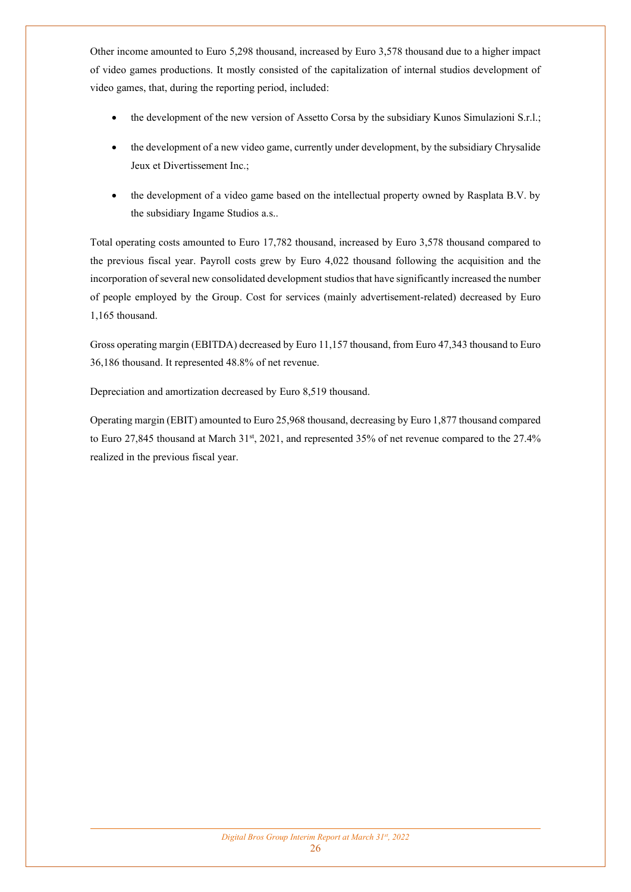Other income amounted to Euro 5,298 thousand, increased by Euro 3,578 thousand due to a higher impact of video games productions. It mostly consisted of the capitalization of internal studios development of video games, that, during the reporting period, included:

- the development of the new version of Assetto Corsa by the subsidiary Kunos Simulazioni S.r.l.;
- the development of a new video game, currently under development, by the subsidiary Chrysalide Jeux et Divertissement Inc.;
- the development of a video game based on the intellectual property owned by Rasplata B.V. by the subsidiary Ingame Studios a.s..

Total operating costs amounted to Euro 17,782 thousand, increased by Euro 3,578 thousand compared to the previous fiscal year. Payroll costs grew by Euro 4,022 thousand following the acquisition and the incorporation of several new consolidated development studios that have significantly increased the number of people employed by the Group. Cost for services (mainly advertisement-related) decreased by Euro 1,165 thousand.

Gross operating margin (EBITDA) decreased by Euro 11,157 thousand, from Euro 47,343 thousand to Euro 36,186 thousand. It represented 48.8% of net revenue.

Depreciation and amortization decreased by Euro 8,519 thousand.

Operating margin (EBIT) amounted to Euro 25,968 thousand, decreasing by Euro 1,877 thousand compared to Euro 27,845 thousand at March 31st, 2021, and represented 35% of net revenue compared to the 27.4% realized in the previous fiscal year.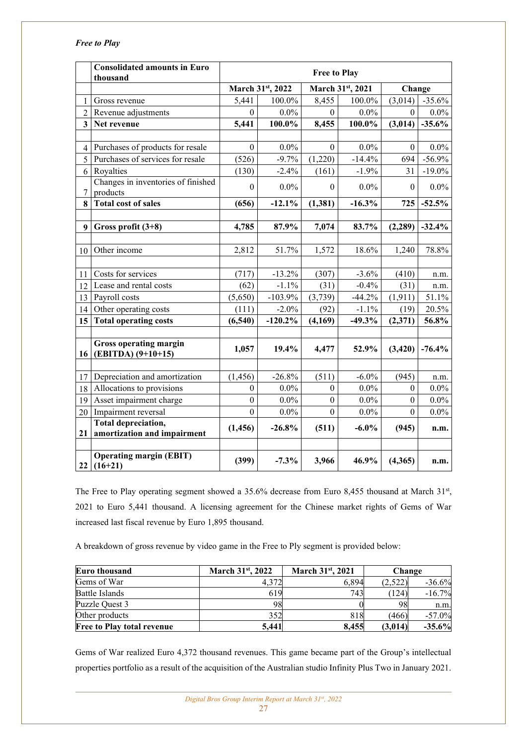*Free to Play*

| | Consolidated amounts in Euro thousand | Free to Play | | | | | |
|---|---|---|---|---|---|---|---|
| | | March 31st, 2022 | | March 31st, 2021 | | Change | |
| 1 | Gross revenue | 5,441 | 100.0% | 8,455 | 100.0% | (3,014) | -35.6% |
| 2 | Revenue adjustments | 0 | 0.0% | 0 | 0.0% | 0 | 0.0% |
| **3** | **Net revenue** | **5,441** | **100.0%** | **8,455** | **100.0%** | **(3,014)** | **-35.6%** |
| | | | | | | | |
| 4 | Purchases of products for resale | 0 | 0.0% | 0 | 0.0% | 0 | 0.0% |
| 5 | Purchases of services for resale | (526) | -9.7% | (1,220) | -14.4% | 694 | -56.9% |
| 6 | Royalties | (130) | -2.4% | (161) | -1.9% | 31 | -19.0% |
| 7 | Changes in inventories of finished products | 0 | 0.0% | 0 | 0.0% | 0 | 0.0% |
| **8** | **Total cost of sales** | **(656)** | **-12.1%** | **(1,381)** | **-16.3%** | **725** | **-52.5%** |
| | | | | | | | |
| **9** | **Gross profit (3+8)** | **4,785** | **87.9%** | **7,074** | **83.7%** | **(2,289)** | **-32.4%** |
| | | | | | | | |
| 10 | Other income | 2,812 | 51.7% | 1,572 | 18.6% | 1,240 | 78.8% |
| | | | | | | | |
| 11 | Costs for services | (717) | -13.2% | (307) | -3.6% | (410) | n.m. |
| 12 | Lease and rental costs | (62) | -1.1% | (31) | -0.4% | (31) | n.m. |
| 13 | Payroll costs | (5,650) | -103.9% | (3,739) | -44.2% | (1,911) | 51.1% |
| 14 | Other operating costs | (111) | -2.0% | (92) | -1.1% | (19) | 20.5% |
| **15** | **Total operating costs** | **(6,540)** | **-120.2%** | **(4,169)** | **-49.3%** | **(2,371)** | **56.8%** |
| | | | | | | | |
| **16** | **Gross operating margin (EBITDA) (9+10+15)** | **1,057** | **19.4%** | **4,477** | **52.9%** | **(3,420)** | **-76.4%** |
| | | | | | | | |
| 17 | Depreciation and amortization | (1,456) | -26.8% | (511) | -6.0% | (945) | n.m. |
| 18 | Allocations to provisions | 0 | 0.0% | 0 | 0.0% | 0 | 0.0% |
| 19 | Asset impairment charge | 0 | 0.0% | 0 | 0.0% | 0 | 0.0% |
| 20 | Impairment reversal | 0 | 0.0% | 0 | 0.0% | 0 | 0.0% |
| **21** | **Total depreciation, amortization and impairment** | **(1,456)** | **-26.8%** | **(511)** | **-6.0%** | **(945)** | **n.m.** |
| | | | | | | | |
| **22** | **Operating margin (EBIT) (16+21)** | **(399)** | **-7.3%** | **3,966** | **46.9%** | **(4,365)** | **n.m.** |

The Free to Play operating segment showed a 35.6% decrease from Euro 8,455 thousand at March 31st, 2021 to Euro 5,441 thousand. A licensing agreement for the Chinese market rights of Gems of War increased last fiscal revenue by Euro 1,895 thousand.

A breakdown of gross revenue by video game in the Free to Ply segment is provided below:

| Euro thousand | March 31st, 2022 | March 31st, 2021 | Change | |
|---|---|---|---|---|
| Gems of War | 4,372 | 6,894 | (2,522) | -36.6% |
| Battle Islands | 619 | 743 | (124) | -16.7% |
| Puzzle Quest 3 | 98 | 0 | 98 | n.m. |
| Other products | 352 | 818 | (466) | -57.0% |
| **Free to Play total revenue** | **5,441** | **8,455** | **(3,014)** | **-35.6%** |

Gems of War realized Euro 4,372 thousand revenues. This game became part of the Group's intellectual properties portfolio as a result of the acquisition of the Australian studio Infinity Plus Two in January 2021.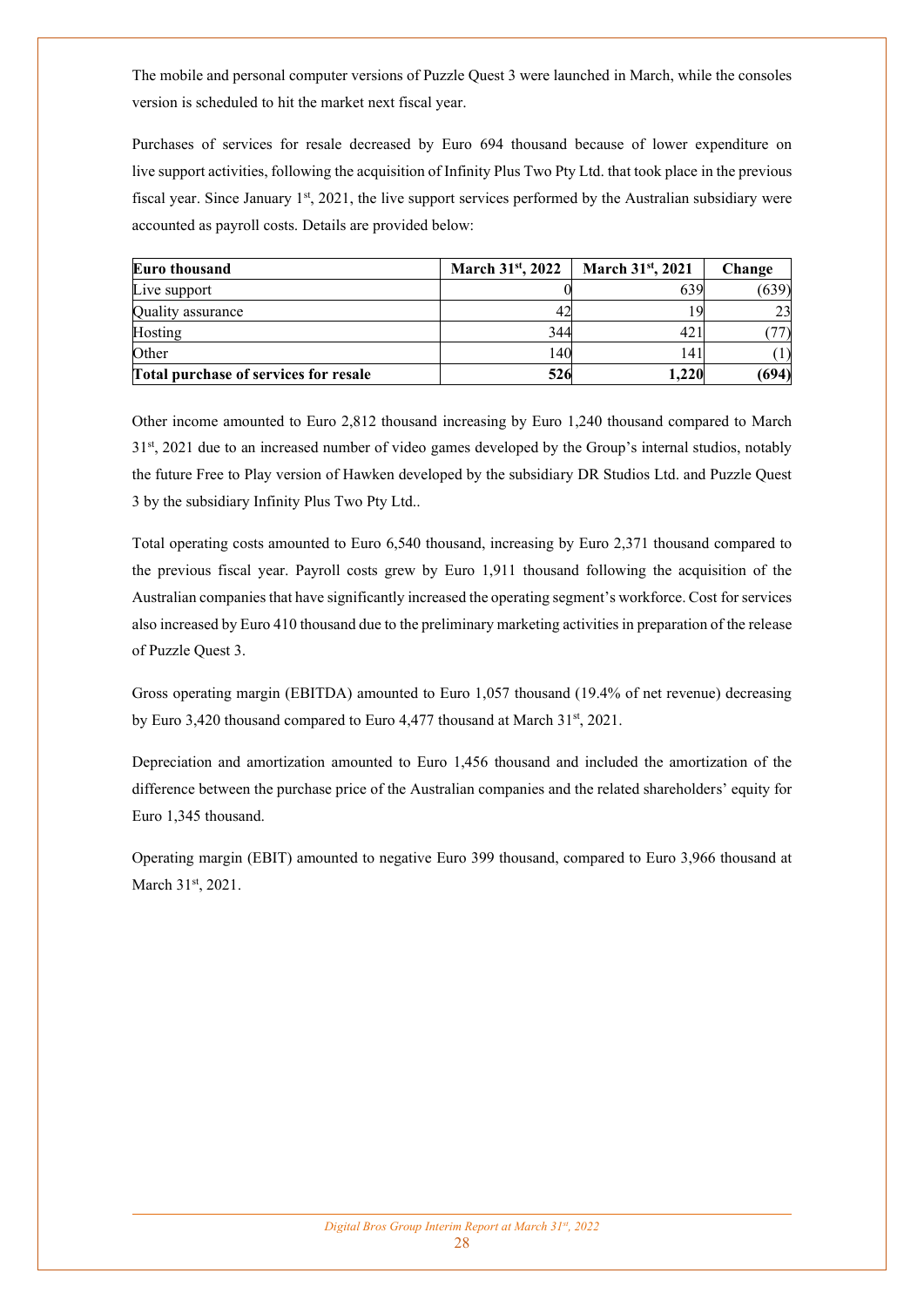The mobile and personal computer versions of Puzzle Quest 3 were launched in March, while the consoles version is scheduled to hit the market next fiscal year.

Purchases of services for resale decreased by Euro 694 thousand because of lower expenditure on live support activities, following the acquisition of Infinity Plus Two Pty Ltd. that took place in the previous fiscal year. Since January 1st, 2021, the live support services performed by the Australian subsidiary were accounted as payroll costs. Details are provided below:

| Euro thousand | March 31st, 2022 | March 31st, 2021 | Change |
|---|---|---|---|
| Live support | 0 | 639 | (639) |
| Quality assurance | 42 | 19 | 23 |
| Hosting | 344 | 421 | (77) |
| Other | 140 | 141 | (1) |
| **Total purchase of services for resale** | **526** | **1,220** | **(694)** |

Other income amounted to Euro 2,812 thousand increasing by Euro 1,240 thousand compared to March 31st, 2021 due to an increased number of video games developed by the Group's internal studios, notably the future Free to Play version of Hawken developed by the subsidiary DR Studios Ltd. and Puzzle Quest 3 by the subsidiary Infinity Plus Two Pty Ltd..

Total operating costs amounted to Euro 6,540 thousand, increasing by Euro 2,371 thousand compared to the previous fiscal year. Payroll costs grew by Euro 1,911 thousand following the acquisition of the Australian companies that have significantly increased the operating segment's workforce. Cost for services also increased by Euro 410 thousand due to the preliminary marketing activities in preparation of the release of Puzzle Quest 3.

Gross operating margin (EBITDA) amounted to Euro 1,057 thousand (19.4% of net revenue) decreasing by Euro 3,420 thousand compared to Euro 4,477 thousand at March 31st, 2021.

Depreciation and amortization amounted to Euro 1,456 thousand and included the amortization of the difference between the purchase price of the Australian companies and the related shareholders' equity for Euro 1,345 thousand.

Operating margin (EBIT) amounted to negative Euro 399 thousand, compared to Euro 3,966 thousand at March 31st, 2021.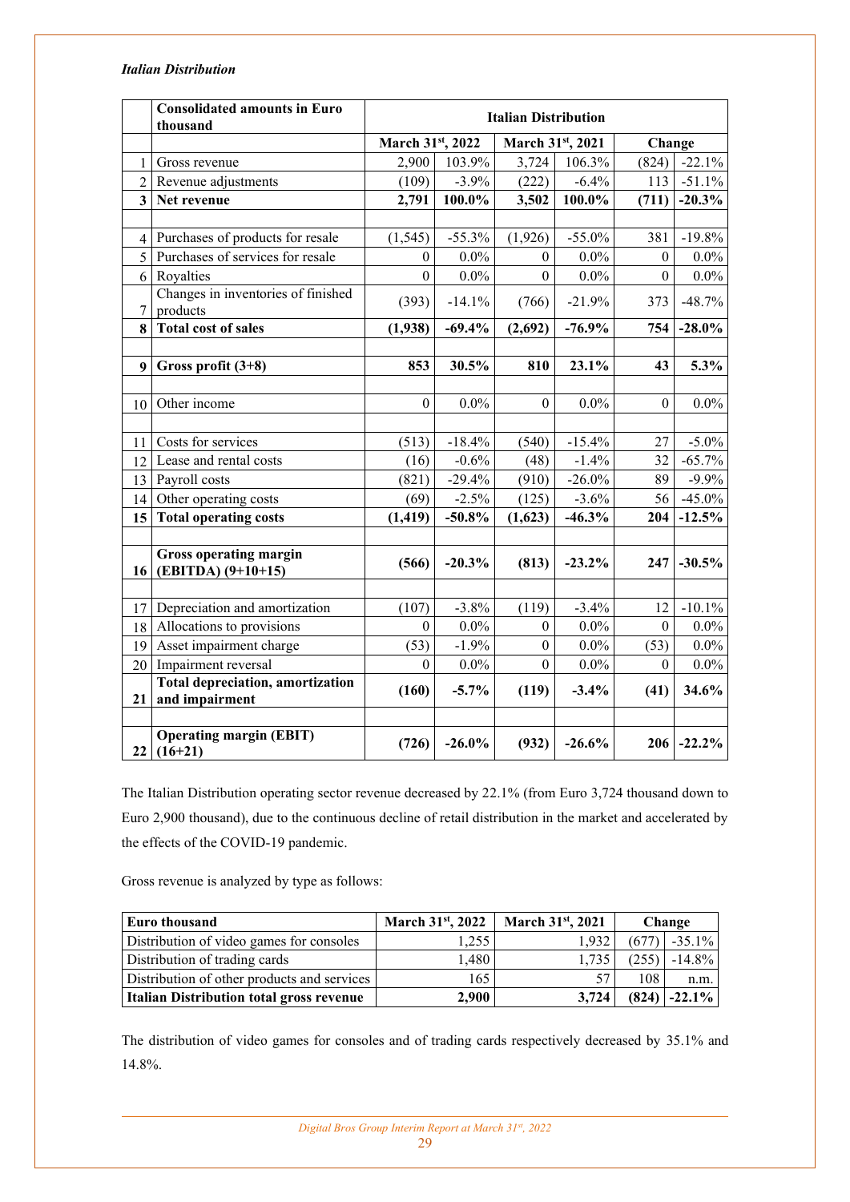*Italian Distribution*

| | Consolidated amounts in Euro thousand | Italian Distribution | | | | | |
|---|---|---|---|---|---|---|---|
| | | March 31st, 2022 | | March 31st, 2021 | | Change | |
| 1 | Gross revenue | 2,900 | 103.9% | 3,724 | 106.3% | (824) | -22.1% |
| 2 | Revenue adjustments | (109) | -3.9% | (222) | -6.4% | 113 | -51.1% |
| **3** | **Net revenue** | **2,791** | **100.0%** | **3,502** | **100.0%** | **(711)** | **-20.3%** |
| | | | | | | | |
| 4 | Purchases of products for resale | (1,545) | -55.3% | (1,926) | -55.0% | 381 | -19.8% |
| 5 | Purchases of services for resale | 0 | 0.0% | 0 | 0.0% | 0 | 0.0% |
| 6 | Royalties | 0 | 0.0% | 0 | 0.0% | 0 | 0.0% |
| 7 | Changes in inventories of finished products | (393) | -14.1% | (766) | -21.9% | 373 | -48.7% |
| **8** | **Total cost of sales** | **(1,938)** | **-69.4%** | **(2,692)** | **-76.9%** | **754** | **-28.0%** |
| | | | | | | | |
| **9** | **Gross profit (3+8)** | **853** | **30.5%** | **810** | **23.1%** | **43** | **5.3%** |
| | | | | | | | |
| 10 | Other income | 0 | 0.0% | 0 | 0.0% | 0 | 0.0% |
| | | | | | | | |
| 11 | Costs for services | (513) | -18.4% | (540) | -15.4% | 27 | -5.0% |
| 12 | Lease and rental costs | (16) | -0.6% | (48) | -1.4% | 32 | -65.7% |
| 13 | Payroll costs | (821) | -29.4% | (910) | -26.0% | 89 | -9.9% |
| 14 | Other operating costs | (69) | -2.5% | (125) | -3.6% | 56 | -45.0% |
| **15** | **Total operating costs** | **(1,419)** | **-50.8%** | **(1,623)** | **-46.3%** | **204** | **-12.5%** |
| | | | | | | | |
| **16** | **Gross operating margin (EBITDA) (9+10+15)** | **(566)** | **-20.3%** | **(813)** | **-23.2%** | **247** | **-30.5%** |
| | | | | | | | |
| 17 | Depreciation and amortization | (107) | -3.8% | (119) | -3.4% | 12 | -10.1% |
| 18 | Allocations to provisions | 0 | 0.0% | 0 | 0.0% | 0 | 0.0% |
| 19 | Asset impairment charge | (53) | -1.9% | 0 | 0.0% | (53) | 0.0% |
| 20 | Impairment reversal | 0 | 0.0% | 0 | 0.0% | 0 | 0.0% |
| **21** | **Total depreciation, amortization and impairment** | **(160)** | **-5.7%** | **(119)** | **-3.4%** | **(41)** | **34.6%** |
| | | | | | | | |
| **22** | **Operating margin (EBIT) (16+21)** | **(726)** | **-26.0%** | **(932)** | **-26.6%** | **206** | **-22.2%** |

The Italian Distribution operating sector revenue decreased by 22.1% (from Euro 3,724 thousand down to Euro 2,900 thousand), due to the continuous decline of retail distribution in the market and accelerated by the effects of the COVID-19 pandemic.

Gross revenue is analyzed by type as follows:

| Euro thousand | March 31st, 2022 | March 31st, 2021 | Change | |
|---|---|---|---|---|
| Distribution of video games for consoles | 1,255 | 1,932 | (677) | -35.1% |
| Distribution of trading cards | 1,480 | 1,735 | (255) | -14.8% |
| Distribution of other products and services | 165 | 57 | 108 | n.m. |
| **Italian Distribution total gross revenue** | **2,900** | **3,724** | **(824)** | **-22.1%** |

The distribution of video games for consoles and of trading cards respectively decreased by 35.1% and 14.8%.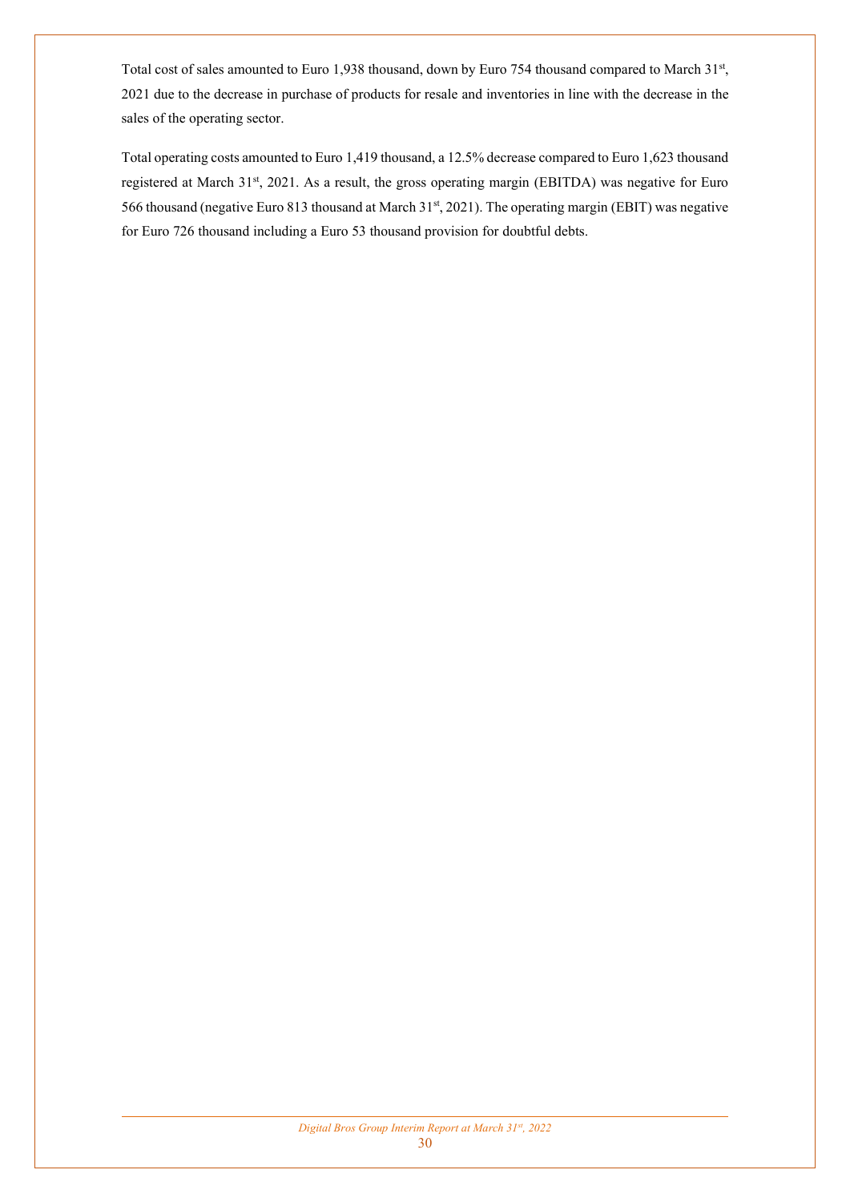Total cost of sales amounted to Euro 1,938 thousand, down by Euro 754 thousand compared to March 31st, 2021 due to the decrease in purchase of products for resale and inventories in line with the decrease in the sales of the operating sector.

Total operating costs amounted to Euro 1,419 thousand, a 12.5% decrease compared to Euro 1,623 thousand registered at March 31st, 2021. As a result, the gross operating margin (EBITDA) was negative for Euro 566 thousand (negative Euro 813 thousand at March 31st, 2021). The operating margin (EBIT) was negative for Euro 726 thousand including a Euro 53 thousand provision for doubtful debts.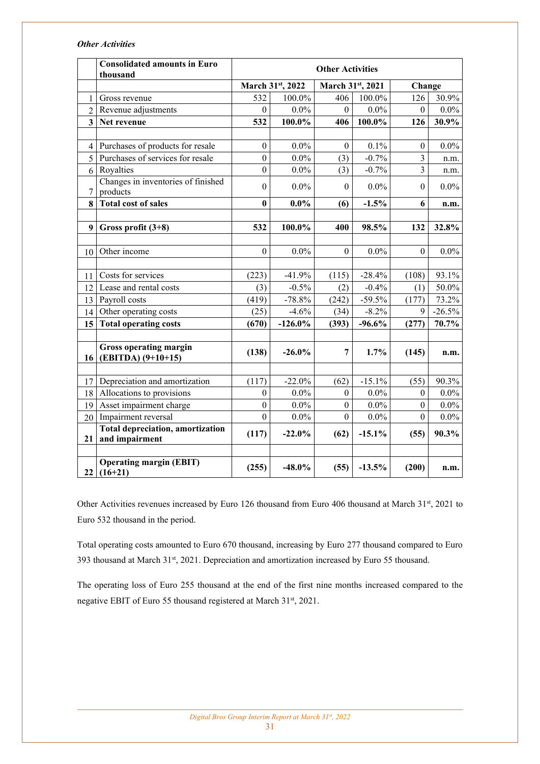*Other Activities*

| | Consolidated amounts in Euro thousand | Other Activities | | | | | |
|---|---|---|---|---|---|---|---|
| | | March 31st, 2022 | | March 31st, 2021 | | Change | |
| 1 | Gross revenue | 532 | 100.0% | 406 | 100.0% | 126 | 30.9% |
| 2 | Revenue adjustments | 0 | 0.0% | 0 | 0.0% | 0 | 0.0% |
| **3** | **Net revenue** | **532** | **100.0%** | **406** | **100.0%** | **126** | **30.9%** |
| | | | | | | | |
| 4 | Purchases of products for resale | 0 | 0.0% | 0 | 0.1% | 0 | 0.0% |
| 5 | Purchases of services for resale | 0 | 0.0% | (3) | -0.7% | 3 | n.m. |
| 6 | Royalties | 0 | 0.0% | (3) | -0.7% | 3 | n.m. |
| 7 | Changes in inventories of finished products | 0 | 0.0% | 0 | 0.0% | 0 | 0.0% |
| **8** | **Total cost of sales** | **0** | **0.0%** | **(6)** | **-1.5%** | **6** | **n.m.** |
| | | | | | | | |
| **9** | **Gross profit (3+8)** | **532** | **100.0%** | **400** | **98.5%** | **132** | **32.8%** |
| | | | | | | | |
| 10 | Other income | 0 | 0.0% | 0 | 0.0% | 0 | 0.0% |
| | | | | | | | |
| 11 | Costs for services | (223) | -41.9% | (115) | -28.4% | (108) | 93.1% |
| 12 | Lease and rental costs | (3) | -0.5% | (2) | -0.4% | (1) | 50.0% |
| 13 | Payroll costs | (419) | -78.8% | (242) | -59.5% | (177) | 73.2% |
| 14 | Other operating costs | (25) | -4.6% | (34) | -8.2% | 9 | -26.5% |
| **15** | **Total operating costs** | **(670)** | **-126.0%** | **(393)** | **-96.6%** | **(277)** | **70.7%** |
| | | | | | | | |
| **16** | **Gross operating margin (EBITDA) (9+10+15)** | **(138)** | **-26.0%** | **7** | **1.7%** | **(145)** | **n.m.** |
| | | | | | | | |
| 17 | Depreciation and amortization | (117) | -22.0% | (62) | -15.1% | (55) | 90.3% |
| 18 | Allocations to provisions | 0 | 0.0% | 0 | 0.0% | 0 | 0.0% |
| 19 | Asset impairment charge | 0 | 0.0% | 0 | 0.0% | 0 | 0.0% |
| 20 | Impairment reversal | 0 | 0.0% | 0 | 0.0% | 0 | 0.0% |
| **21** | **Total depreciation, amortization and impairment** | **(117)** | **-22.0%** | **(62)** | **-15.1%** | **(55)** | **90.3%** |
| | | | | | | | |
| **22** | **Operating margin (EBIT) (16+21)** | **(255)** | **-48.0%** | **(55)** | **-13.5%** | **(200)** | **n.m.** |

Other Activities revenues increased by Euro 126 thousand from Euro 406 thousand at March 31st, 2021 to Euro 532 thousand in the period.

Total operating costs amounted to Euro 670 thousand, increasing by Euro 277 thousand compared to Euro 393 thousand at March 31st, 2021. Depreciation and amortization increased by Euro 55 thousand.

The operating loss of Euro 255 thousand at the end of the first nine months increased compared to the negative EBIT of Euro 55 thousand registered at March 31st, 2021.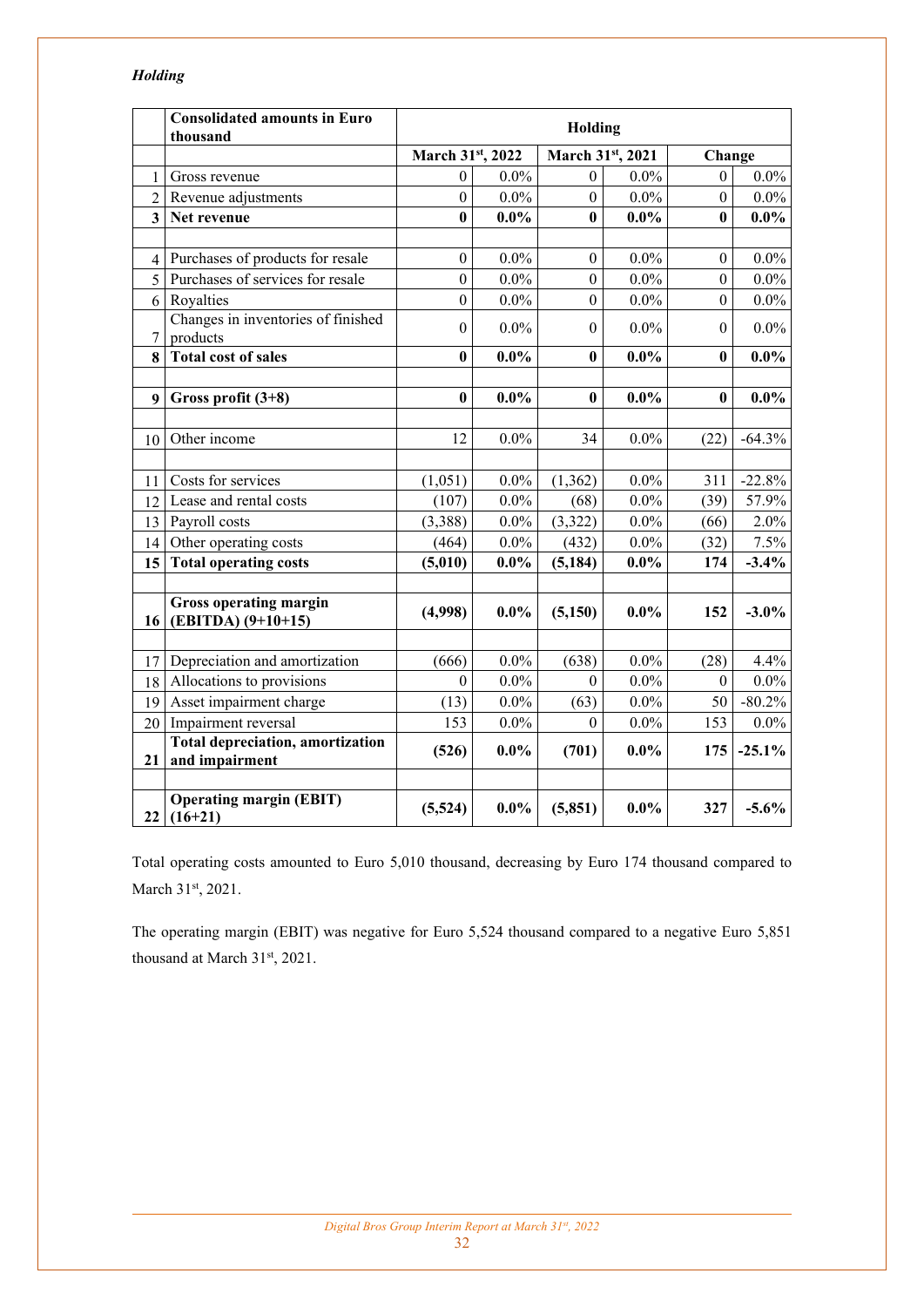*Holding*

| | Consolidated amounts in Euro thousand | Holding | | | | | |
|---|---|---|---|---|---|---|---|
| | | March 31st, 2022 | | March 31st, 2021 | | Change | |
| 1 | Gross revenue | 0 | 0.0% | 0 | 0.0% | 0 | 0.0% |
| 2 | Revenue adjustments | 0 | 0.0% | 0 | 0.0% | 0 | 0.0% |
| **3** | **Net revenue** | **0** | **0.0%** | **0** | **0.0%** | **0** | **0.0%** |
| | | | | | | | |
| 4 | Purchases of products for resale | 0 | 0.0% | 0 | 0.0% | 0 | 0.0% |
| 5 | Purchases of services for resale | 0 | 0.0% | 0 | 0.0% | 0 | 0.0% |
| 6 | Royalties | 0 | 0.0% | 0 | 0.0% | 0 | 0.0% |
| 7 | Changes in inventories of finished products | 0 | 0.0% | 0 | 0.0% | 0 | 0.0% |
| **8** | **Total cost of sales** | **0** | **0.0%** | **0** | **0.0%** | **0** | **0.0%** |
| | | | | | | | |
| **9** | **Gross profit (3+8)** | **0** | **0.0%** | **0** | **0.0%** | **0** | **0.0%** |
| | | | | | | | |
| 10 | Other income | 12 | 0.0% | 34 | 0.0% | (22) | -64.3% |
| | | | | | | | |
| 11 | Costs for services | (1,051) | 0.0% | (1,362) | 0.0% | 311 | -22.8% |
| 12 | Lease and rental costs | (107) | 0.0% | (68) | 0.0% | (39) | 57.9% |
| 13 | Payroll costs | (3,388) | 0.0% | (3,322) | 0.0% | (66) | 2.0% |
| 14 | Other operating costs | (464) | 0.0% | (432) | 0.0% | (32) | 7.5% |
| **15** | **Total operating costs** | **(5,010)** | **0.0%** | **(5,184)** | **0.0%** | **174** | **-3.4%** |
| | | | | | | | |
| **16** | **Gross operating margin (EBITDA) (9+10+15)** | **(4,998)** | **0.0%** | **(5,150)** | **0.0%** | **152** | **-3.0%** |
| | | | | | | | |
| 17 | Depreciation and amortization | (666) | 0.0% | (638) | 0.0% | (28) | 4.4% |
| 18 | Allocations to provisions | 0 | 0.0% | 0 | 0.0% | 0 | 0.0% |
| 19 | Asset impairment charge | (13) | 0.0% | (63) | 0.0% | 50 | -80.2% |
| 20 | Impairment reversal | 153 | 0.0% | 0 | 0.0% | 153 | 0.0% |
| **21** | **Total depreciation, amortization and impairment** | **(526)** | **0.0%** | **(701)** | **0.0%** | **175** | **-25.1%** |
| | | | | | | | |
| **22** | **Operating margin (EBIT) (16+21)** | **(5,524)** | **0.0%** | **(5,851)** | **0.0%** | **327** | **-5.6%** |

Total operating costs amounted to Euro 5,010 thousand, decreasing by Euro 174 thousand compared to March 31st, 2021.

The operating margin (EBIT) was negative for Euro 5,524 thousand compared to a negative Euro 5,851 thousand at March 31st, 2021.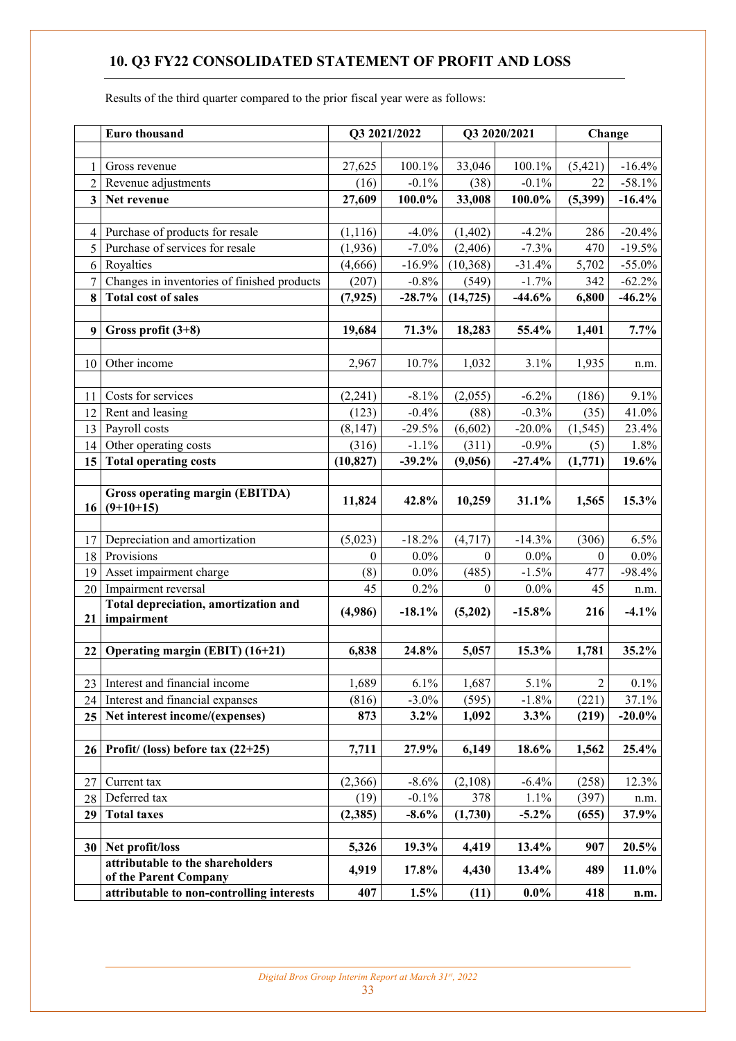## 10. Q3 FY22 CONSOLIDATED STATEMENT OF PROFIT AND LOSS

Results of the third quarter compared to the prior fiscal year were as follows:

| | Euro thousand | Q3 2021/2022 | | Q3 2020/2021 | | Change | |
|---|---|---|---|---|---|---|---|
| 1 | Gross revenue | 27,625 | 100.1% | 33,046 | 100.1% | (5,421) | -16.4% |
| 2 | Revenue adjustments | (16) | -0.1% | (38) | -0.1% | 22 | -58.1% |
| **3** | **Net revenue** | **27,609** | **100.0%** | **33,008** | **100.0%** | **(5,399)** | **-16.4%** |
| 4 | Purchase of products for resale | (1,116) | -4.0% | (1,402) | -4.2% | 286 | -20.4% |
| 5 | Purchase of services for resale | (1,936) | -7.0% | (2,406) | -7.3% | 470 | -19.5% |
| 6 | Royalties | (4,666) | -16.9% | (10,368) | -31.4% | 5,702 | -55.0% |
| 7 | Changes in inventories of finished products | (207) | -0.8% | (549) | -1.7% | 342 | -62.2% |
| **8** | **Total cost of sales** | **(7,925)** | **-28.7%** | **(14,725)** | **-44.6%** | **6,800** | **-46.2%** |
| **9** | **Gross profit (3+8)** | **19,684** | **71.3%** | **18,283** | **55.4%** | **1,401** | **7.7%** |
| 10 | Other income | 2,967 | 10.7% | 1,032 | 3.1% | 1,935 | n.m. |
| 11 | Costs for services | (2,241) | -8.1% | (2,055) | -6.2% | (186) | 9.1% |
| 12 | Rent and leasing | (123) | -0.4% | (88) | -0.3% | (35) | 41.0% |
| 13 | Payroll costs | (8,147) | -29.5% | (6,602) | -20.0% | (1,545) | 23.4% |
| 14 | Other operating costs | (316) | -1.1% | (311) | -0.9% | (5) | 1.8% |
| **15** | **Total operating costs** | **(10,827)** | **-39.2%** | **(9,056)** | **-27.4%** | **(1,771)** | **19.6%** |
| **16** | **Gross operating margin (EBITDA) (9+10+15)** | **11,824** | **42.8%** | **10,259** | **31.1%** | **1,565** | **15.3%** |
| 17 | Depreciation and amortization | (5,023) | -18.2% | (4,717) | -14.3% | (306) | 6.5% |
| 18 | Provisions | 0 | 0.0% | 0 | 0.0% | 0 | 0.0% |
| 19 | Asset impairment charge | (8) | 0.0% | (485) | -1.5% | 477 | -98.4% |
| 20 | Impairment reversal | 45 | 0.2% | 0 | 0.0% | 45 | n.m. |
| **21** | **Total depreciation, amortization and impairment** | **(4,986)** | **-18.1%** | **(5,202)** | **-15.8%** | **216** | **-4.1%** |
| **22** | **Operating margin (EBIT) (16+21)** | **6,838** | **24.8%** | **5,057** | **15.3%** | **1,781** | **35.2%** |
| 23 | Interest and financial income | 1,689 | 6.1% | 1,687 | 5.1% | 2 | 0.1% |
| 24 | Interest and financial expanses | (816) | -3.0% | (595) | -1.8% | (221) | 37.1% |
| **25** | **Net interest income/(expenses)** | **873** | **3.2%** | **1,092** | **3.3%** | **(219)** | **-20.0%** |
| **26** | **Profit/ (loss) before tax (22+25)** | **7,711** | **27.9%** | **6,149** | **18.6%** | **1,562** | **25.4%** |
| 27 | Current tax | (2,366) | -8.6% | (2,108) | -6.4% | (258) | 12.3% |
| 28 | Deferred tax | (19) | -0.1% | 378 | 1.1% | (397) | n.m. |
| **29** | **Total taxes** | **(2,385)** | **-8.6%** | **(1,730)** | **-5.2%** | **(655)** | **37.9%** |
| **30** | **Net profit/loss** | **5,326** | **19.3%** | **4,419** | **13.4%** | **907** | **20.5%** |
| | **attributable to the shareholders of the Parent Company** | **4,919** | **17.8%** | **4,430** | **13.4%** | **489** | **11.0%** |
| | **attributable to non-controlling interests** | **407** | **1.5%** | **(11)** | **0.0%** | **418** | **n.m.** |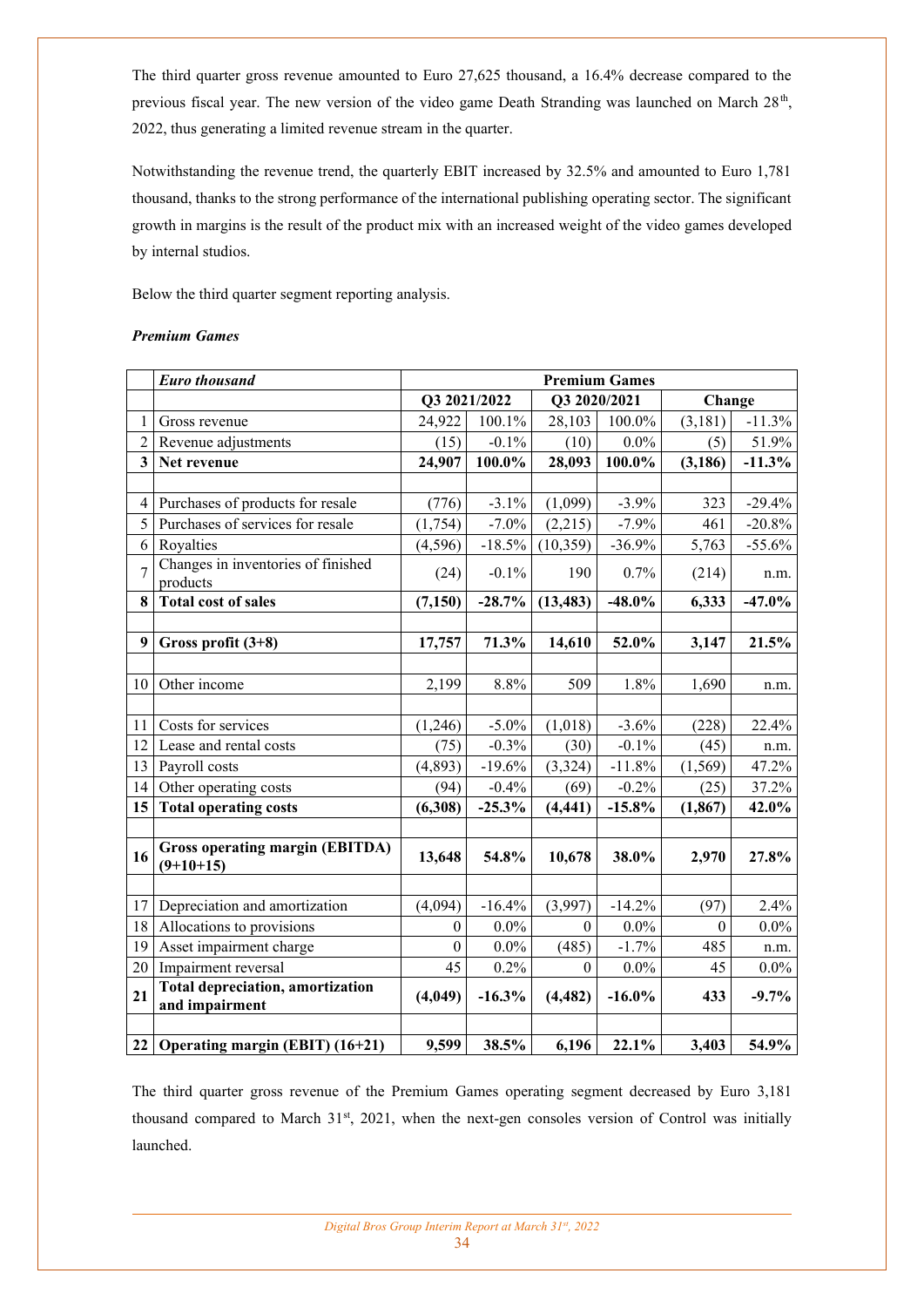The third quarter gross revenue amounted to Euro 27,625 thousand, a 16.4% decrease compared to the previous fiscal year. The new version of the video game Death Stranding was launched on March 28th, 2022, thus generating a limited revenue stream in the quarter.

Notwithstanding the revenue trend, the quarterly EBIT increased by 32.5% and amounted to Euro 1,781 thousand, thanks to the strong performance of the international publishing operating sector. The significant growth in margins is the result of the product mix with an increased weight of the video games developed by internal studios.

Below the third quarter segment reporting analysis.

***Premium Games***

| | ***Euro thousand*** | **Premium Games** | | | | | |
|---|---|---|---|---|---|---|---|
| | | **Q3 2021/2022** | | **Q3 2020/2021** | | **Change** | |
| 1 | Gross revenue | 24,922 | 100.1% | 28,103 | 100.0% | (3,181) | -11.3% |
| 2 | Revenue adjustments | (15) | -0.1% | (10) | 0.0% | (5) | 51.9% |
| **3** | **Net revenue** | **24,907** | **100.0%** | **28,093** | **100.0%** | **(3,186)** | **-11.3%** |
| | | | | | | | |
| 4 | Purchases of products for resale | (776) | -3.1% | (1,099) | -3.9% | 323 | -29.4% |
| 5 | Purchases of services for resale | (1,754) | -7.0% | (2,215) | -7.9% | 461 | -20.8% |
| 6 | Royalties | (4,596) | -18.5% | (10,359) | -36.9% | 5,763 | -55.6% |
| 7 | Changes in inventories of finished products | (24) | -0.1% | 190 | 0.7% | (214) | n.m. |
| **8** | **Total cost of sales** | **(7,150)** | **-28.7%** | **(13,483)** | **-48.0%** | **6,333** | **-47.0%** |
| | | | | | | | |
| **9** | **Gross profit (3+8)** | **17,757** | **71.3%** | **14,610** | **52.0%** | **3,147** | **21.5%** |
| | | | | | | | |
| 10 | Other income | 2,199 | 8.8% | 509 | 1.8% | 1,690 | n.m. |
| | | | | | | | |
| 11 | Costs for services | (1,246) | -5.0% | (1,018) | -3.6% | (228) | 22.4% |
| 12 | Lease and rental costs | (75) | -0.3% | (30) | -0.1% | (45) | n.m. |
| 13 | Payroll costs | (4,893) | -19.6% | (3,324) | -11.8% | (1,569) | 47.2% |
| 14 | Other operating costs | (94) | -0.4% | (69) | -0.2% | (25) | 37.2% |
| **15** | **Total operating costs** | **(6,308)** | **-25.3%** | **(4,441)** | **-15.8%** | **(1,867)** | **42.0%** |
| | | | | | | | |
| **16** | **Gross operating margin (EBITDA) (9+10+15)** | **13,648** | **54.8%** | **10,678** | **38.0%** | **2,970** | **27.8%** |
| | | | | | | | |
| 17 | Depreciation and amortization | (4,094) | -16.4% | (3,997) | -14.2% | (97) | 2.4% |
| 18 | Allocations to provisions | 0 | 0.0% | 0 | 0.0% | 0 | 0.0% |
| 19 | Asset impairment charge | 0 | 0.0% | (485) | -1.7% | 485 | n.m. |
| 20 | Impairment reversal | 45 | 0.2% | 0 | 0.0% | 45 | 0.0% |
| **21** | **Total depreciation, amortization and impairment** | **(4,049)** | **-16.3%** | **(4,482)** | **-16.0%** | **433** | **-9.7%** |
| | | | | | | | |
| **22** | **Operating margin (EBIT) (16+21)** | **9,599** | **38.5%** | **6,196** | **22.1%** | **3,403** | **54.9%** |

The third quarter gross revenue of the Premium Games operating segment decreased by Euro 3,181 thousand compared to March 31st, 2021, when the next-gen consoles version of Control was initially launched.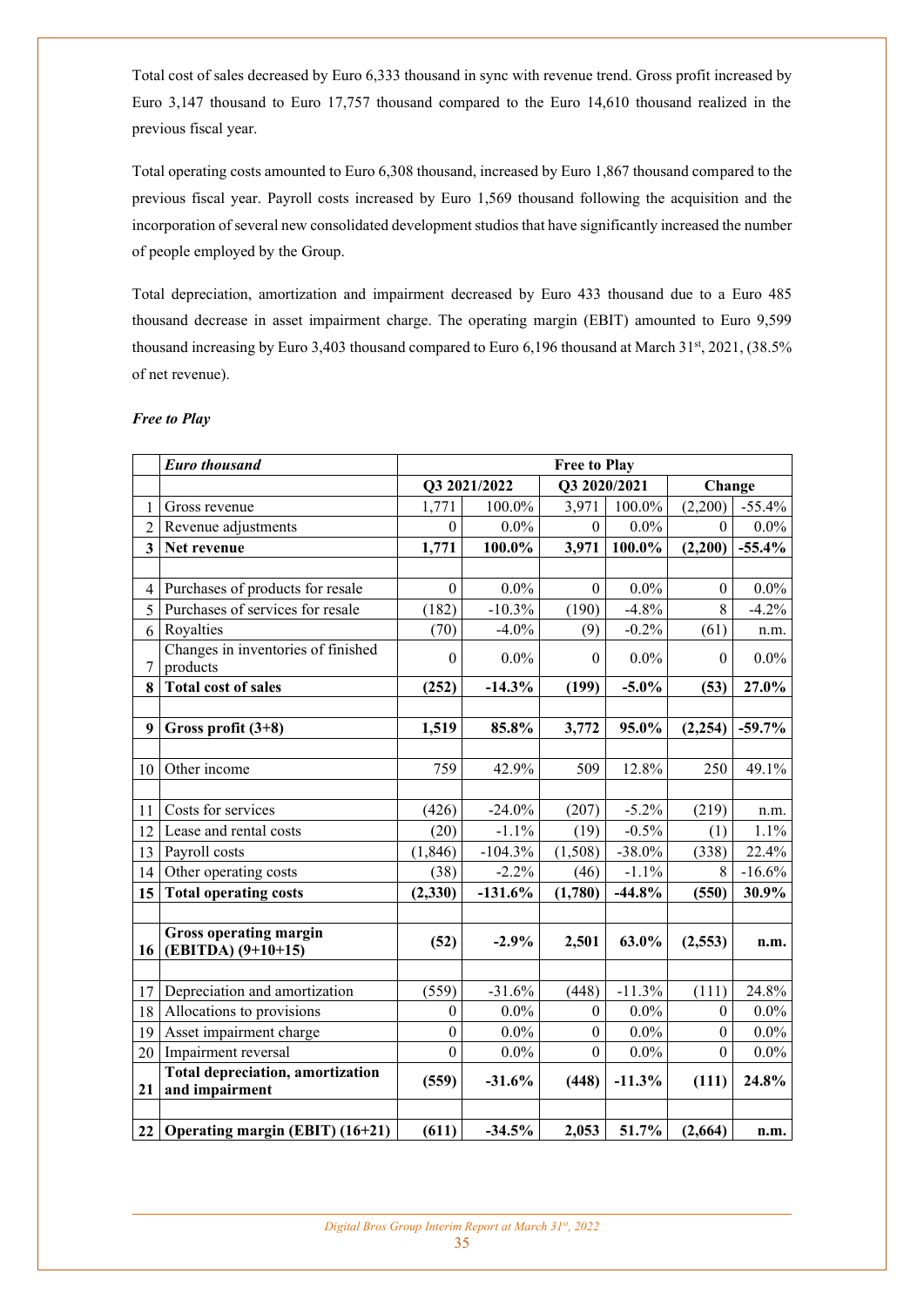Total cost of sales decreased by Euro 6,333 thousand in sync with revenue trend. Gross profit increased by Euro 3,147 thousand to Euro 17,757 thousand compared to the Euro 14,610 thousand realized in the previous fiscal year.

Total operating costs amounted to Euro 6,308 thousand, increased by Euro 1,867 thousand compared to the previous fiscal year. Payroll costs increased by Euro 1,569 thousand following the acquisition and the incorporation of several new consolidated development studios that have significantly increased the number of people employed by the Group.

Total depreciation, amortization and impairment decreased by Euro 433 thousand due to a Euro 485 thousand decrease in asset impairment charge. The operating margin (EBIT) amounted to Euro 9,599 thousand increasing by Euro 3,403 thousand compared to Euro 6,196 thousand at March 31st, 2021, (38.5% of net revenue).

*Free to Play*

| | *Euro thousand* | Free to Play | | | | | |
|---|---|---|---|---|---|---|---|
| | | Q3 2021/2022 | | Q3 2020/2021 | | Change | |
| 1 | Gross revenue | 1,771 | 100.0% | 3,971 | 100.0% | (2,200) | -55.4% |
| 2 | Revenue adjustments | 0 | 0.0% | 0 | 0.0% | 0 | 0.0% |
| **3** | **Net revenue** | **1,771** | **100.0%** | **3,971** | **100.0%** | **(2,200)** | **-55.4%** |
| | | | | | | | |
| 4 | Purchases of products for resale | 0 | 0.0% | 0 | 0.0% | 0 | 0.0% |
| 5 | Purchases of services for resale | (182) | -10.3% | (190) | -4.8% | 8 | -4.2% |
| 6 | Royalties | (70) | -4.0% | (9) | -0.2% | (61) | n.m. |
| 7 | Changes in inventories of finished products | 0 | 0.0% | 0 | 0.0% | 0 | 0.0% |
| **8** | **Total cost of sales** | **(252)** | **-14.3%** | **(199)** | **-5.0%** | **(53)** | **27.0%** |
| | | | | | | | |
| **9** | **Gross profit (3+8)** | **1,519** | **85.8%** | **3,772** | **95.0%** | **(2,254)** | **-59.7%** |
| | | | | | | | |
| 10 | Other income | 759 | 42.9% | 509 | 12.8% | 250 | 49.1% |
| | | | | | | | |
| 11 | Costs for services | (426) | -24.0% | (207) | -5.2% | (219) | n.m. |
| 12 | Lease and rental costs | (20) | -1.1% | (19) | -0.5% | (1) | 1.1% |
| 13 | Payroll costs | (1,846) | -104.3% | (1,508) | -38.0% | (338) | 22.4% |
| 14 | Other operating costs | (38) | -2.2% | (46) | -1.1% | 8 | -16.6% |
| **15** | **Total operating costs** | **(2,330)** | **-131.6%** | **(1,780)** | **-44.8%** | **(550)** | **30.9%** |
| | | | | | | | |
| **16** | **Gross operating margin (EBITDA) (9+10+15)** | **(52)** | **-2.9%** | **2,501** | **63.0%** | **(2,553)** | **n.m.** |
| | | | | | | | |
| 17 | Depreciation and amortization | (559) | -31.6% | (448) | -11.3% | (111) | 24.8% |
| 18 | Allocations to provisions | 0 | 0.0% | 0 | 0.0% | 0 | 0.0% |
| 19 | Asset impairment charge | 0 | 0.0% | 0 | 0.0% | 0 | 0.0% |
| 20 | Impairment reversal | 0 | 0.0% | 0 | 0.0% | 0 | 0.0% |
| **21** | **Total depreciation, amortization and impairment** | **(559)** | **-31.6%** | **(448)** | **-11.3%** | **(111)** | **24.8%** |
| | | | | | | | |
| **22** | **Operating margin (EBIT) (16+21)** | **(611)** | **-34.5%** | **2,053** | **51.7%** | **(2,664)** | **n.m.** |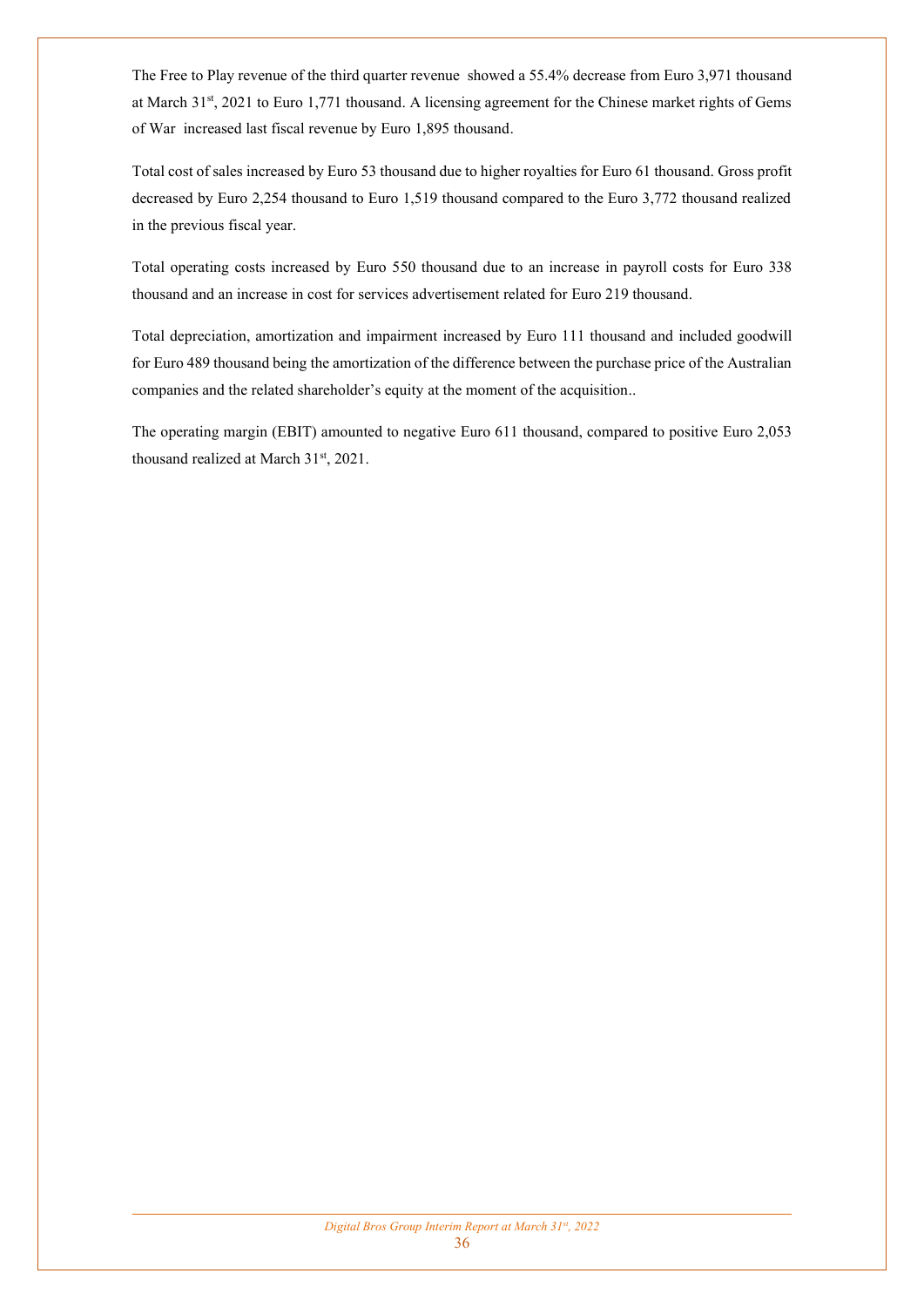The Free to Play revenue of the third quarter revenue  showed a 55.4% decrease from Euro 3,971 thousand at March 31st, 2021 to Euro 1,771 thousand. A licensing agreement for the Chinese market rights of Gems of War  increased last fiscal revenue by Euro 1,895 thousand.

Total cost of sales increased by Euro 53 thousand due to higher royalties for Euro 61 thousand. Gross profit decreased by Euro 2,254 thousand to Euro 1,519 thousand compared to the Euro 3,772 thousand realized in the previous fiscal year.

Total operating costs increased by Euro 550 thousand due to an increase in payroll costs for Euro 338 thousand and an increase in cost for services advertisement related for Euro 219 thousand.

Total depreciation, amortization and impairment increased by Euro 111 thousand and included goodwill for Euro 489 thousand being the amortization of the difference between the purchase price of the Australian companies and the related shareholder's equity at the moment of the acquisition..

The operating margin (EBIT) amounted to negative Euro 611 thousand, compared to positive Euro 2,053 thousand realized at March 31st, 2021.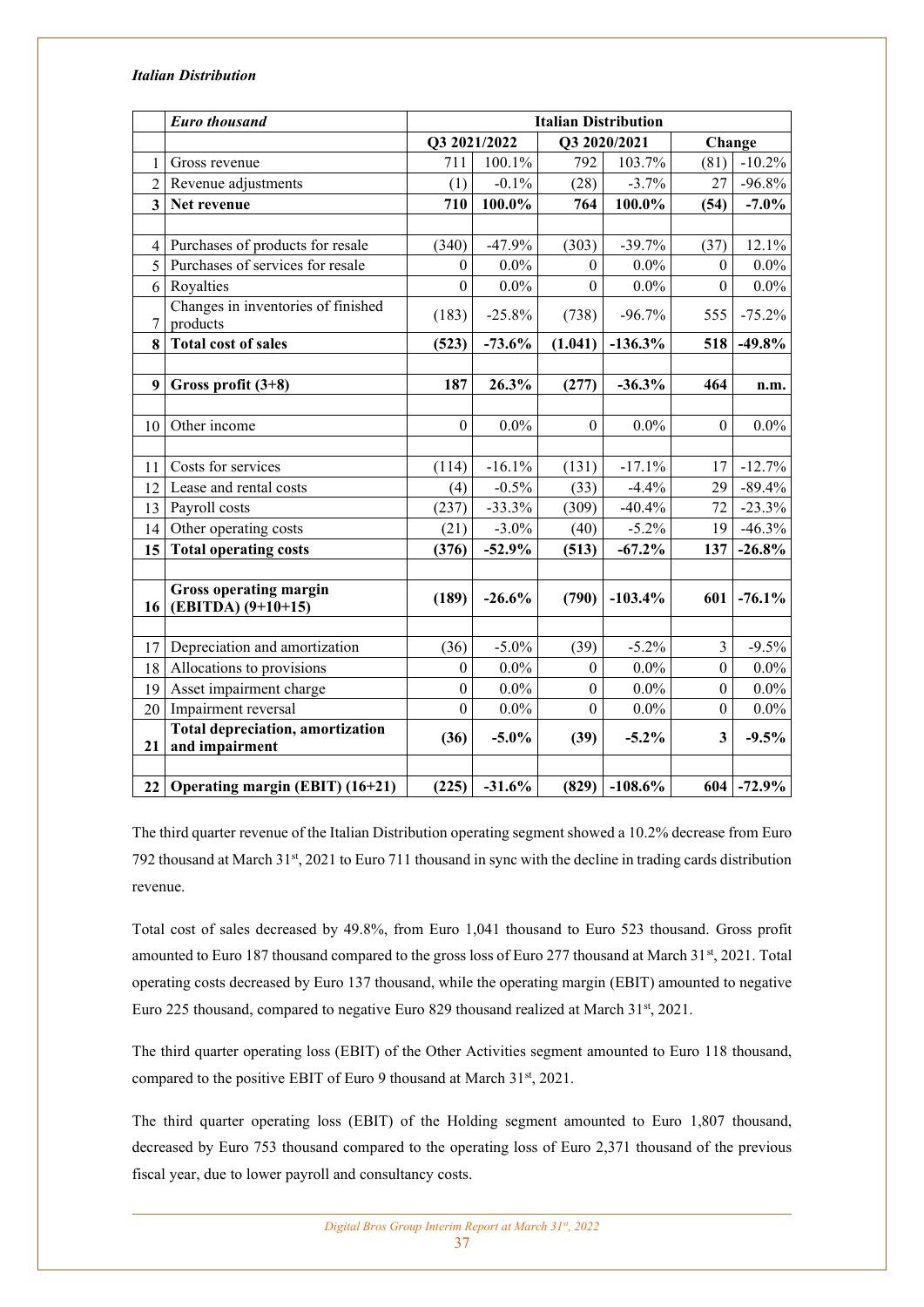***Italian Distribution***

| | *Euro thousand* | Italian Distribution | | | | | |
|---|---|---|---|---|---|---|---|
| | | Q3 2021/2022 | | Q3 2020/2021 | | Change | |
| 1 | Gross revenue | 711 | 100.1% | 792 | 103.7% | (81) | -10.2% |
| 2 | Revenue adjustments | (1) | -0.1% | (28) | -3.7% | 27 | -96.8% |
| **3** | **Net revenue** | **710** | **100.0%** | **764** | **100.0%** | **(54)** | **-7.0%** |
| | | | | | | | |
| 4 | Purchases of products for resale | (340) | -47.9% | (303) | -39.7% | (37) | 12.1% |
| 5 | Purchases of services for resale | 0 | 0.0% | 0 | 0.0% | 0 | 0.0% |
| 6 | Royalties | 0 | 0.0% | 0 | 0.0% | 0 | 0.0% |
| 7 | Changes in inventories of finished products | (183) | -25.8% | (738) | -96.7% | 555 | -75.2% |
| **8** | **Total cost of sales** | **(523)** | **-73.6%** | **(1.041)** | **-136.3%** | **518** | **-49.8%** |
| | | | | | | | |
| **9** | **Gross profit (3+8)** | **187** | **26.3%** | **(277)** | **-36.3%** | **464** | **n.m.** |
| | | | | | | | |
| 10 | Other income | 0 | 0.0% | 0 | 0.0% | 0 | 0.0% |
| | | | | | | | |
| 11 | Costs for services | (114) | -16.1% | (131) | -17.1% | 17 | -12.7% |
| 12 | Lease and rental costs | (4) | -0.5% | (33) | -4.4% | 29 | -89.4% |
| 13 | Payroll costs | (237) | -33.3% | (309) | -40.4% | 72 | -23.3% |
| 14 | Other operating costs | (21) | -3.0% | (40) | -5.2% | 19 | -46.3% |
| **15** | **Total operating costs** | **(376)** | **-52.9%** | **(513)** | **-67.2%** | **137** | **-26.8%** |
| | | | | | | | |
| **16** | **Gross operating margin (EBITDA) (9+10+15)** | **(189)** | **-26.6%** | **(790)** | **-103.4%** | **601** | **-76.1%** |
| | | | | | | | |
| 17 | Depreciation and amortization | (36) | -5.0% | (39) | -5.2% | 3 | -9.5% |
| 18 | Allocations to provisions | 0 | 0.0% | 0 | 0.0% | 0 | 0.0% |
| 19 | Asset impairment charge | 0 | 0.0% | 0 | 0.0% | 0 | 0.0% |
| 20 | Impairment reversal | 0 | 0.0% | 0 | 0.0% | 0 | 0.0% |
| **21** | **Total depreciation, amortization and impairment** | **(36)** | **-5.0%** | **(39)** | **-5.2%** | **3** | **-9.5%** |
| | | | | | | | |
| **22** | **Operating margin (EBIT) (16+21)** | **(225)** | **-31.6%** | **(829)** | **-108.6%** | **604** | **-72.9%** |

The third quarter revenue of the Italian Distribution operating segment showed a 10.2% decrease from Euro 792 thousand at March 31st, 2021 to Euro 711 thousand in sync with the decline in trading cards distribution revenue.

Total cost of sales decreased by 49.8%, from Euro 1,041 thousand to Euro 523 thousand. Gross profit amounted to Euro 187 thousand compared to the gross loss of Euro 277 thousand at March 31st, 2021. Total operating costs decreased by Euro 137 thousand, while the operating margin (EBIT) amounted to negative Euro 225 thousand, compared to negative Euro 829 thousand realized at March 31st, 2021.

The third quarter operating loss (EBIT) of the Other Activities segment amounted to Euro 118 thousand, compared to the positive EBIT of Euro 9 thousand at March 31st, 2021.

The third quarter operating loss (EBIT) of the Holding segment amounted to Euro 1,807 thousand, decreased by Euro 753 thousand compared to the operating loss of Euro 2,371 thousand of the previous fiscal year, due to lower payroll and consultancy costs.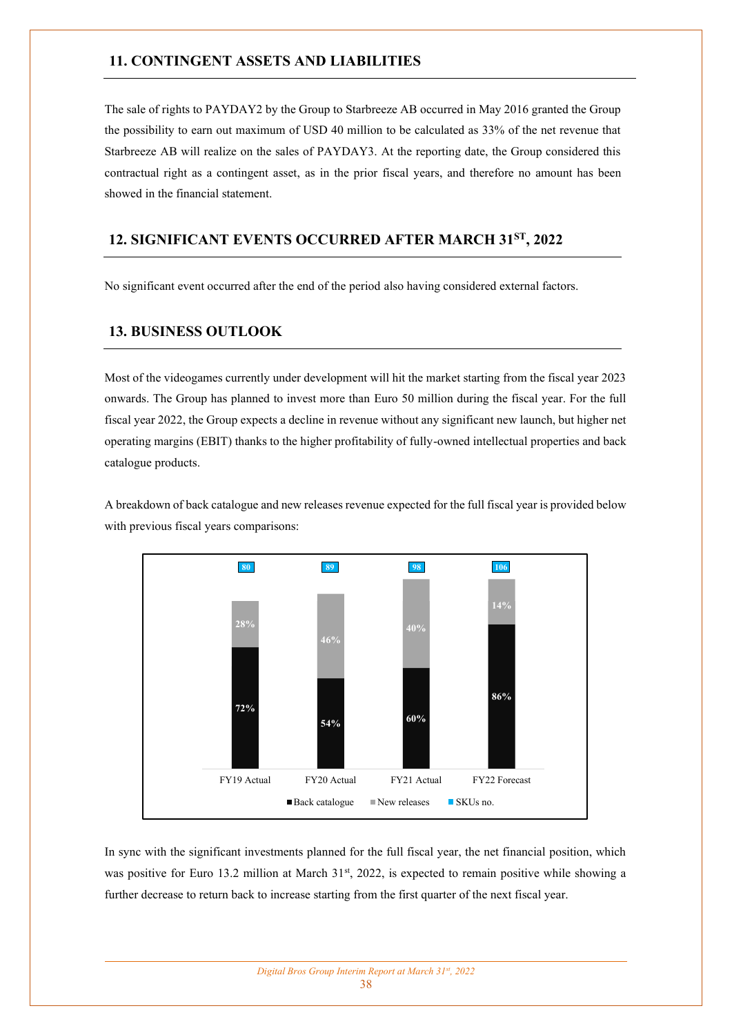## 11. CONTINGENT ASSETS AND LIABILITIES

The sale of rights to PAYDAY2 by the Group to Starbreeze AB occurred in May 2016 granted the Group the possibility to earn out maximum of USD 40 million to be calculated as 33% of the net revenue that Starbreeze AB will realize on the sales of PAYDAY3. At the reporting date, the Group considered this contractual right as a contingent asset, as in the prior fiscal years, and therefore no amount has been showed in the financial statement.

## 12. SIGNIFICANT EVENTS OCCURRED AFTER MARCH 31ST, 2022

No significant event occurred after the end of the period also having considered external factors.

## 13. BUSINESS OUTLOOK

Most of the videogames currently under development will hit the market starting from the fiscal year 2023 onwards. The Group has planned to invest more than Euro 50 million during the fiscal year. For the full fiscal year 2022, the Group expects a decline in revenue without any significant new launch, but higher net operating margins (EBIT) thanks to the higher profitability of fully-owned intellectual properties and back catalogue products.

A breakdown of back catalogue and new releases revenue expected for the full fiscal year is provided below with previous fiscal years comparisons:

| | FY19 Actual | FY20 Actual | FY21 Actual | FY22 Forecast |
|---|---|---|---|---|
| SKUs no. | 80 | 89 | 98 | 106 |
| New releases | 28% | 46% | 40% | 14% |
| Back catalogue | 72% | 54% | 60% | 86% |

In sync with the significant investments planned for the full fiscal year, the net financial position, which was positive for Euro 13.2 million at March 31st, 2022, is expected to remain positive while showing a further decrease to return back to increase starting from the first quarter of the next fiscal year.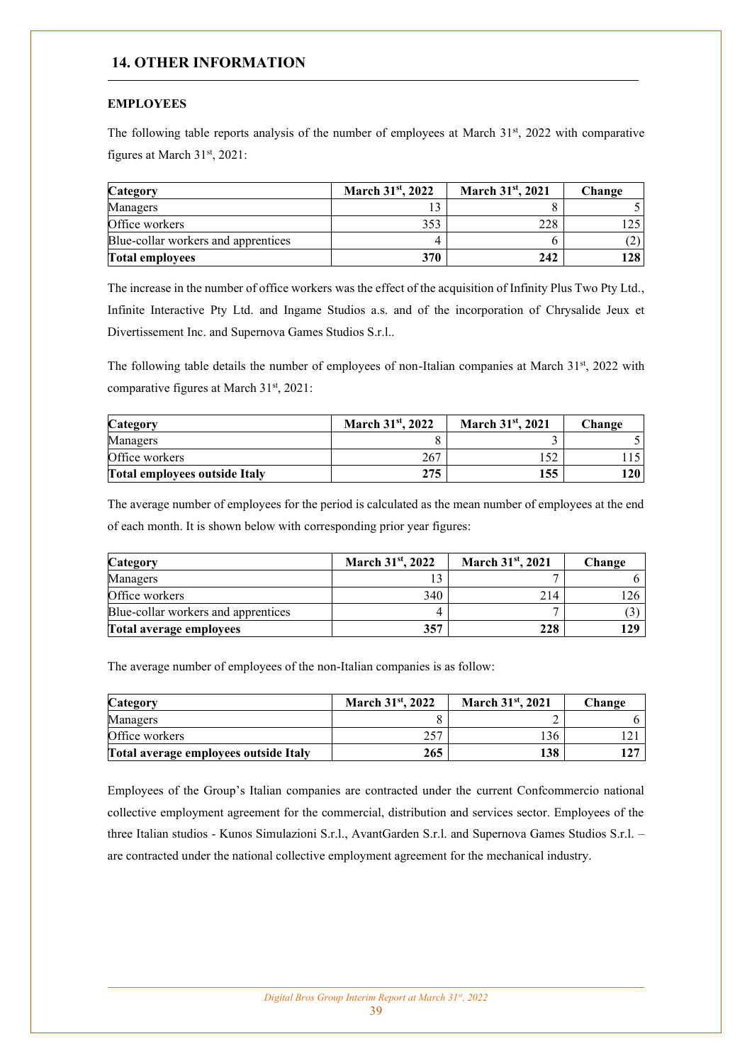## 14. OTHER INFORMATION

**EMPLOYEES**

The following table reports analysis of the number of employees at March 31st, 2022 with comparative figures at March 31st, 2021:

| Category | March 31st, 2022 | March 31st, 2021 | Change |
|---|---|---|---|
| Managers | 13 | 8 | 5 |
| Office workers | 353 | 228 | 125 |
| Blue-collar workers and apprentices | 4 | 6 | (2) |
| **Total employees** | **370** | **242** | **128** |

The increase in the number of office workers was the effect of the acquisition of Infinity Plus Two Pty Ltd., Infinite Interactive Pty Ltd. and Ingame Studios a.s. and of the incorporation of Chrysalide Jeux et Divertissement Inc. and Supernova Games Studios S.r.l..

The following table details the number of employees of non-Italian companies at March 31st, 2022 with comparative figures at March 31st, 2021:

| Category | March 31st, 2022 | March 31st, 2021 | Change |
|---|---|---|---|
| Managers | 8 | 3 | 5 |
| Office workers | 267 | 152 | 115 |
| **Total employees outside Italy** | **275** | **155** | **120** |

The average number of employees for the period is calculated as the mean number of employees at the end of each month. It is shown below with corresponding prior year figures:

| Category | March 31st, 2022 | March 31st, 2021 | Change |
|---|---|---|---|
| Managers | 13 | 7 | 6 |
| Office workers | 340 | 214 | 126 |
| Blue-collar workers and apprentices | 4 | 7 | (3) |
| **Total average employees** | **357** | **228** | **129** |

The average number of employees of the non-Italian companies is as follow:

| Category | March 31st, 2022 | March 31st, 2021 | Change |
|---|---|---|---|
| Managers | 8 | 2 | 6 |
| Office workers | 257 | 136 | 121 |
| **Total average employees outside Italy** | **265** | **138** | **127** |

Employees of the Group's Italian companies are contracted under the current Confcommercio national collective employment agreement for the commercial, distribution and services sector. Employees of the three Italian studios - Kunos Simulazioni S.r.l., AvantGarden S.r.l. and Supernova Games Studios S.r.l. – are contracted under the national collective employment agreement for the mechanical industry.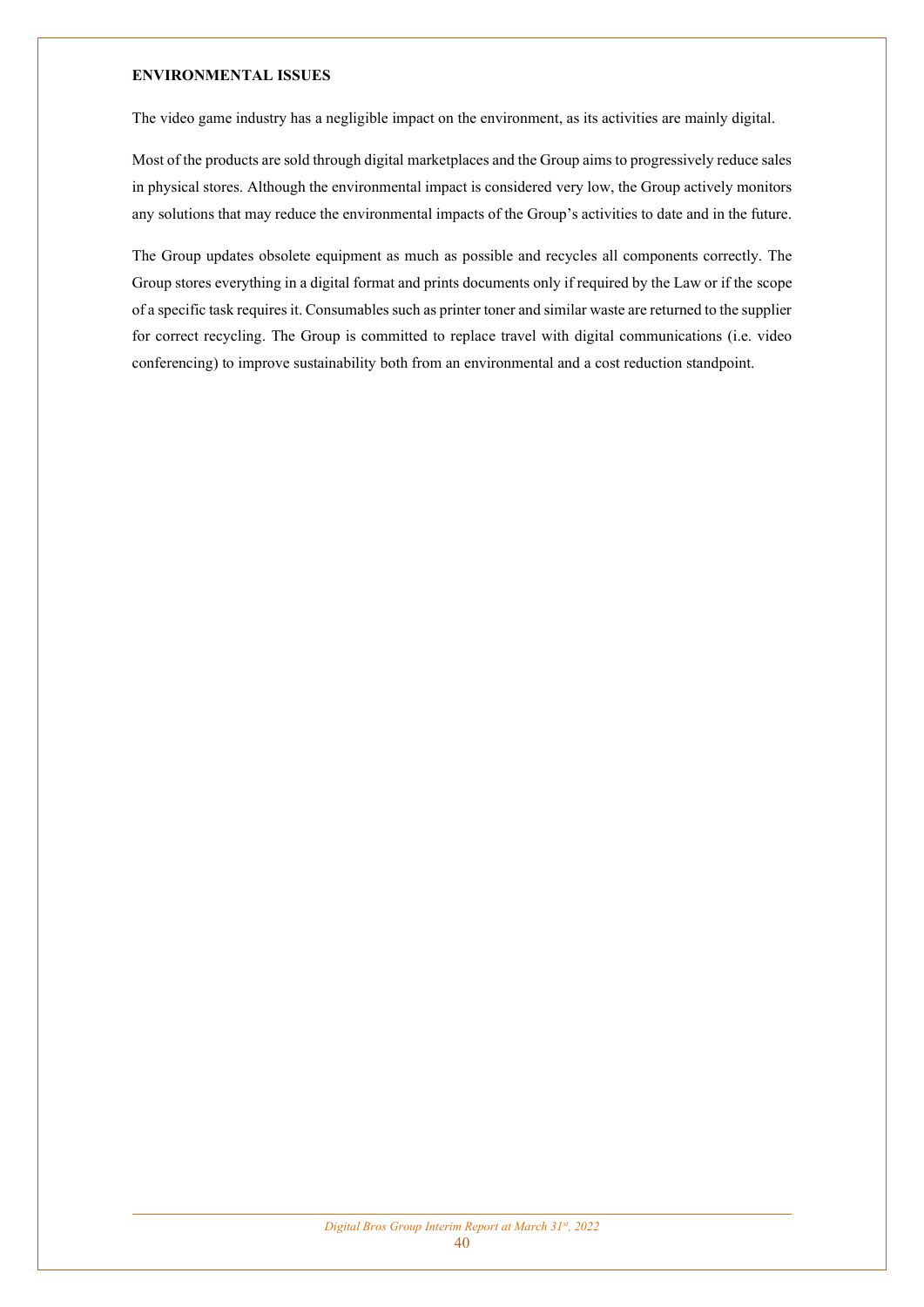**ENVIRONMENTAL ISSUES**

The video game industry has a negligible impact on the environment, as its activities are mainly digital.

Most of the products are sold through digital marketplaces and the Group aims to progressively reduce sales in physical stores. Although the environmental impact is considered very low, the Group actively monitors any solutions that may reduce the environmental impacts of the Group's activities to date and in the future.

The Group updates obsolete equipment as much as possible and recycles all components correctly. The Group stores everything in a digital format and prints documents only if required by the Law or if the scope of a specific task requires it. Consumables such as printer toner and similar waste are returned to the supplier for correct recycling. The Group is committed to replace travel with digital communications (i.e. video conferencing) to improve sustainability both from an environmental and a cost reduction standpoint.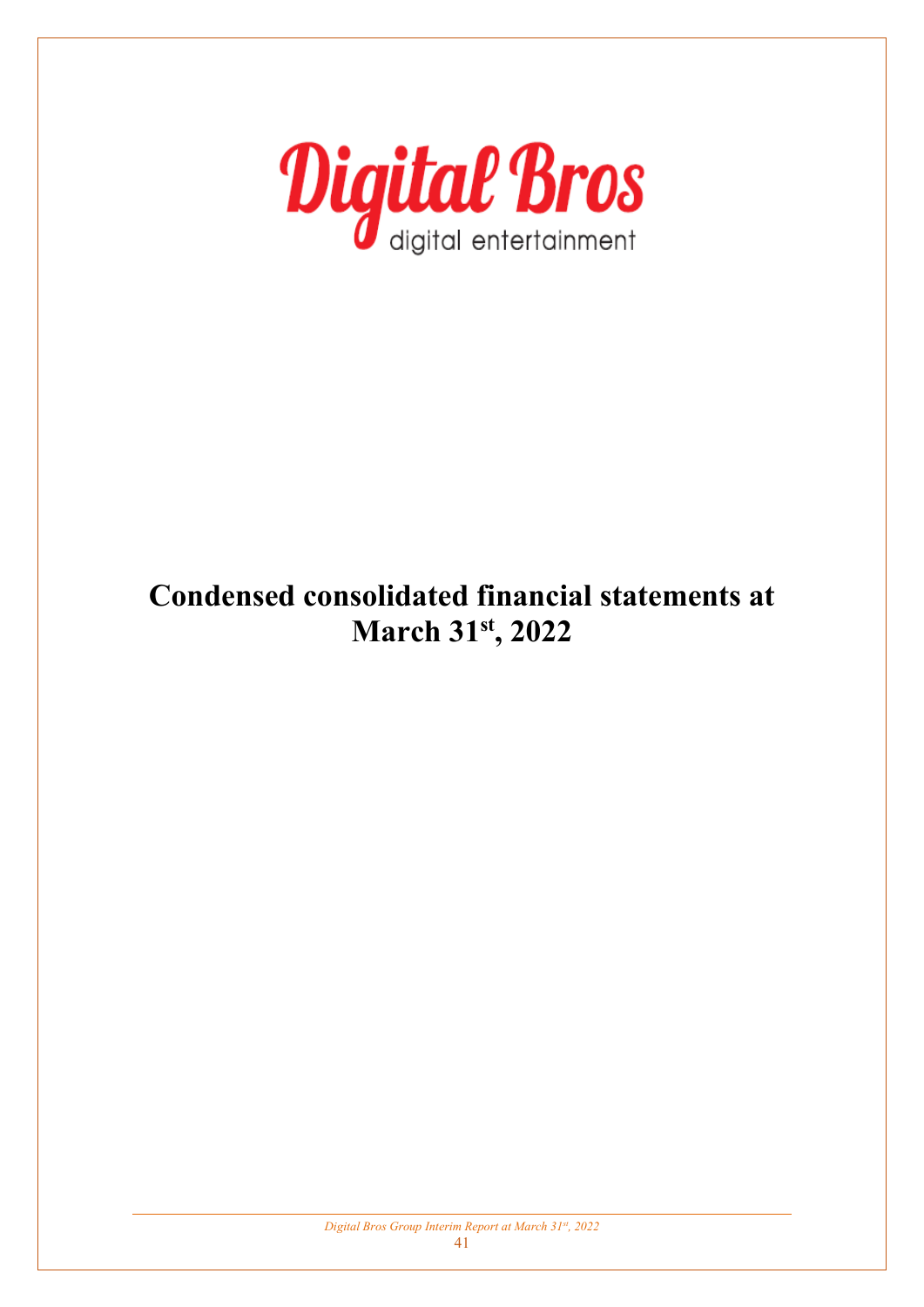Digital Bros

digital entertainment

# Condensed consolidated financial statements at March 31st, 2022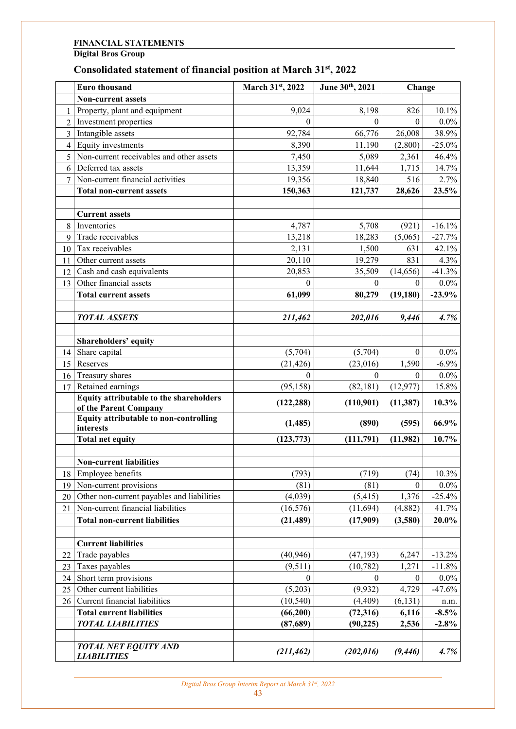**FINANCIAL STATEMENTS**

**Digital Bros Group**

## Consolidated statement of financial position at March 31st, 2022

| | Euro thousand | March 31st, 2022 | June 30th, 2021 | Change | |
|---|---|---|---|---|---|
| | **Non-current assets** | | | | |
| 1 | Property, plant and equipment | 9,024 | 8,198 | 826 | 10.1% |
| 2 | Investment properties | 0 | 0 | 0 | 0.0% |
| 3 | Intangible assets | 92,784 | 66,776 | 26,008 | 38.9% |
| 4 | Equity investments | 8,390 | 11,190 | (2,800) | -25.0% |
| 5 | Non-current receivables and other assets | 7,450 | 5,089 | 2,361 | 46.4% |
| 6 | Deferred tax assets | 13,359 | 11,644 | 1,715 | 14.7% |
| 7 | Non-current financial activities | 19,356 | 18,840 | 516 | 2.7% |
| | **Total non-current assets** | **150,363** | **121,737** | **28,626** | **23.5%** |
| | | | | | |
| | **Current assets** | | | | |
| 8 | Inventories | 4,787 | 5,708 | (921) | -16.1% |
| 9 | Trade receivables | 13,218 | 18,283 | (5,065) | -27.7% |
| 10 | Tax receivables | 2,131 | 1,500 | 631 | 42.1% |
| 11 | Other current assets | 20,110 | 19,279 | 831 | 4.3% |
| 12 | Cash and cash equivalents | 20,853 | 35,509 | (14,656) | -41.3% |
| 13 | Other financial assets | 0 | 0 | 0 | 0.0% |
| | **Total current assets** | **61,099** | **80,279** | **(19,180)** | **-23.9%** |
| | | | | | |
| | ***TOTAL ASSETS*** | ***211,462*** | ***202,016*** | ***9,446*** | ***4.7%*** |
| | | | | | |
| | **Shareholders' equity** | | | | |
| 14 | Share capital | (5,704) | (5,704) | 0 | 0.0% |
| 15 | Reserves | (21,426) | (23,016) | 1,590 | -6.9% |
| 16 | Treasury shares | 0 | 0 | 0 | 0.0% |
| 17 | Retained earnings | (95,158) | (82,181) | (12,977) | 15.8% |
| | **Equity attributable to the shareholders of the Parent Company** | **(122,288)** | **(110,901)** | **(11,387)** | **10.3%** |
| | **Equity attributable to non-controlling interests** | **(1,485)** | **(890)** | **(595)** | **66.9%** |
| | **Total net equity** | **(123,773)** | **(111,791)** | **(11,982)** | **10.7%** |
| | | | | | |
| | **Non-current liabilities** | | | | |
| 18 | Employee benefits | (793) | (719) | (74) | 10.3% |
| 19 | Non-current provisions | (81) | (81) | 0 | 0.0% |
| 20 | Other non-current payables and liabilities | (4,039) | (5,415) | 1,376 | -25.4% |
| 21 | Non-current financial liabilities | (16,576) | (11,694) | (4,882) | 41.7% |
| | **Total non-current liabilities** | **(21,489)** | **(17,909)** | **(3,580)** | **20.0%** |
| | | | | | |
| | **Current liabilities** | | | | |
| 22 | Trade payables | (40,946) | (47,193) | 6,247 | -13.2% |
| 23 | Taxes payables | (9,511) | (10,782) | 1,271 | -11.8% |
| 24 | Short term provisions | 0 | 0 | 0 | 0.0% |
| 25 | Other current liabilities | (5,203) | (9,932) | 4,729 | -47.6% |
| 26 | Current financial liabilities | (10,540) | (4,409) | (6,131) | n.m. |
| | **Total current liabilities** | **(66,200)** | **(72,316)** | **6,116** | **-8.5%** |
| | ***TOTAL LIABILITIES*** | **(87,689)** | **(90,225)** | **2,536** | **-2.8%** |
| | | | | | |
| | ***TOTAL NET EQUITY AND LIABILITIES*** | ***(211,462)*** | ***(202,016)*** | ***(9,446)*** | ***4.7%*** |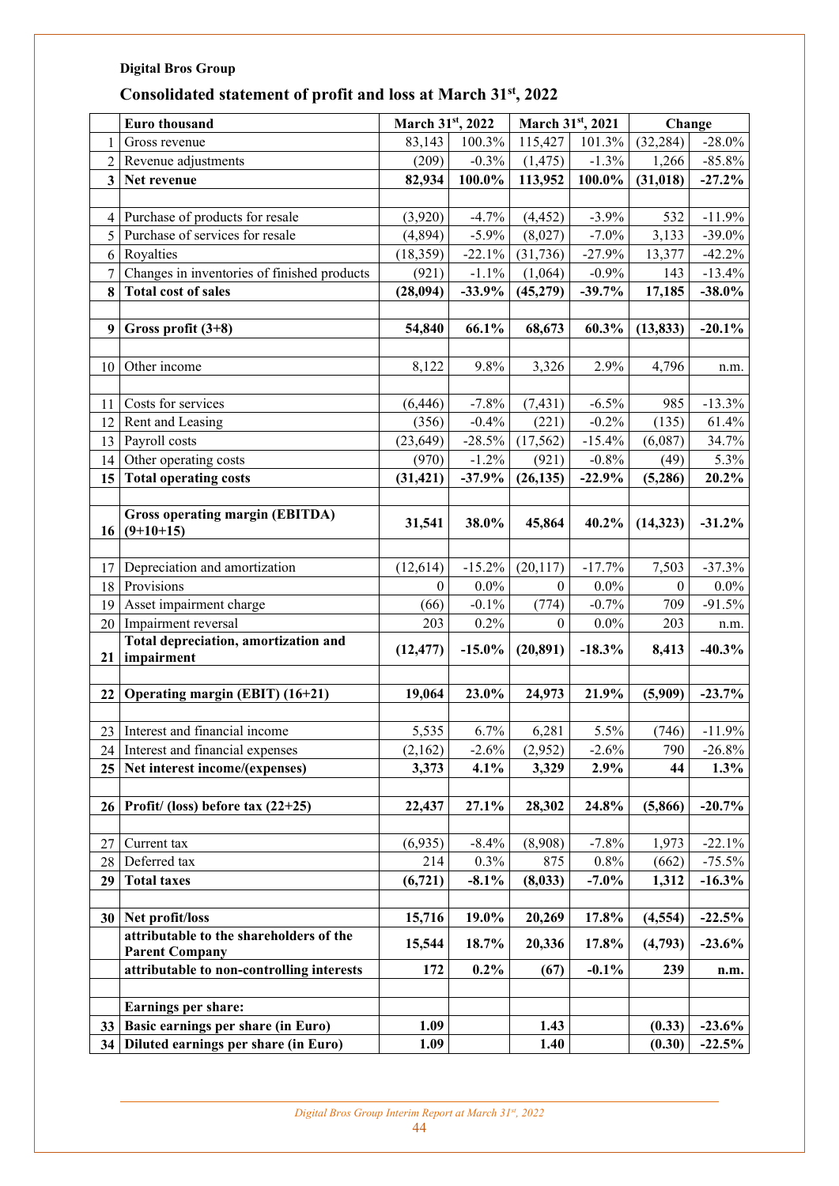**Digital Bros Group**

## Consolidated statement of profit and loss at March 31st, 2022

| | Euro thousand | March 31st, 2022 | | March 31st, 2021 | | Change | |
|---|---|---|---|---|---|---|---|
| 1 | Gross revenue | 83,143 | 100.3% | 115,427 | 101.3% | (32,284) | -28.0% |
| 2 | Revenue adjustments | (209) | -0.3% | (1,475) | -1.3% | 1,266 | -85.8% |
| **3** | **Net revenue** | **82,934** | **100.0%** | **113,952** | **100.0%** | **(31,018)** | **-27.2%** |
| | | | | | | | |
| 4 | Purchase of products for resale | (3,920) | -4.7% | (4,452) | -3.9% | 532 | -11.9% |
| 5 | Purchase of services for resale | (4,894) | -5.9% | (8,027) | -7.0% | 3,133 | -39.0% |
| 6 | Royalties | (18,359) | -22.1% | (31,736) | -27.9% | 13,377 | -42.2% |
| 7 | Changes in inventories of finished products | (921) | -1.1% | (1,064) | -0.9% | 143 | -13.4% |
| **8** | **Total cost of sales** | **(28,094)** | **-33.9%** | **(45,279)** | **-39.7%** | **17,185** | **-38.0%** |
| | | | | | | | |
| **9** | **Gross profit (3+8)** | **54,840** | **66.1%** | **68,673** | **60.3%** | **(13,833)** | **-20.1%** |
| | | | | | | | |
| 10 | Other income | 8,122 | 9.8% | 3,326 | 2.9% | 4,796 | n.m. |
| | | | | | | | |
| 11 | Costs for services | (6,446) | -7.8% | (7,431) | -6.5% | 985 | -13.3% |
| 12 | Rent and Leasing | (356) | -0.4% | (221) | -0.2% | (135) | 61.4% |
| 13 | Payroll costs | (23,649) | -28.5% | (17,562) | -15.4% | (6,087) | 34.7% |
| 14 | Other operating costs | (970) | -1.2% | (921) | -0.8% | (49) | 5.3% |
| **15** | **Total operating costs** | **(31,421)** | **-37.9%** | **(26,135)** | **-22.9%** | **(5,286)** | **20.2%** |
| | | | | | | | |
| **16** | **Gross operating margin (EBITDA) (9+10+15)** | **31,541** | **38.0%** | **45,864** | **40.2%** | **(14,323)** | **-31.2%** |
| | | | | | | | |
| 17 | Depreciation and amortization | (12,614) | -15.2% | (20,117) | -17.7% | 7,503 | -37.3% |
| 18 | Provisions | 0 | 0.0% | 0 | 0.0% | 0 | 0.0% |
| 19 | Asset impairment charge | (66) | -0.1% | (774) | -0.7% | 709 | -91.5% |
| 20 | Impairment reversal | 203 | 0.2% | 0 | 0.0% | 203 | n.m. |
| **21** | **Total depreciation, amortization and impairment** | **(12,477)** | **-15.0%** | **(20,891)** | **-18.3%** | **8,413** | **-40.3%** |
| | | | | | | | |
| **22** | **Operating margin (EBIT) (16+21)** | **19,064** | **23.0%** | **24,973** | **21.9%** | **(5,909)** | **-23.7%** |
| | | | | | | | |
| 23 | Interest and financial income | 5,535 | 6.7% | 6,281 | 5.5% | (746) | -11.9% |
| 24 | Interest and financial expenses | (2,162) | -2.6% | (2,952) | -2.6% | 790 | -26.8% |
| **25** | **Net interest income/(expenses)** | **3,373** | **4.1%** | **3,329** | **2.9%** | **44** | **1.3%** |
| | | | | | | | |
| **26** | **Profit/ (loss) before tax (22+25)** | **22,437** | **27.1%** | **28,302** | **24.8%** | **(5,866)** | **-20.7%** |
| | | | | | | | |
| 27 | Current tax | (6,935) | -8.4% | (8,908) | -7.8% | 1,973 | -22.1% |
| 28 | Deferred tax | 214 | 0.3% | 875 | 0.8% | (662) | -75.5% |
| **29** | **Total taxes** | **(6,721)** | **-8.1%** | **(8,033)** | **-7.0%** | **1,312** | **-16.3%** |
| | | | | | | | |
| **30** | **Net profit/loss** | **15,716** | **19.0%** | **20,269** | **17.8%** | **(4,554)** | **-22.5%** |
| | **attributable to the shareholders of the Parent Company** | **15,544** | **18.7%** | **20,336** | **17.8%** | **(4,793)** | **-23.6%** |
| | **attributable to non-controlling interests** | **172** | **0.2%** | **(67)** | **-0.1%** | **239** | **n.m.** |
| | | | | | | | |
| | **Earnings per share:** | | | | | | |
| **33** | **Basic earnings per share (in Euro)** | **1.09** | | **1.43** | | **(0.33)** | **-23.6%** |
| **34** | **Diluted earnings per share (in Euro)** | **1.09** | | **1.40** | | **(0.30)** | **-22.5%** |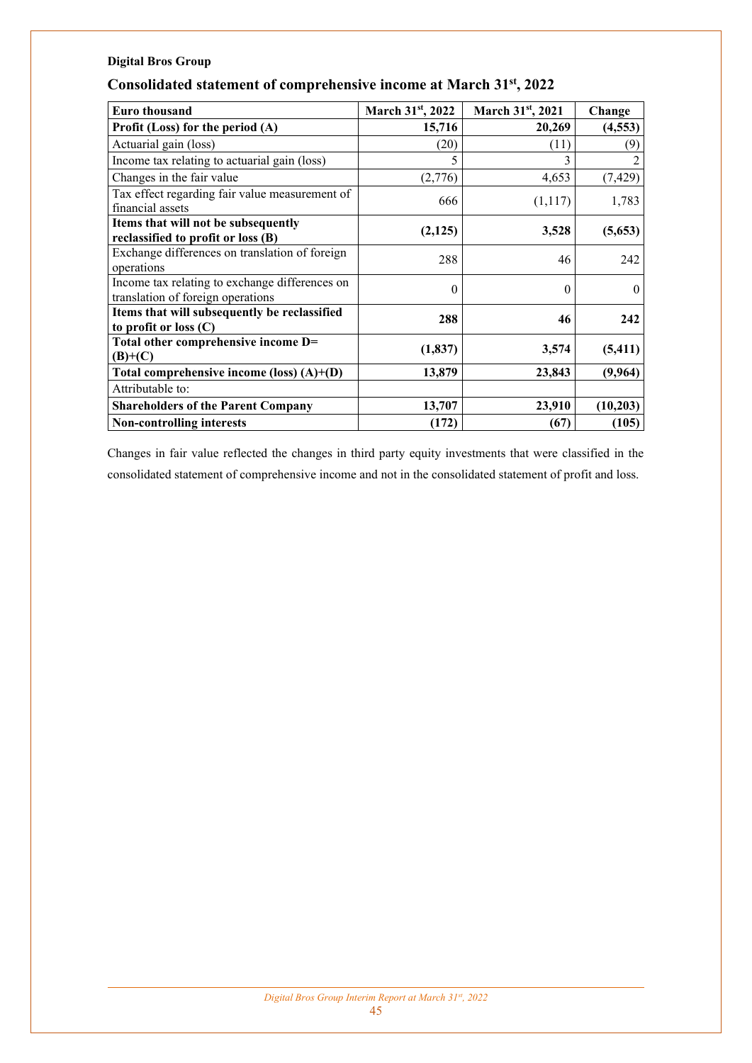**Digital Bros Group**

## Consolidated statement of comprehensive income at March 31st, 2022

| Euro thousand | March 31st, 2022 | March 31st, 2021 | Change |
|---|---|---|---|
| **Profit (Loss) for the period (A)** | **15,716** | **20,269** | **(4,553)** |
| Actuarial gain (loss) | (20) | (11) | (9) |
| Income tax relating to actuarial gain (loss) | 5 | 3 | 2 |
| Changes in the fair value | (2,776) | 4,653 | (7,429) |
| Tax effect regarding fair value measurement of financial assets | 666 | (1,117) | 1,783 |
| **Items that will not be subsequently reclassified to profit or loss (B)** | **(2,125)** | **3,528** | **(5,653)** |
| Exchange differences on translation of foreign operations | 288 | 46 | 242 |
| Income tax relating to exchange differences on translation of foreign operations | 0 | 0 | 0 |
| **Items that will subsequently be reclassified to profit or loss (C)** | **288** | **46** | **242** |
| **Total other comprehensive income D= (B)+(C)** | **(1,837)** | **3,574** | **(5,411)** |
| **Total comprehensive income (loss) (A)+(D)** | **13,879** | **23,843** | **(9,964)** |
| Attributable to: | | | |
| **Shareholders of the Parent Company** | **13,707** | **23,910** | **(10,203)** |
| **Non-controlling interests** | **(172)** | **(67)** | **(105)** |

Changes in fair value reflected the changes in third party equity investments that were classified in the consolidated statement of comprehensive income and not in the consolidated statement of profit and loss.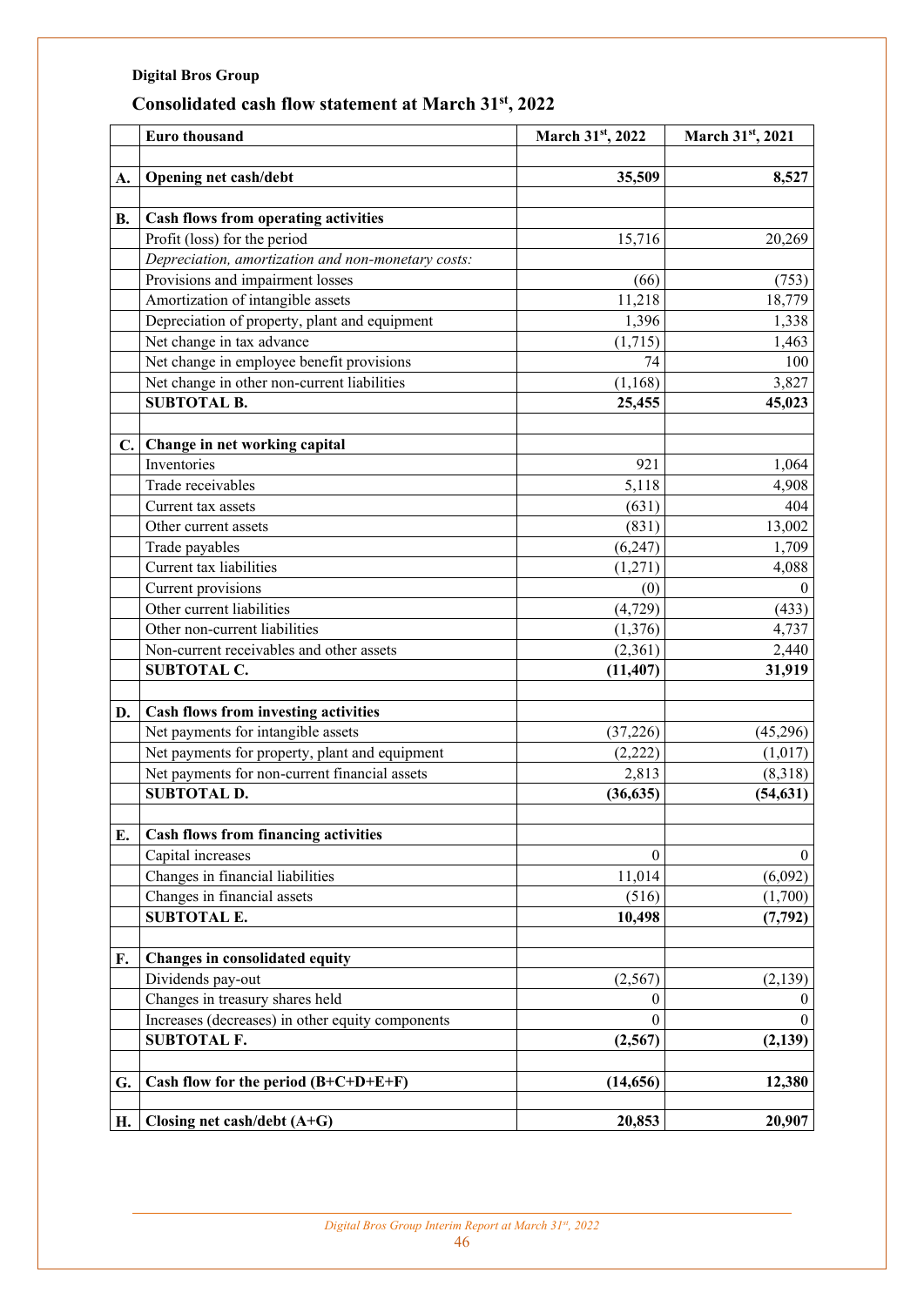**Digital Bros Group**

## Consolidated cash flow statement at March 31st, 2022

| | Euro thousand | March 31st, 2022 | March 31st, 2021 |
|---|---|---|---|
| | | | |
| **A.** | **Opening net cash/debt** | **35,509** | **8,527** |
| | | | |
| **B.** | **Cash flows from operating activities** | | |
| | Profit (loss) for the period | 15,716 | 20,269 |
| | *Depreciation, amortization and non-monetary costs:* | | |
| | Provisions and impairment losses | (66) | (753) |
| | Amortization of intangible assets | 11,218 | 18,779 |
| | Depreciation of property, plant and equipment | 1,396 | 1,338 |
| | Net change in tax advance | (1,715) | 1,463 |
| | Net change in employee benefit provisions | 74 | 100 |
| | Net change in other non-current liabilities | (1,168) | 3,827 |
| | **SUBTOTAL B.** | **25,455** | **45,023** |
| | | | |
| **C.** | **Change in net working capital** | | |
| | Inventories | 921 | 1,064 |
| | Trade receivables | 5,118 | 4,908 |
| | Current tax assets | (631) | 404 |
| | Other current assets | (831) | 13,002 |
| | Trade payables | (6,247) | 1,709 |
| | Current tax liabilities | (1,271) | 4,088 |
| | Current provisions | (0) | 0 |
| | Other current liabilities | (4,729) | (433) |
| | Other non-current liabilities | (1,376) | 4,737 |
| | Non-current receivables and other assets | (2,361) | 2,440 |
| | **SUBTOTAL C.** | **(11,407)** | **31,919** |
| | | | |
| **D.** | **Cash flows from investing activities** | | |
| | Net payments for intangible assets | (37,226) | (45,296) |
| | Net payments for property, plant and equipment | (2,222) | (1,017) |
| | Net payments for non-current financial assets | 2,813 | (8,318) |
| | **SUBTOTAL D.** | **(36,635)** | **(54,631)** |
| | | | |
| **E.** | **Cash flows from financing activities** | | |
| | Capital increases | 0 | 0 |
| | Changes in financial liabilities | 11,014 | (6,092) |
| | Changes in financial assets | (516) | (1,700) |
| | **SUBTOTAL E.** | **10,498** | **(7,792)** |
| | | | |
| **F.** | **Changes in consolidated equity** | | |
| | Dividends pay-out | (2,567) | (2,139) |
| | Changes in treasury shares held | 0 | 0 |
| | Increases (decreases) in other equity components | 0 | 0 |
| | **SUBTOTAL F.** | **(2,567)** | **(2,139)** |
| | | | |
| **G.** | **Cash flow for the period (B+C+D+E+F)** | **(14,656)** | **12,380** |
| | | | |
| **H.** | **Closing net cash/debt (A+G)** | **20,853** | **20,907** |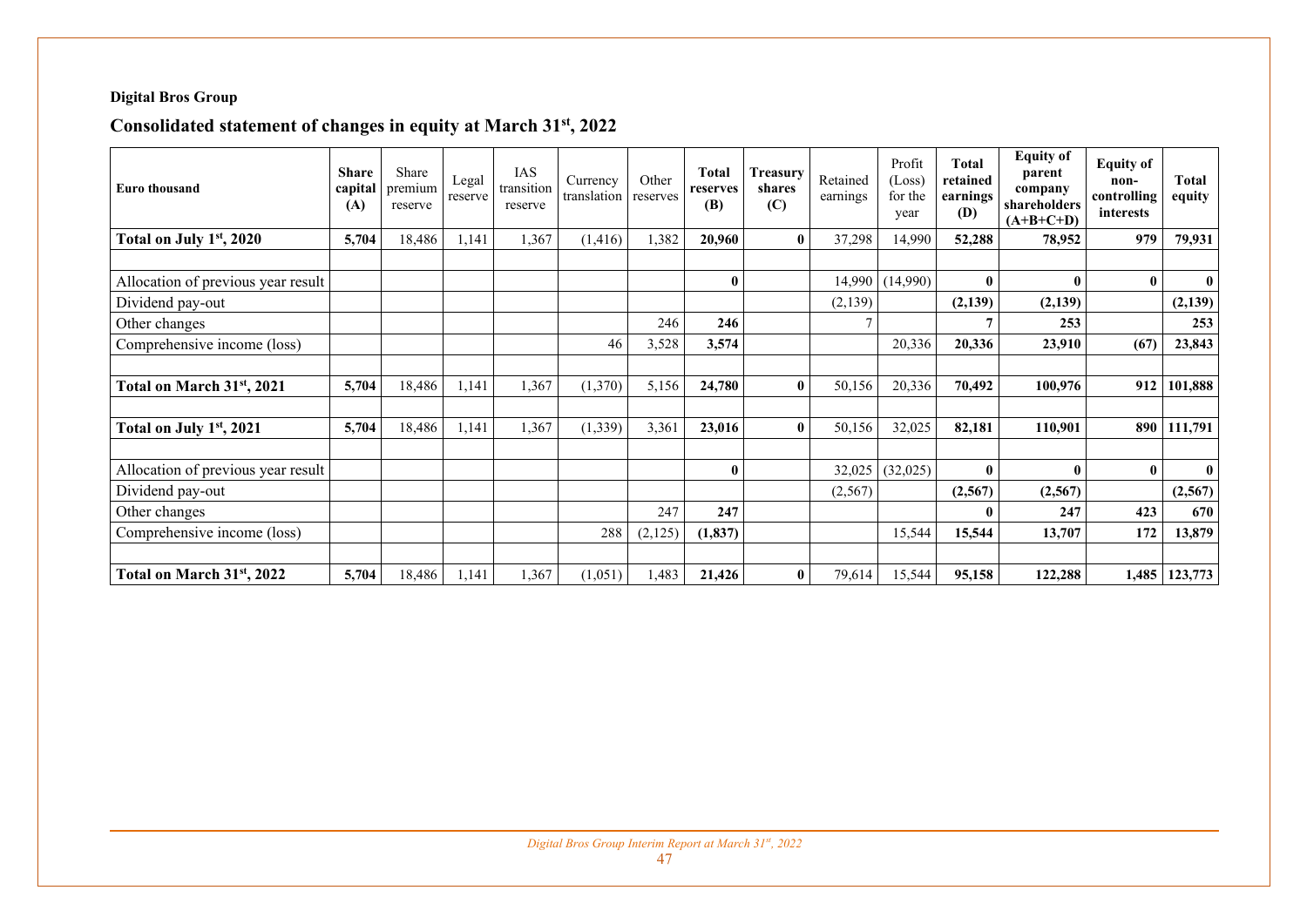**Digital Bros Group**

## Consolidated statement of changes in equity at March 31st, 2022

| Euro thousand | Share capital (A) | Share premium reserve | Legal reserve | IAS transition reserve | Currency translation | Other reserves | Total reserves (B) | Treasury shares (C) | Retained earnings | Profit (Loss) for the year | Total retained earnings (D) | Equity of parent company shareholders (A+B+C+D) | Equity of non-controlling interests | Total equity |
|---|---|---|---|---|---|---|---|---|---|---|---|---|---|---|
| **Total on July 1st, 2020** | **5,704** | 18,486 | 1,141 | 1,367 | (1,416) | 1,382 | **20,960** | **0** | 37,298 | 14,990 | **52,288** | **78,952** | **979** | **79,931** |
| | | | | | | | | | | | | | | |
| Allocation of previous year result | | | | | | | **0** | | 14,990 | (14,990) | **0** | **0** | **0** | **0** |
| Dividend pay-out | | | | | | | | | (2,139) | | **(2,139)** | **(2,139)** | | **(2,139)** |
| Other changes | | | | | | 246 | **246** | | 7 | | **7** | **253** | | **253** |
| Comprehensive income (loss) | | | | | 46 | 3,528 | **3,574** | | | 20,336 | **20,336** | **23,910** | **(67)** | **23,843** |
| | | | | | | | | | | | | | | |
| **Total on March 31st, 2021** | **5,704** | 18,486 | 1,141 | 1,367 | (1,370) | 5,156 | **24,780** | **0** | 50,156 | 20,336 | **70,492** | **100,976** | **912** | **101,888** |
| | | | | | | | | | | | | | | |
| **Total on July 1st, 2021** | **5,704** | 18,486 | 1,141 | 1,367 | (1,339) | 3,361 | **23,016** | **0** | 50,156 | 32,025 | **82,181** | **110,901** | **890** | **111,791** |
| | | | | | | | | | | | | | | |
| Allocation of previous year result | | | | | | | **0** | | 32,025 | (32,025) | **0** | **0** | **0** | **0** |
| Dividend pay-out | | | | | | | | | (2,567) | | **(2,567)** | **(2,567)** | | **(2,567)** |
| Other changes | | | | | | 247 | **247** | | | | **0** | **247** | **423** | **670** |
| Comprehensive income (loss) | | | | | 288 | (2,125) | **(1,837)** | | | 15,544 | **15,544** | **13,707** | **172** | **13,879** |
| | | | | | | | | | | | | | | |
| **Total on March 31st, 2022** | **5,704** | 18,486 | 1,141 | 1,367 | (1,051) | 1,483 | **21,426** | **0** | 79,614 | 15,544 | **95,158** | **122,288** | **1,485** | **123,773** |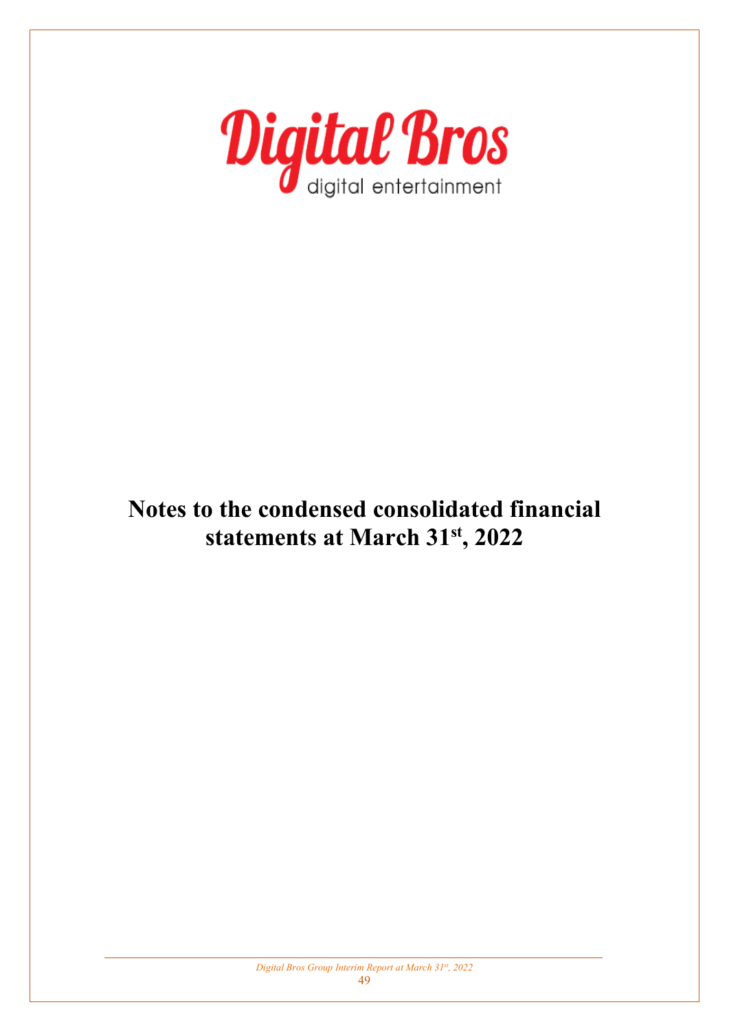# Notes to the condensed consolidated financial statements at March 31st, 2022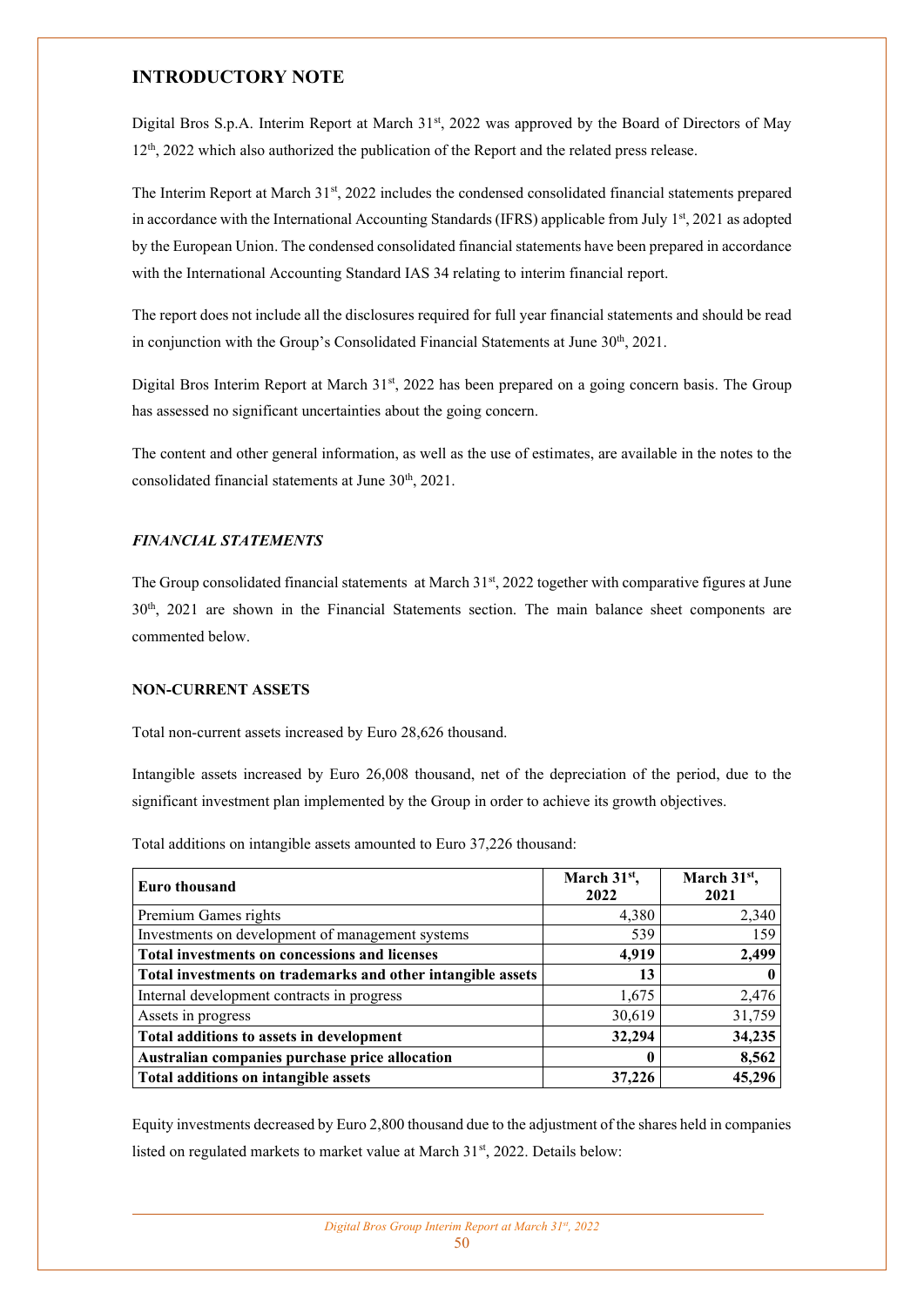# INTRODUCTORY NOTE

Digital Bros S.p.A. Interim Report at March 31st, 2022 was approved by the Board of Directors of May 12th, 2022 which also authorized the publication of the Report and the related press release.

The Interim Report at March 31st, 2022 includes the condensed consolidated financial statements prepared in accordance with the International Accounting Standards (IFRS) applicable from July 1st, 2021 as adopted by the European Union. The condensed consolidated financial statements have been prepared in accordance with the International Accounting Standard IAS 34 relating to interim financial report.

The report does not include all the disclosures required for full year financial statements and should be read in conjunction with the Group's Consolidated Financial Statements at June 30th, 2021.

Digital Bros Interim Report at March 31st, 2022 has been prepared on a going concern basis. The Group has assessed no significant uncertainties about the going concern.

The content and other general information, as well as the use of estimates, are available in the notes to the consolidated financial statements at June 30th, 2021.

### *FINANCIAL STATEMENTS*

The Group consolidated financial statements at March 31st, 2022 together with comparative figures at June 30th, 2021 are shown in the Financial Statements section. The main balance sheet components are commented below.

### NON-CURRENT ASSETS

Total non-current assets increased by Euro 28,626 thousand.

Intangible assets increased by Euro 26,008 thousand, net of the depreciation of the period, due to the significant investment plan implemented by the Group in order to achieve its growth objectives.

Total additions on intangible assets amounted to Euro 37,226 thousand:

| Euro thousand | March 31st, 2022 | March 31st, 2021 |
|---|---|---|
| Premium Games rights | 4,380 | 2,340 |
| Investments on development of management systems | 539 | 159 |
| **Total investments on concessions and licenses** | **4,919** | **2,499** |
| **Total investments on trademarks and other intangible assets** | **13** | **0** |
| Internal development contracts in progress | 1,675 | 2,476 |
| Assets in progress | 30,619 | 31,759 |
| **Total additions to assets in development** | **32,294** | **34,235** |
| **Australian companies purchase price allocation** | **0** | **8,562** |
| **Total additions on intangible assets** | **37,226** | **45,296** |

Equity investments decreased by Euro 2,800 thousand due to the adjustment of the shares held in companies listed on regulated markets to market value at March 31st, 2022. Details below: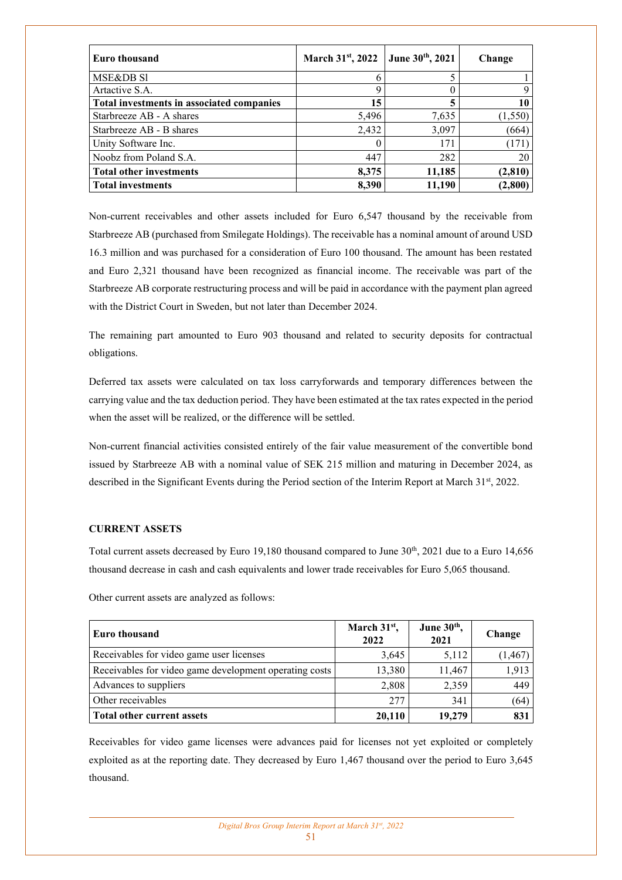| Euro thousand | March 31st, 2022 | June 30th, 2021 | Change |
|---|---|---|---|
| MSE&DB Sl | 6 | 5 | 1 |
| Artactive S.A. | 9 | 0 | 9 |
| **Total investments in associated companies** | **15** | **5** | **10** |
| Starbreeze AB - A shares | 5,496 | 7,635 | (1,550) |
| Starbreeze AB - B shares | 2,432 | 3,097 | (664) |
| Unity Software Inc. | 0 | 171 | (171) |
| Noobz from Poland S.A. | 447 | 282 | 20 |
| **Total other investments** | **8,375** | **11,185** | **(2,810)** |
| **Total investments** | **8,390** | **11,190** | **(2,800)** |

Non-current receivables and other assets included for Euro 6,547 thousand by the receivable from Starbreeze AB (purchased from Smilegate Holdings). The receivable has a nominal amount of around USD 16.3 million and was purchased for a consideration of Euro 100 thousand. The amount has been restated and Euro 2,321 thousand have been recognized as financial income. The receivable was part of the Starbreeze AB corporate restructuring process and will be paid in accordance with the payment plan agreed with the District Court in Sweden, but not later than December 2024.

The remaining part amounted to Euro 903 thousand and related to security deposits for contractual obligations.

Deferred tax assets were calculated on tax loss carryforwards and temporary differences between the carrying value and the tax deduction period. They have been estimated at the tax rates expected in the period when the asset will be realized, or the difference will be settled.

Non-current financial activities consisted entirely of the fair value measurement of the convertible bond issued by Starbreeze AB with a nominal value of SEK 215 million and maturing in December 2024, as described in the Significant Events during the Period section of the Interim Report at March 31st, 2022.

**CURRENT ASSETS**

Total current assets decreased by Euro 19,180 thousand compared to June 30th, 2021 due to a Euro 14,656 thousand decrease in cash and cash equivalents and lower trade receivables for Euro 5,065 thousand.

Other current assets are analyzed as follows:

| Euro thousand | March 31st, 2022 | June 30th, 2021 | Change |
|---|---|---|---|
| Receivables for video game user licenses | 3,645 | 5,112 | (1,467) |
| Receivables for video game development operating costs | 13,380 | 11,467 | 1,913 |
| Advances to suppliers | 2,808 | 2,359 | 449 |
| Other receivables | 277 | 341 | (64) |
| **Total other current assets** | **20,110** | **19,279** | **831** |

Receivables for video game licenses were advances paid for licenses not yet exploited or completely exploited as at the reporting date. They decreased by Euro 1,467 thousand over the period to Euro 3,645 thousand.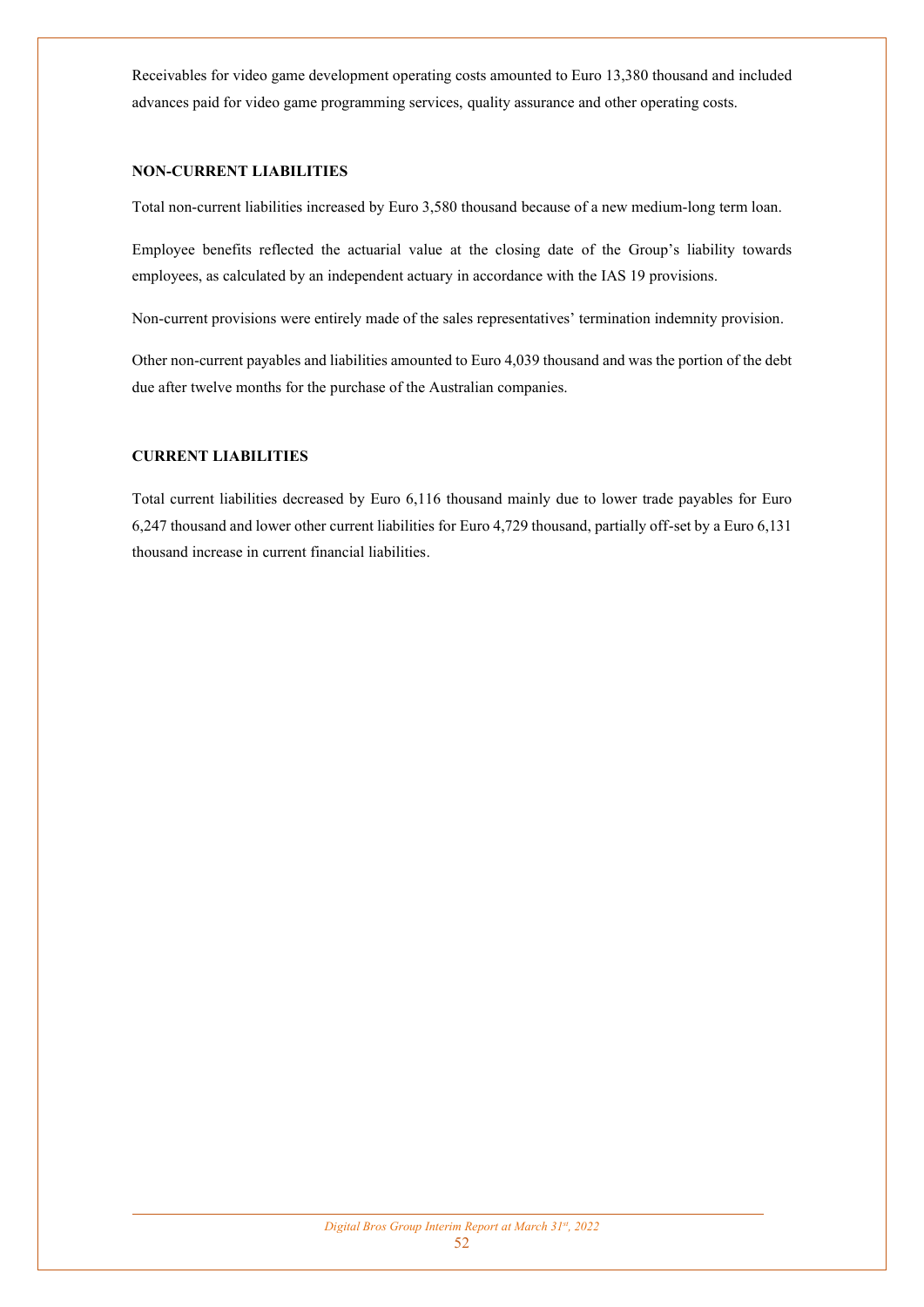Receivables for video game development operating costs amounted to Euro 13,380 thousand and included advances paid for video game programming services, quality assurance and other operating costs.

**NON-CURRENT LIABILITIES**

Total non-current liabilities increased by Euro 3,580 thousand because of a new medium-long term loan.

Employee benefits reflected the actuarial value at the closing date of the Group's liability towards employees, as calculated by an independent actuary in accordance with the IAS 19 provisions.

Non-current provisions were entirely made of the sales representatives' termination indemnity provision.

Other non-current payables and liabilities amounted to Euro 4,039 thousand and was the portion of the debt due after twelve months for the purchase of the Australian companies.

**CURRENT LIABILITIES**

Total current liabilities decreased by Euro 6,116 thousand mainly due to lower trade payables for Euro 6,247 thousand and lower other current liabilities for Euro 4,729 thousand, partially off-set by a Euro 6,131 thousand increase in current financial liabilities.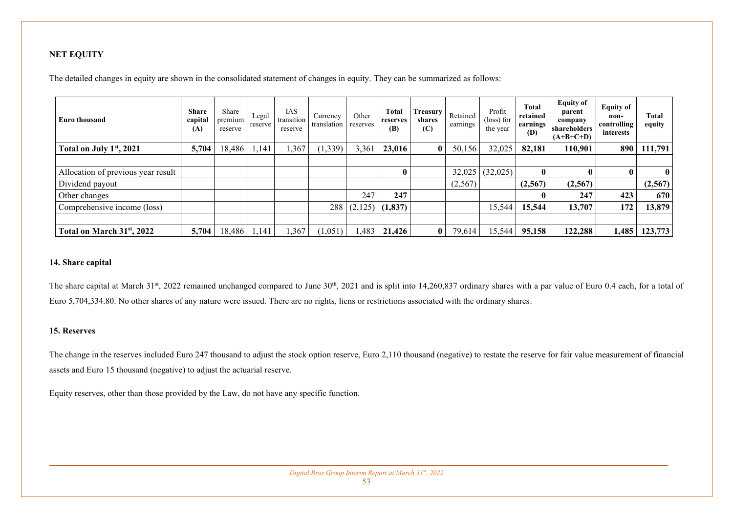**NET EQUITY**

The detailed changes in equity are shown in the consolidated statement of changes in equity. They can be summarized as follows:

| Euro thousand | Share capital (A) | Share premium reserve | Legal reserve | IAS transition reserve | Currency translation | Other reserves | Total reserves (B) | Treasury shares (C) | Retained earnings | Profit (loss) for the year | Total retained earnings (D) | Equity of parent company shareholders (A+B+C+D) | Equity of non-controlling interests | Total equity |
|---|---|---|---|---|---|---|---|---|---|---|---|---|---|---|
| **Total on July 1st, 2021** | **5,704** | 18,486 | 1,141 | 1,367 | (1,339) | 3,361 | **23,016** | **0** | 50,156 | 32,025 | **82,181** | **110,901** | **890** | **111,791** |
| | | | | | | | | | | | | | | |
| Allocation of previous year result | | | | | | | **0** | | 32,025 | (32,025) | **0** | **0** | **0** | **0** |
| Dividend payout | | | | | | | | | (2,567) | | **(2,567)** | **(2,567)** | | **(2,567)** |
| Other changes | | | | | | 247 | **247** | | | | **0** | **247** | **423** | **670** |
| Comprehensive income (loss) | | | | | 288 | (2,125) | **(1,837)** | | | 15,544 | **15,544** | **13,707** | **172** | **13,879** |
| | | | | | | | | | | | | | | |
| **Total on March 31st, 2022** | **5,704** | 18,486 | 1,141 | 1,367 | (1,051) | 1,483 | **21,426** | **0** | 79,614 | 15,544 | **95,158** | **122,288** | **1,485** | **123,773** |

**14. Share capital**

The share capital at March 31st, 2022 remained unchanged compared to June 30th, 2021 and is split into 14,260,837 ordinary shares with a par value of Euro 0.4 each, for a total of Euro 5,704,334.80. No other shares of any nature were issued. There are no rights, liens or restrictions associated with the ordinary shares.

**15. Reserves**

The change in the reserves included Euro 247 thousand to adjust the stock option reserve, Euro 2,110 thousand (negative) to restate the reserve for fair value measurement of financial assets and Euro 15 thousand (negative) to adjust the actuarial reserve.

Equity reserves, other than those provided by the Law, do not have any specific function.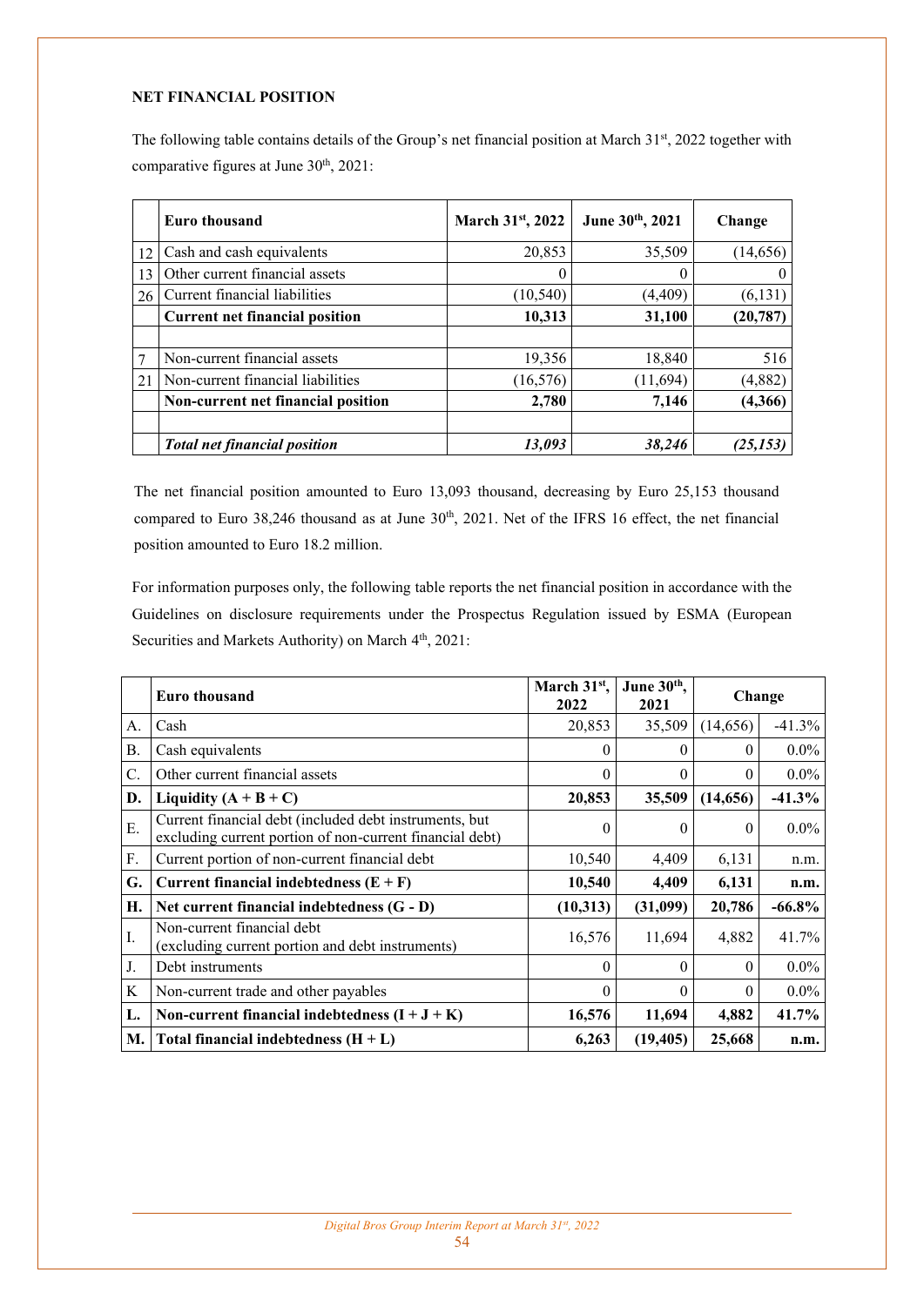### NET FINANCIAL POSITION

The following table contains details of the Group's net financial position at March 31st, 2022 together with comparative figures at June 30th, 2021:

| | Euro thousand | March 31st, 2022 | June 30th, 2021 | Change |
|---|---|---|---|---|
| 12 | Cash and cash equivalents | 20,853 | 35,509 | (14,656) |
| 13 | Other current financial assets | 0 | 0 | 0 |
| 26 | Current financial liabilities | (10,540) | (4,409) | (6,131) |
| | **Current net financial position** | **10,313** | **31,100** | **(20,787)** |
| | | | | |
| 7 | Non-current financial assets | 19,356 | 18,840 | 516 |
| 21 | Non-current financial liabilities | (16,576) | (11,694) | (4,882) |
| | **Non-current net financial position** | **2,780** | **7,146** | **(4,366)** |
| | | | | |
| | ***Total net financial position*** | ***13,093*** | ***38,246*** | ***(25,153)*** |

The net financial position amounted to Euro 13,093 thousand, decreasing by Euro 25,153 thousand compared to Euro 38,246 thousand as at June 30th, 2021. Net of the IFRS 16 effect, the net financial position amounted to Euro 18.2 million.

For information purposes only, the following table reports the net financial position in accordance with the Guidelines on disclosure requirements under the Prospectus Regulation issued by ESMA (European Securities and Markets Authority) on March 4th, 2021:

| | Euro thousand | March 31st, 2022 | June 30th, 2021 | Change | |
|---|---|---|---|---|---|
| A. | Cash | 20,853 | 35,509 | (14,656) | -41.3% |
| B. | Cash equivalents | 0 | 0 | 0 | 0.0% |
| C. | Other current financial assets | 0 | 0 | 0 | 0.0% |
| **D.** | **Liquidity (A + B + C)** | **20,853** | **35,509** | **(14,656)** | **-41.3%** |
| E. | Current financial debt (included debt instruments, but excluding current portion of non-current financial debt) | 0 | 0 | 0 | 0.0% |
| F. | Current portion of non-current financial debt | 10,540 | 4,409 | 6,131 | n.m. |
| **G.** | **Current financial indebtedness (E + F)** | **10,540** | **4,409** | **6,131** | **n.m.** |
| **H.** | **Net current financial indebtedness (G - D)** | **(10,313)** | **(31,099)** | **20,786** | **-66.8%** |
| I. | Non-current financial debt (excluding current portion and debt instruments) | 16,576 | 11,694 | 4,882 | 41.7% |
| J. | Debt instruments | 0 | 0 | 0 | 0.0% |
| K | Non-current trade and other payables | 0 | 0 | 0 | 0.0% |
| **L.** | **Non-current financial indebtedness (I + J + K)** | **16,576** | **11,694** | **4,882** | **41.7%** |
| **M.** | **Total financial indebtedness (H + L)** | **6,263** | **(19,405)** | **25,668** | **n.m.** |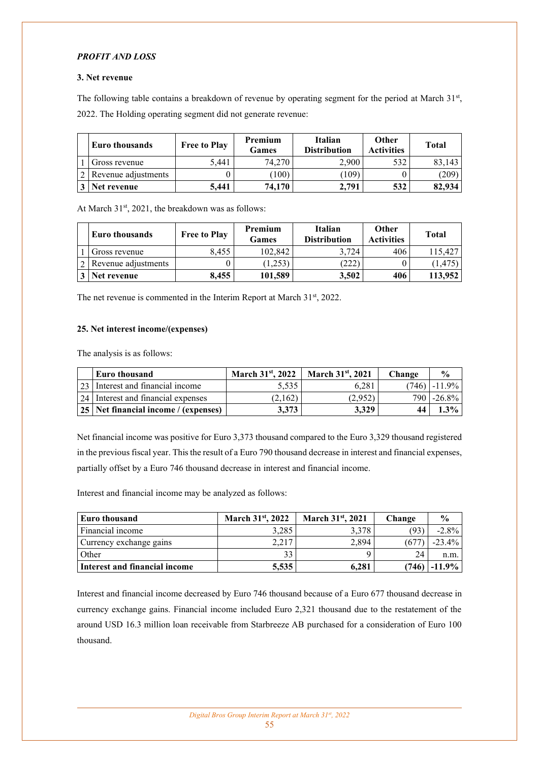***PROFIT AND LOSS***

**3. Net revenue**

The following table contains a breakdown of revenue by operating segment for the period at March 31st, 2022. The Holding operating segment did not generate revenue:

| | Euro thousands | Free to Play | Premium Games | Italian Distribution | Other Activities | Total |
|---|---|---|---|---|---|---|
| 1 | Gross revenue | 5,441 | 74,270 | 2,900 | 532 | 83,143 |
| 2 | Revenue adjustments | 0 | (100) | (109) | 0 | (209) |
| **3** | **Net revenue** | **5,441** | **74,170** | **2,791** | **532** | **82,934** |

At March 31st, 2021, the breakdown was as follows:

| | Euro thousands | Free to Play | Premium Games | Italian Distribution | Other Activities | Total |
|---|---|---|---|---|---|---|
| 1 | Gross revenue | 8,455 | 102,842 | 3,724 | 406 | 115,427 |
| 2 | Revenue adjustments | 0 | (1,253) | (222) | 0 | (1,475) |
| **3** | **Net revenue** | **8,455** | **101,589** | **3,502** | **406** | **113,952** |

The net revenue is commented in the Interim Report at March 31st, 2022.

**25. Net interest income/(expenses)**

The analysis is as follows:

| | Euro thousand | March 31st, 2022 | March 31st, 2021 | Change | % |
|---|---|---|---|---|---|
| 23 | Interest and financial income | 5,535 | 6,281 | (746) | -11.9% |
| 24 | Interest and financial expenses | (2,162) | (2,952) | 790 | -26.8% |
| **25** | **Net financial income / (expenses)** | **3,373** | **3,329** | **44** | **1.3%** |

Net financial income was positive for Euro 3,373 thousand compared to the Euro 3,329 thousand registered in the previous fiscal year. This the result of a Euro 790 thousand decrease in interest and financial expenses, partially offset by a Euro 746 thousand decrease in interest and financial income.

Interest and financial income may be analyzed as follows:

| Euro thousand | March 31st, 2022 | March 31st, 2021 | Change | % |
|---|---|---|---|---|
| Financial income | 3,285 | 3,378 | (93) | -2.8% |
| Currency exchange gains | 2,217 | 2,894 | (677) | -23.4% |
| Other | 33 | 9 | 24 | n.m. |
| **Interest and financial income** | **5,535** | **6,281** | **(746)** | **-11.9%** |

Interest and financial income decreased by Euro 746 thousand because of a Euro 677 thousand decrease in currency exchange gains. Financial income included Euro 2,321 thousand due to the restatement of the around USD 16.3 million loan receivable from Starbreeze AB purchased for a consideration of Euro 100 thousand.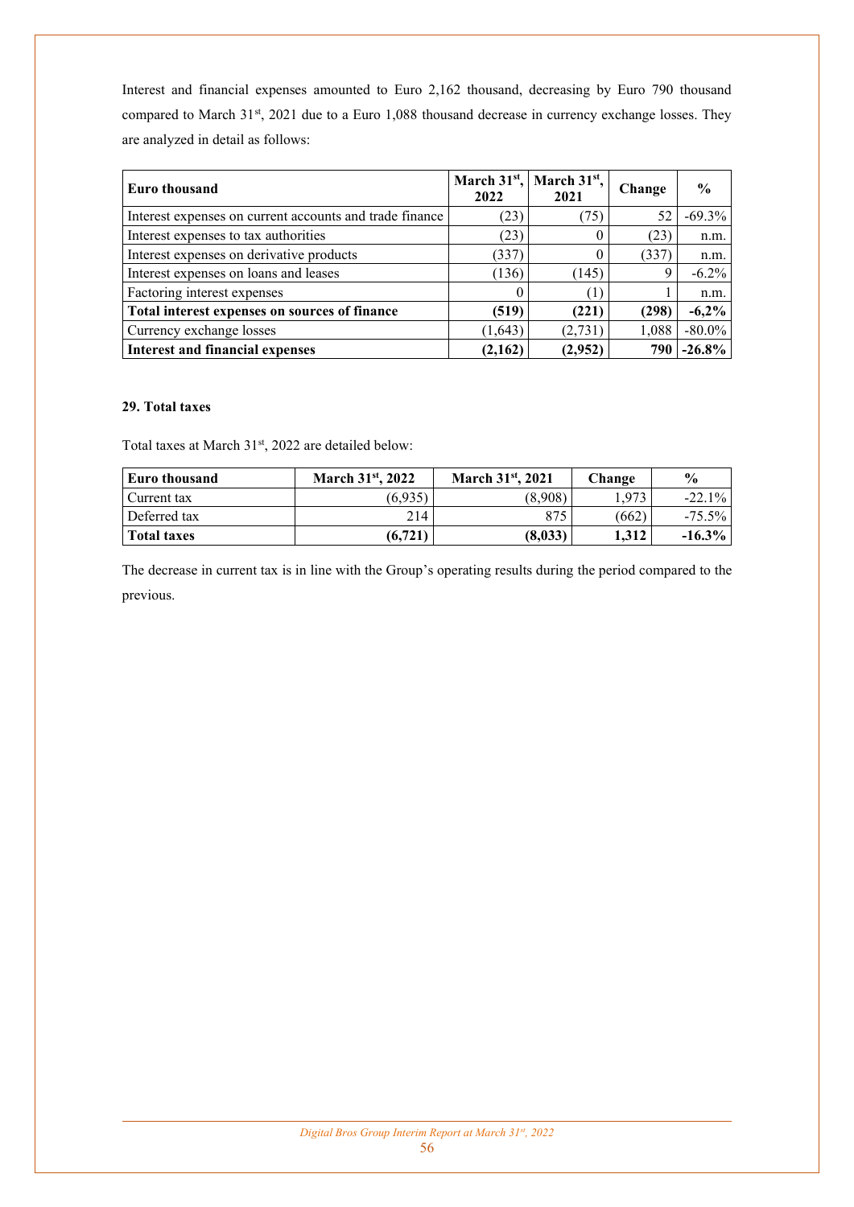Interest and financial expenses amounted to Euro 2,162 thousand, decreasing by Euro 790 thousand compared to March 31st, 2021 due to a Euro 1,088 thousand decrease in currency exchange losses. They are analyzed in detail as follows:

| **Euro thousand** | **March 31st, 2022** | **March 31st, 2021** | **Change** | **%** |
|---|---|---|---|---|
| Interest expenses on current accounts and trade finance | (23) | (75) | 52 | -69.3% |
| Interest expenses to tax authorities | (23) | 0 | (23) | n.m. |
| Interest expenses on derivative products | (337) | 0 | (337) | n.m. |
| Interest expenses on loans and leases | (136) | (145) | 9 | -6.2% |
| Factoring interest expenses | 0 | (1) | 1 | n.m. |
| **Total interest expenses on sources of finance** | **(519)** | **(221)** | **(298)** | **-6,2%** |
| Currency exchange losses | (1,643) | (2,731) | 1,088 | -80.0% |
| **Interest and financial expenses** | **(2,162)** | **(2,952)** | **790** | **-26.8%** |

### 29. Total taxes

Total taxes at March 31st, 2022 are detailed below:

| **Euro thousand** | **March 31st, 2022** | **March 31st, 2021** | **Change** | **%** |
|---|---|---|---|---|
| Current tax | (6,935) | (8,908) | 1,973 | -22.1% |
| Deferred tax | 214 | 875 | (662) | -75.5% |
| **Total taxes** | **(6,721)** | **(8,033)** | **1,312** | **-16.3%** |

The decrease in current tax is in line with the Group's operating results during the period compared to the previous.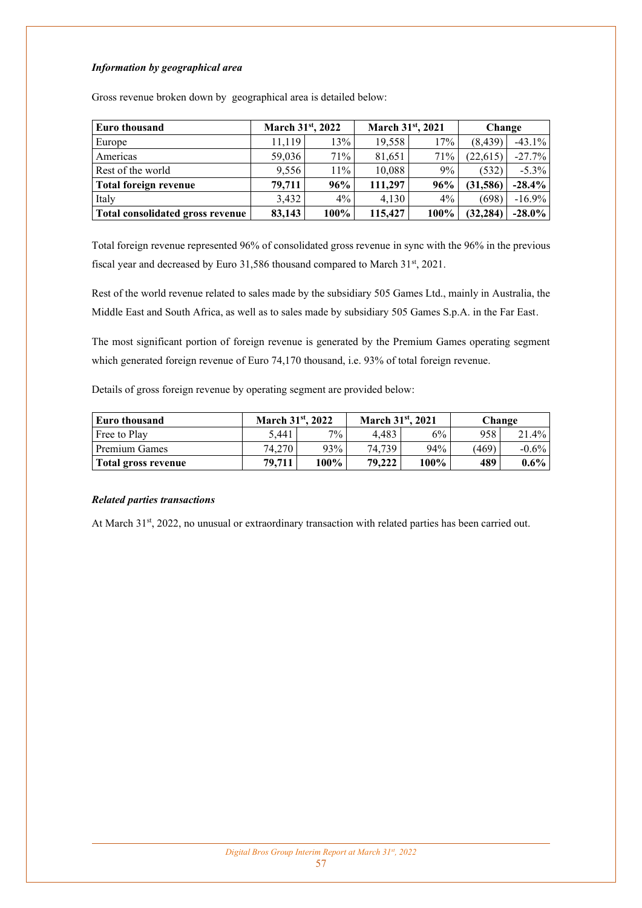***Information by geographical area***

Gross revenue broken down by geographical area is detailed below:

| **Euro thousand** | **March 31st, 2022** | | **March 31st, 2021** | | **Change** | |
|---|---|---|---|---|---|---|
| Europe | 11,119 | 13% | 19,558 | 17% | (8,439) | -43.1% |
| Americas | 59,036 | 71% | 81,651 | 71% | (22,615) | -27.7% |
| Rest of the world | 9,556 | 11% | 10,088 | 9% | (532) | -5.3% |
| **Total foreign revenue** | **79,711** | **96%** | **111,297** | **96%** | **(31,586)** | **-28.4%** |
| Italy | 3,432 | 4% | 4,130 | 4% | (698) | -16.9% |
| **Total consolidated gross revenue** | **83,143** | **100%** | **115,427** | **100%** | **(32,284)** | **-28.0%** |

Total foreign revenue represented 96% of consolidated gross revenue in sync with the 96% in the previous fiscal year and decreased by Euro 31,586 thousand compared to March 31st, 2021.

Rest of the world revenue related to sales made by the subsidiary 505 Games Ltd., mainly in Australia, the Middle East and South Africa, as well as to sales made by subsidiary 505 Games S.p.A. in the Far East.

The most significant portion of foreign revenue is generated by the Premium Games operating segment which generated foreign revenue of Euro 74,170 thousand, i.e. 93% of total foreign revenue.

Details of gross foreign revenue by operating segment are provided below:

| **Euro thousand** | **March 31st, 2022** | | **March 31st, 2021** | | **Change** | |
|---|---|---|---|---|---|---|
| Free to Play | 5,441 | 7% | 4,483 | 6% | 958 | 21.4% |
| Premium Games | 74,270 | 93% | 74,739 | 94% | (469) | -0.6% |
| **Total gross revenue** | **79,711** | **100%** | **79,222** | **100%** | **489** | **0.6%** |

***Related parties transactions***

At March 31st, 2022, no unusual or extraordinary transaction with related parties has been carried out.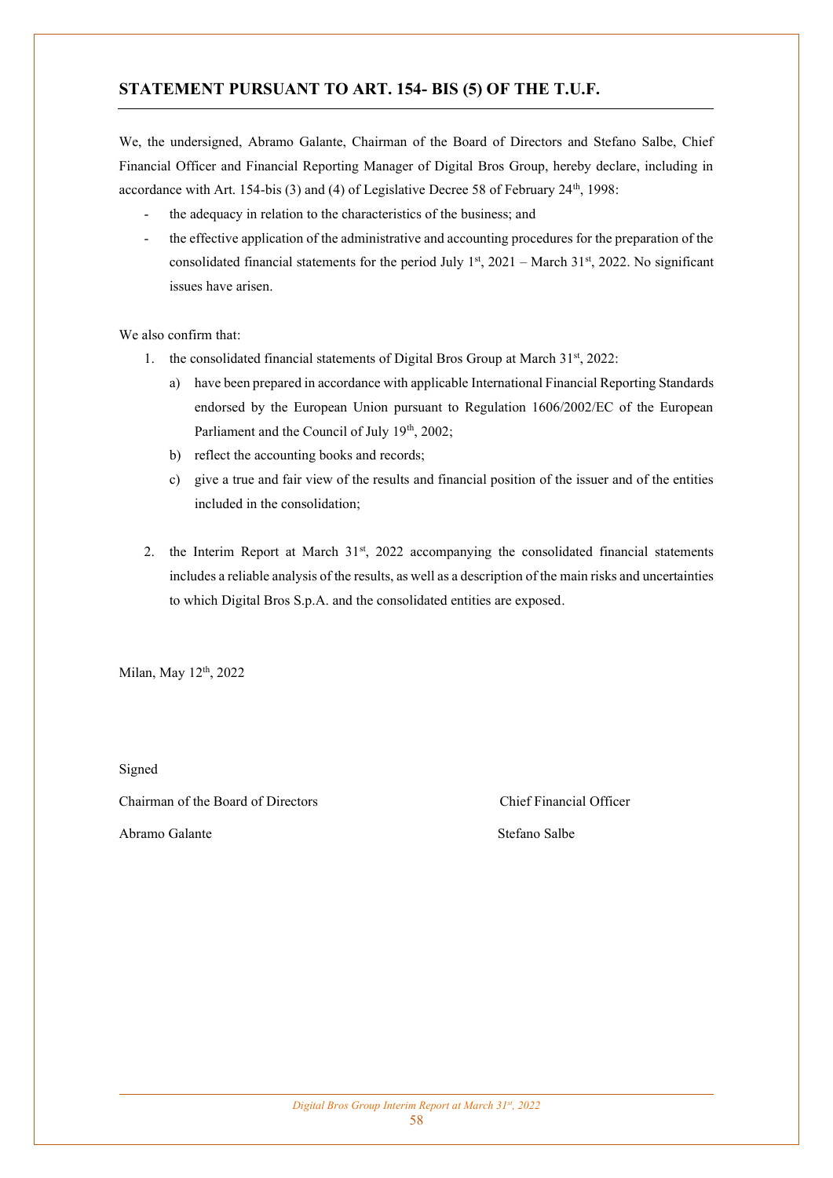## STATEMENT PURSUANT TO ART. 154- BIS (5) OF THE T.U.F.

We, the undersigned, Abramo Galante, Chairman of the Board of Directors and Stefano Salbe, Chief Financial Officer and Financial Reporting Manager of Digital Bros Group, hereby declare, including in accordance with Art. 154-bis (3) and (4) of Legislative Decree 58 of February 24th, 1998:

- the adequacy in relation to the characteristics of the business; and
- the effective application of the administrative and accounting procedures for the preparation of the consolidated financial statements for the period July 1st, 2021 – March 31st, 2022. No significant issues have arisen.

We also confirm that:

1. the consolidated financial statements of Digital Bros Group at March 31st, 2022:
   a) have been prepared in accordance with applicable International Financial Reporting Standards endorsed by the European Union pursuant to Regulation 1606/2002/EC of the European Parliament and the Council of July 19th, 2002;
   b) reflect the accounting books and records;
   c) give a true and fair view of the results and financial position of the issuer and of the entities included in the consolidation;

2. the Interim Report at March 31st, 2022 accompanying the consolidated financial statements includes a reliable analysis of the results, as well as a description of the main risks and uncertainties to which Digital Bros S.p.A. and the consolidated entities are exposed.

Milan, May 12th, 2022

Signed

Chairman of the Board of Directors — Chief Financial Officer

Abramo Galante — Stefano Salbe